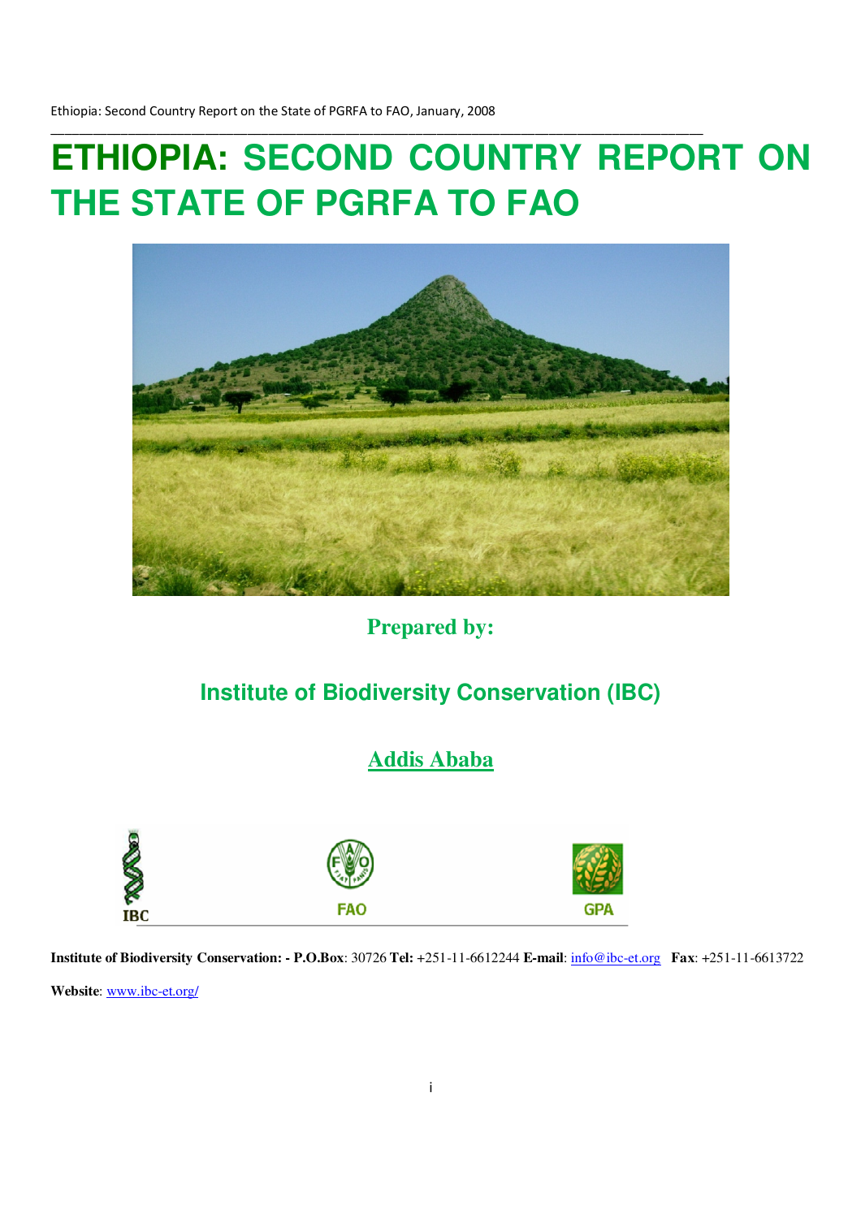# ETHIOPIA: SECOND COUNTRY REPORT ON THE STATE OF PGRFA TO FAO

**Prepared by:**

**Institute of Biodiversity Conservation (IBC)**

**Addis Ababa**

IBC FAO GPA

**Institute of Biodiversity Conservation: - P.O.Box**: 30726 **Tel:** +251-11-6612244 **E-mail**: info@ibc-et.org **Fax**: +251-11-6613722

**Website**: www.ibc-et.org/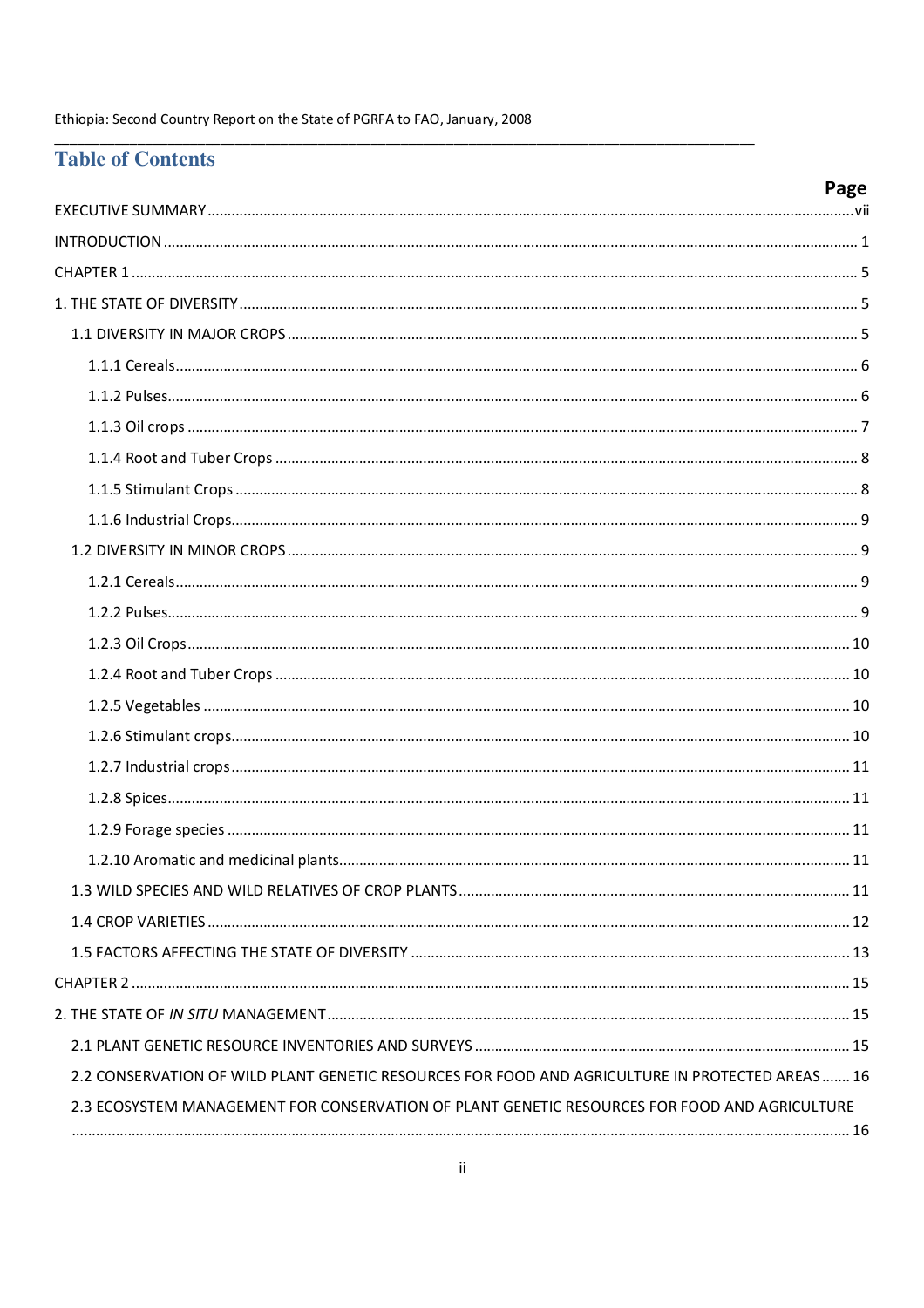# Table of Contents

| | Page |
|---|---|
| EXECUTIVE SUMMARY | vii |
| INTRODUCTION | 1 |
| CHAPTER 1 | 5 |
| 1. THE STATE OF DIVERSITY | 5 |
| 1.1 DIVERSITY IN MAJOR CROPS | 5 |
| 1.1.1 Cereals | 6 |
| 1.1.2 Pulses | 6 |
| 1.1.3 Oil crops | 7 |
| 1.1.4 Root and Tuber Crops | 8 |
| 1.1.5 Stimulant Crops | 8 |
| 1.1.6 Industrial Crops | 9 |
| 1.2 DIVERSITY IN MINOR CROPS | 9 |
| 1.2.1 Cereals | 9 |
| 1.2.2 Pulses | 9 |
| 1.2.3 Oil Crops | 10 |
| 1.2.4 Root and Tuber Crops | 10 |
| 1.2.5 Vegetables | 10 |
| 1.2.6 Stimulant crops | 10 |
| 1.2.7 Industrial crops | 11 |
| 1.2.8 Spices | 11 |
| 1.2.9 Forage species | 11 |
| 1.2.10 Aromatic and medicinal plants | 11 |
| 1.3 WILD SPECIES AND WILD RELATIVES OF CROP PLANTS | 11 |
| 1.4 CROP VARIETIES | 12 |
| 1.5 FACTORS AFFECTING THE STATE OF DIVERSITY | 13 |
| CHAPTER 2 | 15 |
| 2. THE STATE OF *IN SITU* MANAGEMENT | 15 |
| 2.1 PLANT GENETIC RESOURCE INVENTORIES AND SURVEYS | 15 |
| 2.2 CONSERVATION OF WILD PLANT GENETIC RESOURCES FOR FOOD AND AGRICULTURE IN PROTECTED AREAS | 16 |
| 2.3 ECOSYSTEM MANAGEMENT FOR CONSERVATION OF PLANT GENETIC RESOURCES FOR FOOD AND AGRICULTURE | 16 |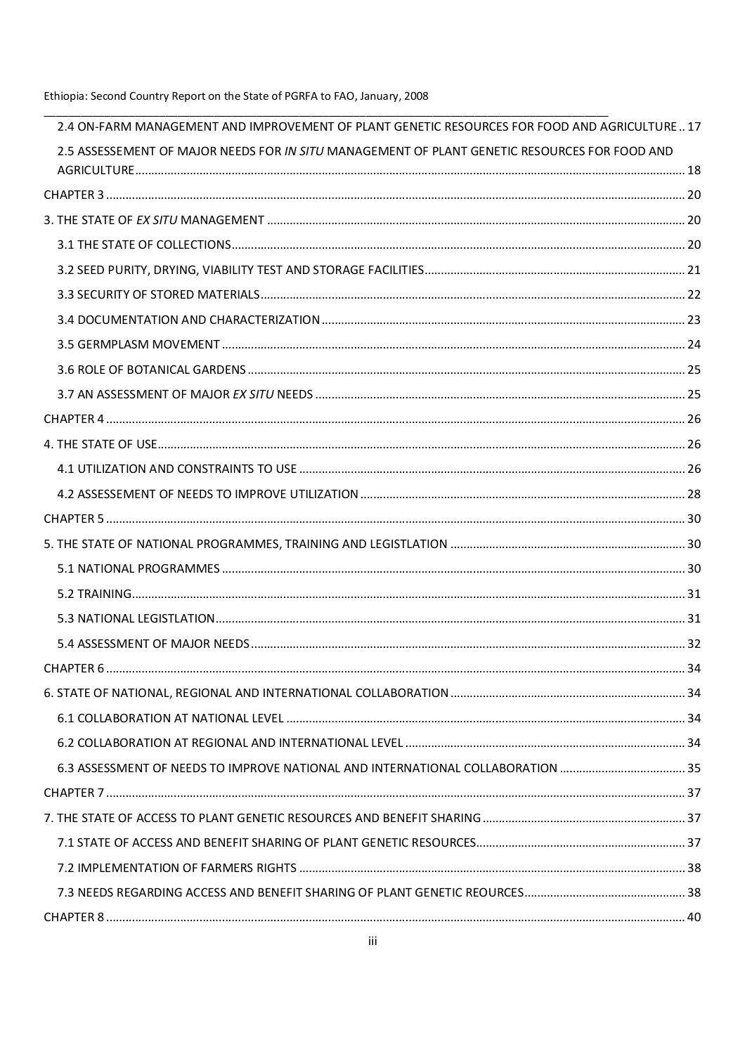2.4 ON-FARM MANAGEMENT AND IMPROVEMENT OF PLANT GENETIC RESOURCES FOR FOOD AND AGRICULTURE .. 17

2.5 ASSESSEMENT OF MAJOR NEEDS FOR *IN SITU* MANAGEMENT OF PLANT GENETIC RESOURCES FOR FOOD AND AGRICULTURE ........ 18

CHAPTER 3 ........ 20

3. THE STATE OF *EX SITU* MANAGEMENT ........ 20

3.1 THE STATE OF COLLECTIONS ........ 20

3.2 SEED PURITY, DRYING, VIABILITY TEST AND STORAGE FACILITIES ........ 21

3.3 SECURITY OF STORED MATERIALS ........ 22

3.4 DOCUMENTATION AND CHARACTERIZATION ........ 23

3.5 GERMPLASM MOVEMENT ........ 24

3.6 ROLE OF BOTANICAL GARDENS ........ 25

3.7 AN ASSESSMENT OF MAJOR *EX SITU* NEEDS ........ 25

CHAPTER 4 ........ 26

4. THE STATE OF USE ........ 26

4.1 UTILIZATION AND CONSTRAINTS TO USE ........ 26

4.2 ASSESSEMENT OF NEEDS TO IMPROVE UTILIZATION ........ 28

CHAPTER 5 ........ 30

5. THE STATE OF NATIONAL PROGRAMMES, TRAINING AND LEGISTLATION ........ 30

5.1 NATIONAL PROGRAMMES ........ 30

5.2 TRAINING ........ 31

5.3 NATIONAL LEGISTLATION ........ 31

5.4 ASSESSMENT OF MAJOR NEEDS ........ 32

CHAPTER 6 ........ 34

6. STATE OF NATIONAL, REGIONAL AND INTERNATIONAL COLLABORATION ........ 34

6.1 COLLABORATION AT NATIONAL LEVEL ........ 34

6.2 COLLABORATION AT REGIONAL AND INTERNATIONAL LEVEL ........ 34

6.3 ASSESSMENT OF NEEDS TO IMPROVE NATIONAL AND INTERNATIONAL COLLABORATION ........ 35

CHAPTER 7 ........ 37

7. THE STATE OF ACCESS TO PLANT GENETIC RESOURCES AND BENEFIT SHARING ........ 37

7.1 STATE OF ACCESS AND BENEFIT SHARING OF PLANT GENETIC RESOURCES ........ 37

7.2 IMPLEMENTATION OF FARMERS RIGHTS ........ 38

7.3 NEEDS REGARDING ACCESS AND BENEFIT SHARING OF PLANT GENETIC REOURCES ........ 38

CHAPTER 8 ........ 40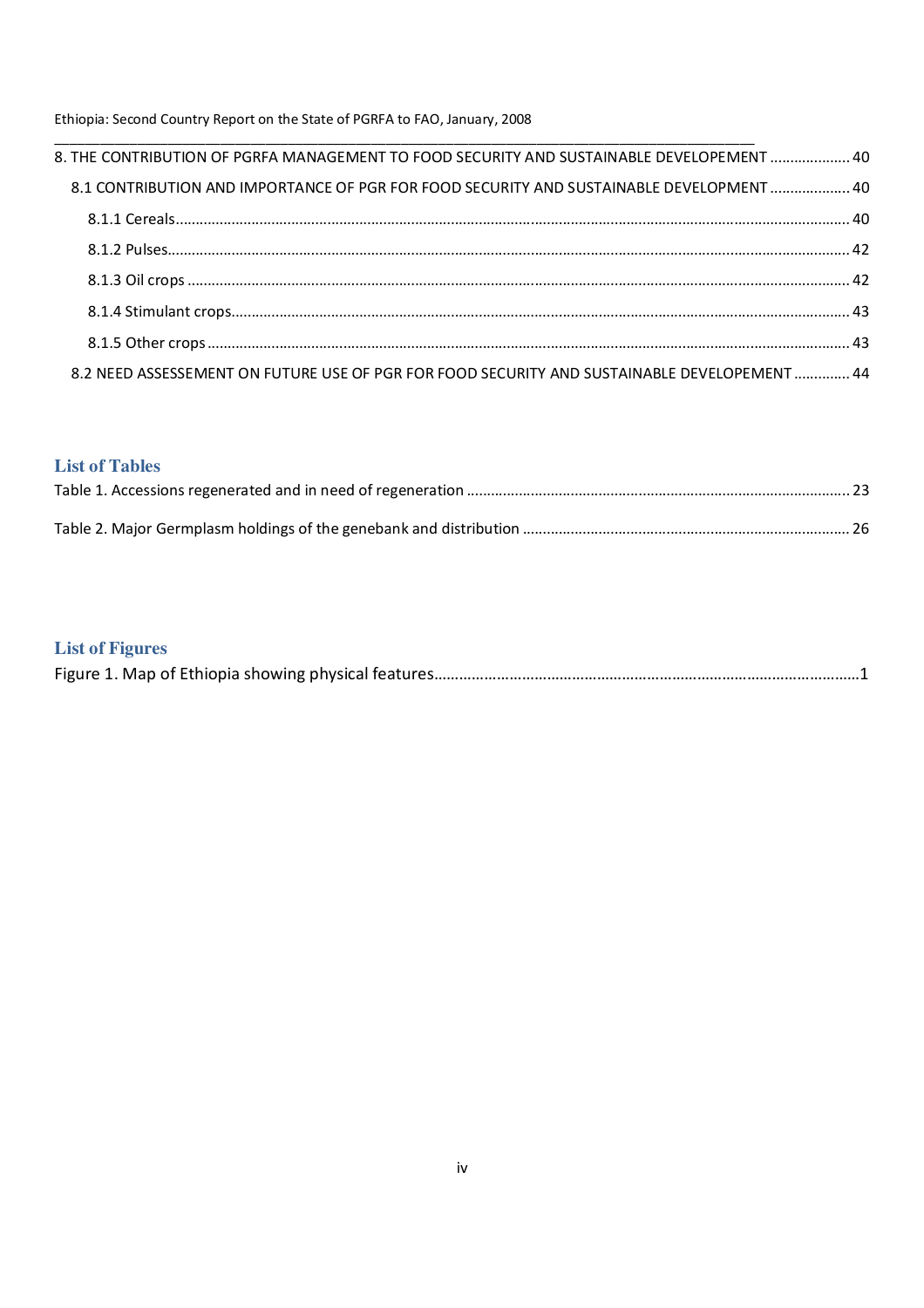8. THE CONTRIBUTION OF PGRFA MANAGEMENT TO FOOD SECURITY AND SUSTAINABLE DEVELOPEMENT .................... 40

8.1 CONTRIBUTION AND IMPORTANCE OF PGR FOR FOOD SECURITY AND SUSTAINABLE DEVELOPMENT .................... 40

8.1.1 Cereals .................... 40

8.1.2 Pulses .................... 42

8.1.3 Oil crops .................... 42

8.1.4 Stimulant crops .................... 43

8.1.5 Other crops .................... 43

8.2 NEED ASSESSEMENT ON FUTURE USE OF PGR FOR FOOD SECURITY AND SUSTAINABLE DEVELOPEMENT .............. 44

## List of Tables

Table 1. Accessions regenerated and in need of regeneration .................... 23

Table 2. Major Germplasm holdings of the genebank and distribution .................... 26

## List of Figures

Figure 1. Map of Ethiopia showing physical features .................... 1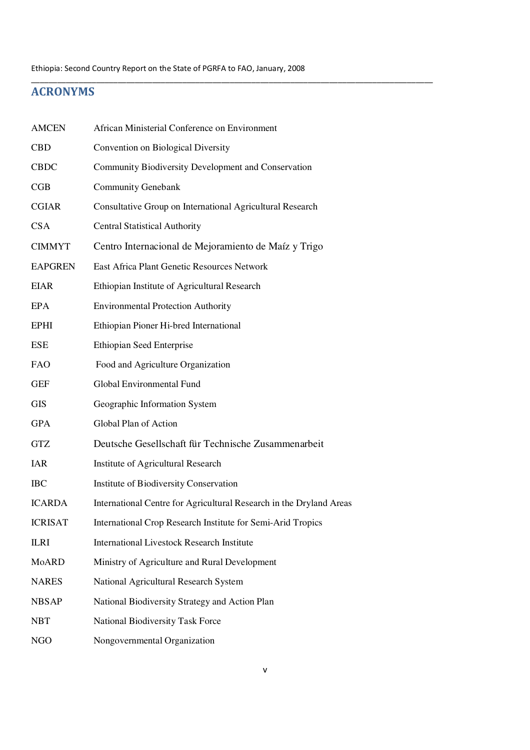## ACRONYMS

| | |
|---|---|
| AMCEN | African Ministerial Conference on Environment |
| CBD | Convention on Biological Diversity |
| CBDC | Community Biodiversity Development and Conservation |
| CGB | Community Genebank |
| CGIAR | Consultative Group on International Agricultural Research |
| CSA | Central Statistical Authority |
| CIMMYT | Centro Internacional de Mejoramiento de Maíz y Trigo |
| EAPGREN | East Africa Plant Genetic Resources Network |
| EIAR | Ethiopian Institute of Agricultural Research |
| EPA | Environmental Protection Authority |
| EPHI | Ethiopian Pioner Hi-bred International |
| ESE | Ethiopian Seed Enterprise |
| FAO | Food and Agriculture Organization |
| GEF | Global Environmental Fund |
| GIS | Geographic Information System |
| GPA | Global Plan of Action |
| GTZ | Deutsche Gesellschaft für Technische Zusammenarbeit |
| IAR | Institute of Agricultural Research |
| IBC | Institute of Biodiversity Conservation |
| ICARDA | International Centre for Agricultural Research in the Dryland Areas |
| ICRISAT | International Crop Research Institute for Semi-Arid Tropics |
| ILRI | International Livestock Research Institute |
| MoARD | Ministry of Agriculture and Rural Development |
| NARES | National Agricultural Research System |
| NBSAP | National Biodiversity Strategy and Action Plan |
| NBT | National Biodiversity Task Force |
| NGO | Nongovernmental Organization |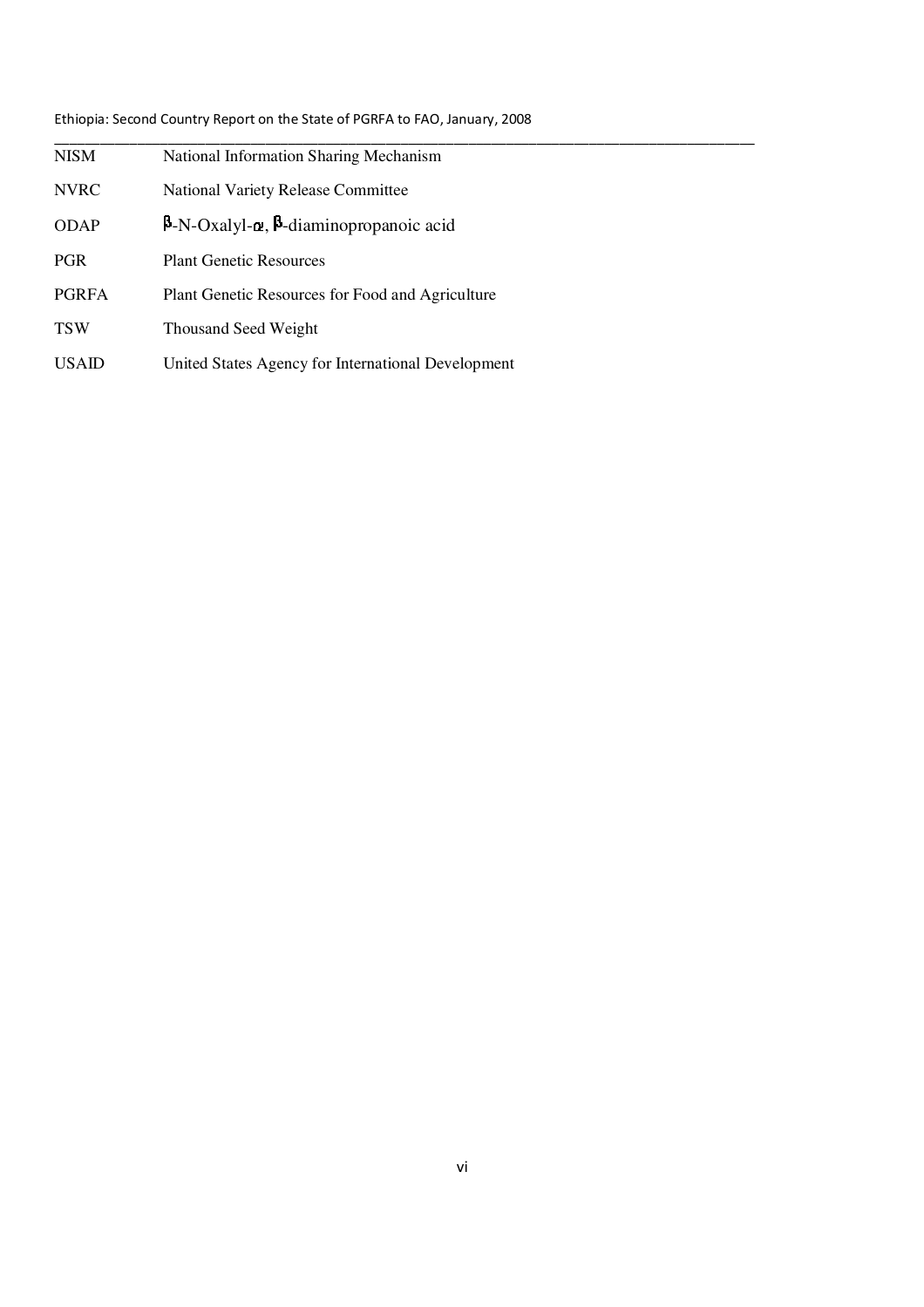| | |
|---|---|
| NISM | National Information Sharing Mechanism |
| NVRC | National Variety Release Committee |
| ODAP | β-N-Oxalyl-α, β-diaminopropanoic acid |
| PGR | Plant Genetic Resources |
| PGRFA | Plant Genetic Resources for Food and Agriculture |
| TSW | Thousand Seed Weight |
| USAID | United States Agency for International Development |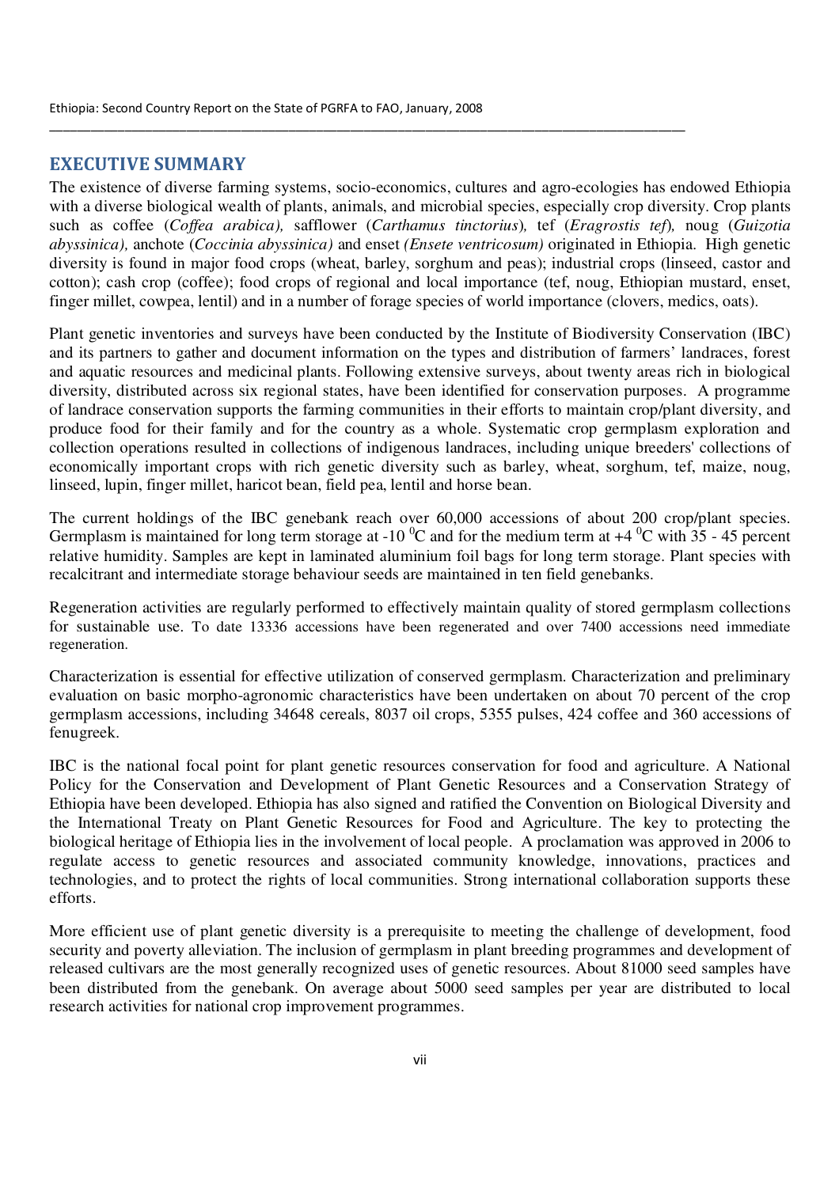## EXECUTIVE SUMMARY

The existence of diverse farming systems, socio-economics, cultures and agro-ecologies has endowed Ethiopia with a diverse biological wealth of plants, animals, and microbial species, especially crop diversity. Crop plants such as coffee (*Coffea arabica),* safflower (*Carthamus tinctorius*)*,* tef (*Eragrostis tef*)*,* noug (*Guizotia abyssinica),* anchote (*Coccinia abyssinica)* and enset *(Ensete ventricosum)* originated in Ethiopia. High genetic diversity is found in major food crops (wheat, barley, sorghum and peas); industrial crops (linseed, castor and cotton); cash crop (coffee); food crops of regional and local importance (tef, noug, Ethiopian mustard, enset, finger millet, cowpea, lentil) and in a number of forage species of world importance (clovers, medics, oats).

Plant genetic inventories and surveys have been conducted by the Institute of Biodiversity Conservation (IBC) and its partners to gather and document information on the types and distribution of farmers' landraces, forest and aquatic resources and medicinal plants. Following extensive surveys, about twenty areas rich in biological diversity, distributed across six regional states, have been identified for conservation purposes. A programme of landrace conservation supports the farming communities in their efforts to maintain crop/plant diversity, and produce food for their family and for the country as a whole. Systematic crop germplasm exploration and collection operations resulted in collections of indigenous landraces, including unique breeders' collections of economically important crops with rich genetic diversity such as barley, wheat, sorghum, tef, maize, noug, linseed, lupin, finger millet, haricot bean, field pea, lentil and horse bean.

The current holdings of the IBC genebank reach over 60,000 accessions of about 200 crop/plant species. Germplasm is maintained for long term storage at -10 $^0$C and for the medium term at +4 $^0$C with 35 - 45 percent relative humidity. Samples are kept in laminated aluminium foil bags for long term storage. Plant species with recalcitrant and intermediate storage behaviour seeds are maintained in ten field genebanks.

Regeneration activities are regularly performed to effectively maintain quality of stored germplasm collections for sustainable use. To date 13336 accessions have been regenerated and over 7400 accessions need immediate regeneration.

Characterization is essential for effective utilization of conserved germplasm. Characterization and preliminary evaluation on basic morpho-agronomic characteristics have been undertaken on about 70 percent of the crop germplasm accessions, including 34648 cereals, 8037 oil crops, 5355 pulses, 424 coffee and 360 accessions of fenugreek.

IBC is the national focal point for plant genetic resources conservation for food and agriculture. A National Policy for the Conservation and Development of Plant Genetic Resources and a Conservation Strategy of Ethiopia have been developed. Ethiopia has also signed and ratified the Convention on Biological Diversity and the International Treaty on Plant Genetic Resources for Food and Agriculture. The key to protecting the biological heritage of Ethiopia lies in the involvement of local people. A proclamation was approved in 2006 to regulate access to genetic resources and associated community knowledge, innovations, practices and technologies, and to protect the rights of local communities. Strong international collaboration supports these efforts.

More efficient use of plant genetic diversity is a prerequisite to meeting the challenge of development, food security and poverty alleviation. The inclusion of germplasm in plant breeding programmes and development of released cultivars are the most generally recognized uses of genetic resources. About 81000 seed samples have been distributed from the genebank. On average about 5000 seed samples per year are distributed to local research activities for national crop improvement programmes.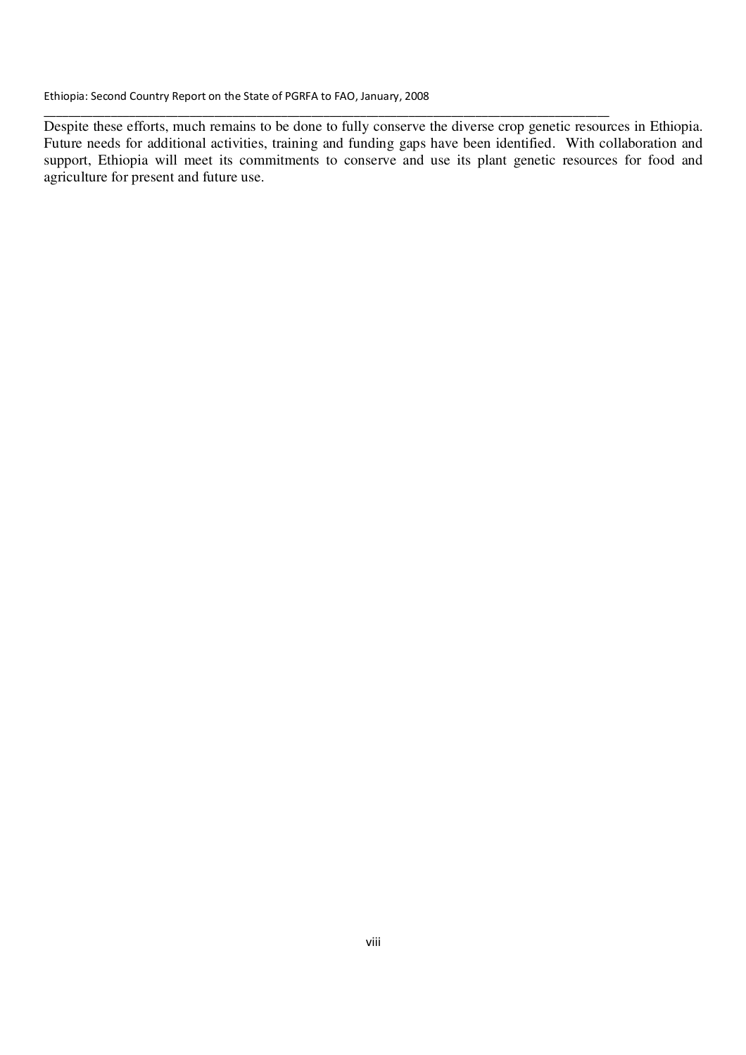Despite these efforts, much remains to be done to fully conserve the diverse crop genetic resources in Ethiopia. Future needs for additional activities, training and funding gaps have been identified. With collaboration and support, Ethiopia will meet its commitments to conserve and use its plant genetic resources for food and agriculture for present and future use.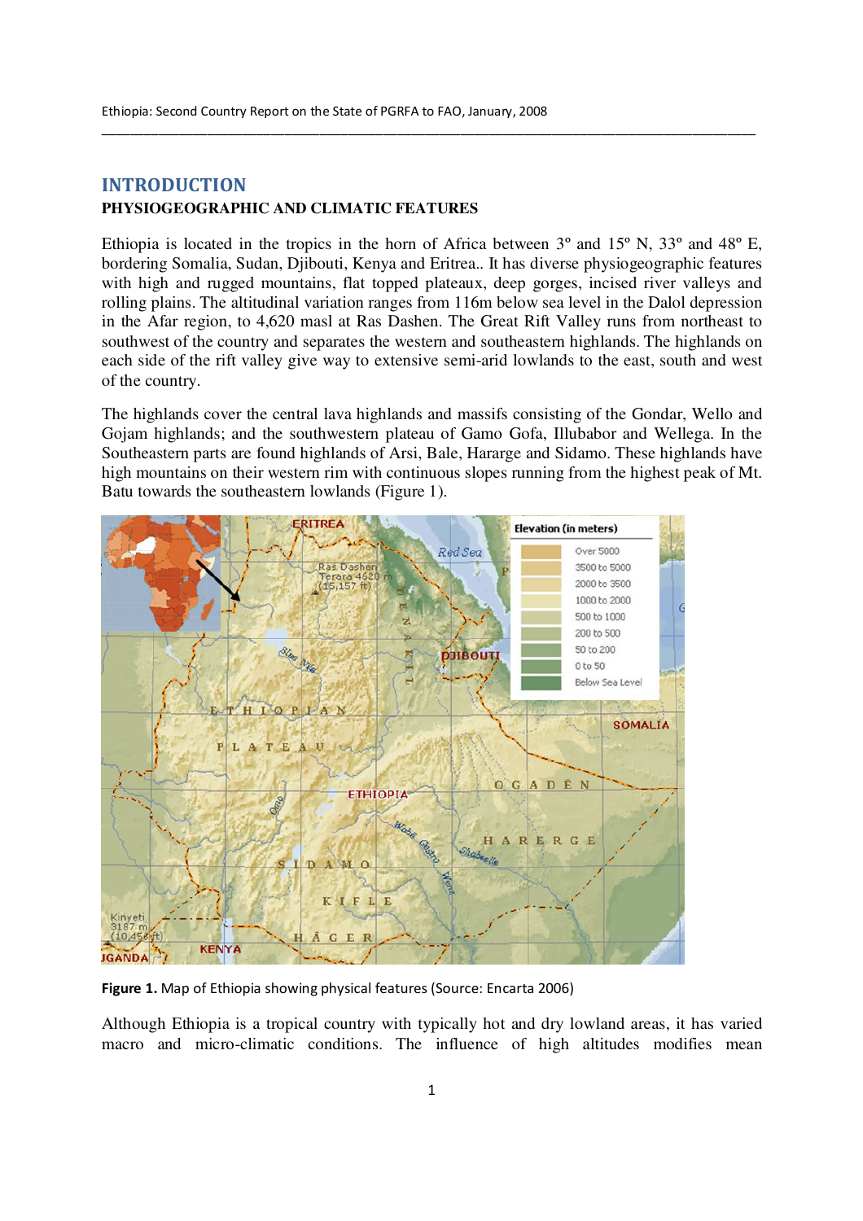# INTRODUCTION

## PHYSIOGEOGRAPHIC AND CLIMATIC FEATURES

Ethiopia is located in the tropics in the horn of Africa between 3º and 15º N, 33º and 48º E, bordering Somalia, Sudan, Djibouti, Kenya and Eritrea.. It has diverse physiogeographic features with high and rugged mountains, flat topped plateaux, deep gorges, incised river valleys and rolling plains. The altitudinal variation ranges from 116m below sea level in the Dalol depression in the Afar region, to 4,620 masl at Ras Dashen. The Great Rift Valley runs from northeast to southwest of the country and separates the western and southeastern highlands. The highlands on each side of the rift valley give way to extensive semi-arid lowlands to the east, south and west of the country.

The highlands cover the central lava highlands and massifs consisting of the Gondar, Wello and Gojam highlands; and the southwestern plateau of Gamo Gofa, Illubabor and Wellega. In the Southeastern parts are found highlands of Arsi, Bale, Hararge and Sidamo. These highlands have high mountains on their western rim with continuous slopes running from the highest peak of Mt. Batu towards the southeastern lowlands (Figure 1).

**Figure 1.** Map of Ethiopia showing physical features (Source: Encarta 2006)

Although Ethiopia is a tropical country with typically hot and dry lowland areas, it has varied macro and micro-climatic conditions. The influence of high altitudes modifies mean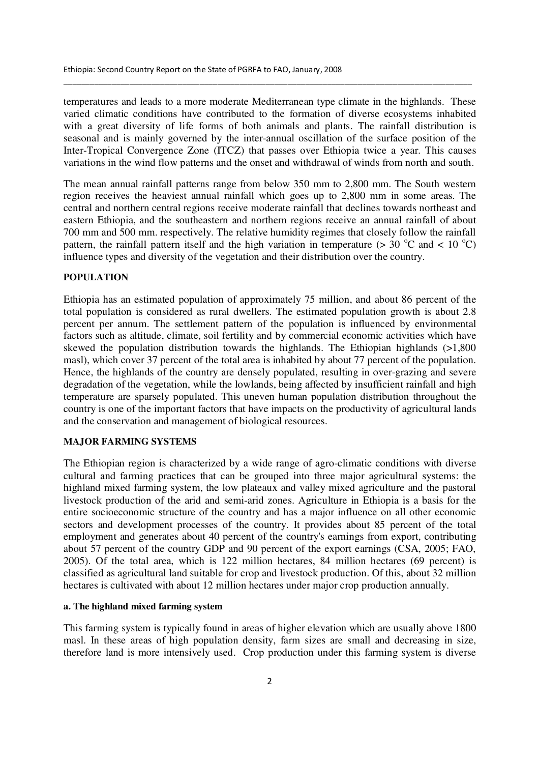temperatures and leads to a more moderate Mediterranean type climate in the highlands. These varied climatic conditions have contributed to the formation of diverse ecosystems inhabited with a great diversity of life forms of both animals and plants. The rainfall distribution is seasonal and is mainly governed by the inter-annual oscillation of the surface position of the Inter-Tropical Convergence Zone (ITCZ) that passes over Ethiopia twice a year. This causes variations in the wind flow patterns and the onset and withdrawal of winds from north and south.

The mean annual rainfall patterns range from below 350 mm to 2,800 mm. The South western region receives the heaviest annual rainfall which goes up to 2,800 mm in some areas. The central and northern central regions receive moderate rainfall that declines towards northeast and eastern Ethiopia, and the southeastern and northern regions receive an annual rainfall of about 700 mm and 500 mm. respectively. The relative humidity regimes that closely follow the rainfall pattern, the rainfall pattern itself and the high variation in temperature (> 30 $^{o}$C and < 10 $^{o}$C) influence types and diversity of the vegetation and their distribution over the country.

## POPULATION

Ethiopia has an estimated population of approximately 75 million, and about 86 percent of the total population is considered as rural dwellers. The estimated population growth is about 2.8 percent per annum. The settlement pattern of the population is influenced by environmental factors such as altitude, climate, soil fertility and by commercial economic activities which have skewed the population distribution towards the highlands. The Ethiopian highlands (>1,800 masl), which cover 37 percent of the total area is inhabited by about 77 percent of the population. Hence, the highlands of the country are densely populated, resulting in over-grazing and severe degradation of the vegetation, while the lowlands, being affected by insufficient rainfall and high temperature are sparsely populated. This uneven human population distribution throughout the country is one of the important factors that have impacts on the productivity of agricultural lands and the conservation and management of biological resources.

## MAJOR FARMING SYSTEMS

The Ethiopian region is characterized by a wide range of agro-climatic conditions with diverse cultural and farming practices that can be grouped into three major agricultural systems: the highland mixed farming system, the low plateaux and valley mixed agriculture and the pastoral livestock production of the arid and semi-arid zones. Agriculture in Ethiopia is a basis for the entire socioeconomic structure of the country and has a major influence on all other economic sectors and development processes of the country. It provides about 85 percent of the total employment and generates about 40 percent of the country's earnings from export, contributing about 57 percent of the country GDP and 90 percent of the export earnings (CSA, 2005; FAO, 2005). Of the total area, which is 122 million hectares, 84 million hectares (69 percent) is classified as agricultural land suitable for crop and livestock production. Of this, about 32 million hectares is cultivated with about 12 million hectares under major crop production annually.

### a. The highland mixed farming system

This farming system is typically found in areas of higher elevation which are usually above 1800 masl. In these areas of high population density, farm sizes are small and decreasing in size, therefore land is more intensively used. Crop production under this farming system is diverse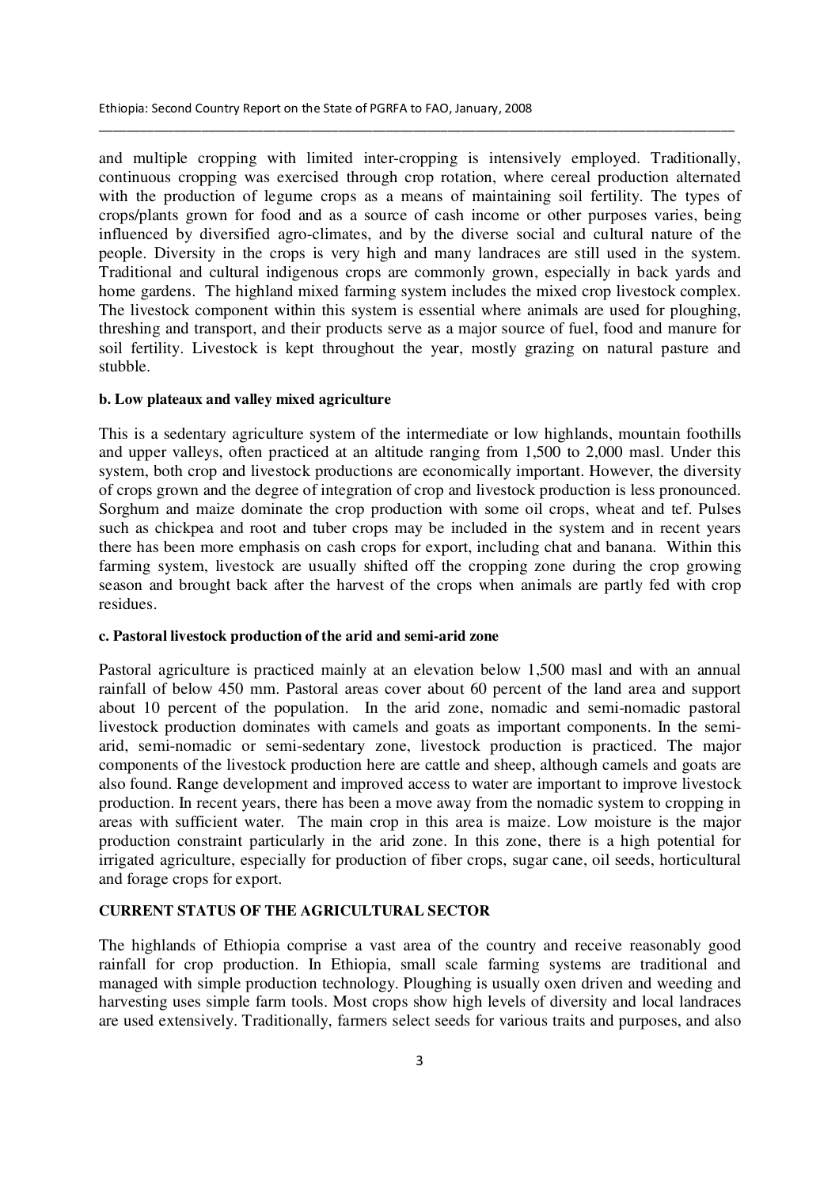and multiple cropping with limited inter-cropping is intensively employed. Traditionally, continuous cropping was exercised through crop rotation, where cereal production alternated with the production of legume crops as a means of maintaining soil fertility. The types of crops/plants grown for food and as a source of cash income or other purposes varies, being influenced by diversified agro-climates, and by the diverse social and cultural nature of the people. Diversity in the crops is very high and many landraces are still used in the system. Traditional and cultural indigenous crops are commonly grown, especially in back yards and home gardens. The highland mixed farming system includes the mixed crop livestock complex. The livestock component within this system is essential where animals are used for ploughing, threshing and transport, and their products serve as a major source of fuel, food and manure for soil fertility. Livestock is kept throughout the year, mostly grazing on natural pasture and stubble.

#### b. Low plateaux and valley mixed agriculture

This is a sedentary agriculture system of the intermediate or low highlands, mountain foothills and upper valleys, often practiced at an altitude ranging from 1,500 to 2,000 masl. Under this system, both crop and livestock productions are economically important. However, the diversity of crops grown and the degree of integration of crop and livestock production is less pronounced. Sorghum and maize dominate the crop production with some oil crops, wheat and tef. Pulses such as chickpea and root and tuber crops may be included in the system and in recent years there has been more emphasis on cash crops for export, including chat and banana. Within this farming system, livestock are usually shifted off the cropping zone during the crop growing season and brought back after the harvest of the crops when animals are partly fed with crop residues.

#### c. Pastoral livestock production of the arid and semi-arid zone

Pastoral agriculture is practiced mainly at an elevation below 1,500 masl and with an annual rainfall of below 450 mm. Pastoral areas cover about 60 percent of the land area and support about 10 percent of the population. In the arid zone, nomadic and semi-nomadic pastoral livestock production dominates with camels and goats as important components. In the semi-arid, semi-nomadic or semi-sedentary zone, livestock production is practiced. The major components of the livestock production here are cattle and sheep, although camels and goats are also found. Range development and improved access to water are important to improve livestock production. In recent years, there has been a move away from the nomadic system to cropping in areas with sufficient water. The main crop in this area is maize. Low moisture is the major production constraint particularly in the arid zone. In this zone, there is a high potential for irrigated agriculture, especially for production of fiber crops, sugar cane, oil seeds, horticultural and forage crops for export.

### CURRENT STATUS OF THE AGRICULTURAL SECTOR

The highlands of Ethiopia comprise a vast area of the country and receive reasonably good rainfall for crop production. In Ethiopia, small scale farming systems are traditional and managed with simple production technology. Ploughing is usually oxen driven and weeding and harvesting uses simple farm tools. Most crops show high levels of diversity and local landraces are used extensively. Traditionally, farmers select seeds for various traits and purposes, and also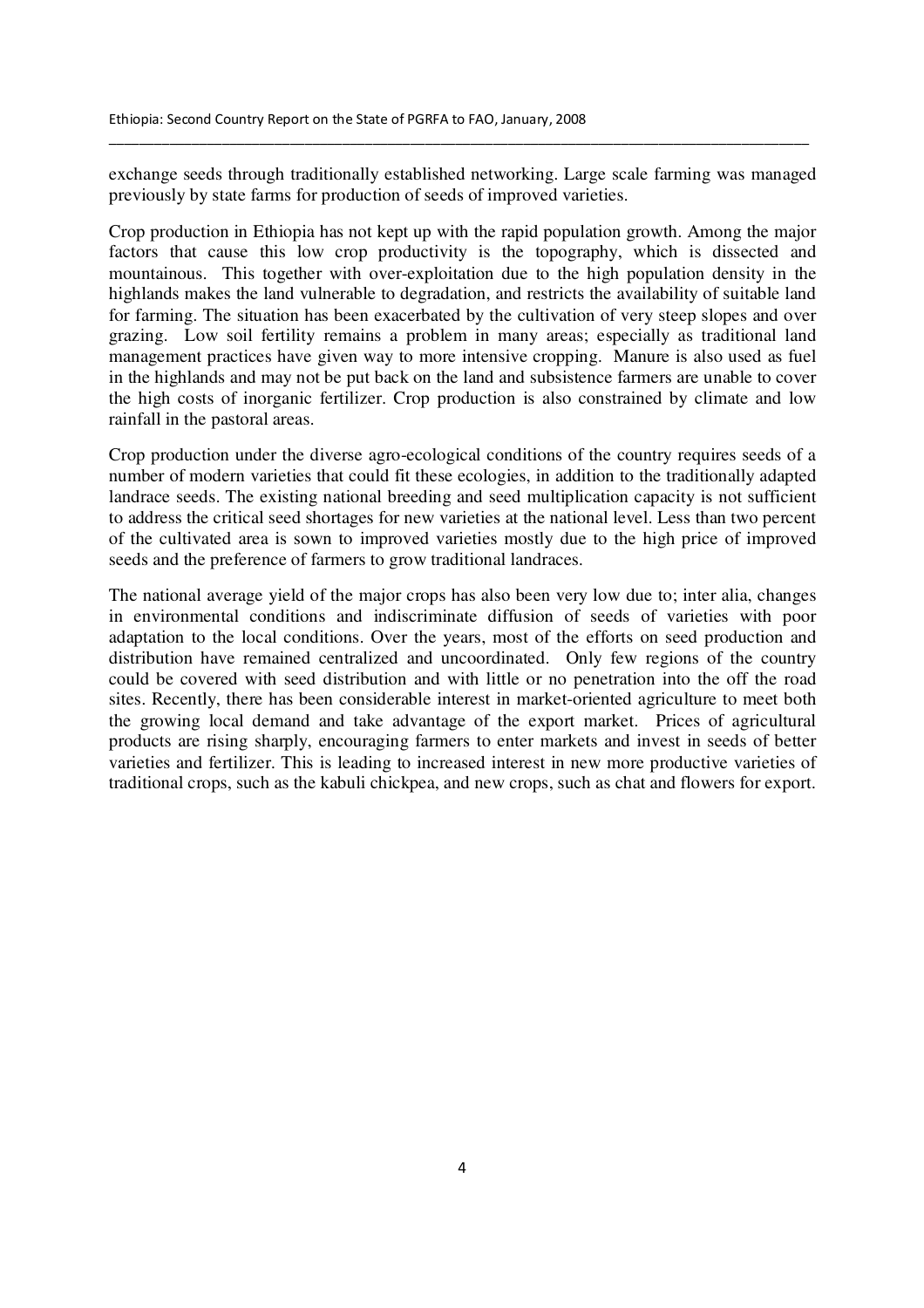exchange seeds through traditionally established networking. Large scale farming was managed previously by state farms for production of seeds of improved varieties.

Crop production in Ethiopia has not kept up with the rapid population growth. Among the major factors that cause this low crop productivity is the topography, which is dissected and mountainous. This together with over-exploitation due to the high population density in the highlands makes the land vulnerable to degradation, and restricts the availability of suitable land for farming. The situation has been exacerbated by the cultivation of very steep slopes and over grazing. Low soil fertility remains a problem in many areas; especially as traditional land management practices have given way to more intensive cropping. Manure is also used as fuel in the highlands and may not be put back on the land and subsistence farmers are unable to cover the high costs of inorganic fertilizer. Crop production is also constrained by climate and low rainfall in the pastoral areas.

Crop production under the diverse agro-ecological conditions of the country requires seeds of a number of modern varieties that could fit these ecologies, in addition to the traditionally adapted landrace seeds. The existing national breeding and seed multiplication capacity is not sufficient to address the critical seed shortages for new varieties at the national level. Less than two percent of the cultivated area is sown to improved varieties mostly due to the high price of improved seeds and the preference of farmers to grow traditional landraces.

The national average yield of the major crops has also been very low due to; inter alia, changes in environmental conditions and indiscriminate diffusion of seeds of varieties with poor adaptation to the local conditions. Over the years, most of the efforts on seed production and distribution have remained centralized and uncoordinated. Only few regions of the country could be covered with seed distribution and with little or no penetration into the off the road sites. Recently, there has been considerable interest in market-oriented agriculture to meet both the growing local demand and take advantage of the export market. Prices of agricultural products are rising sharply, encouraging farmers to enter markets and invest in seeds of better varieties and fertilizer. This is leading to increased interest in new more productive varieties of traditional crops, such as the kabuli chickpea, and new crops, such as chat and flowers for export.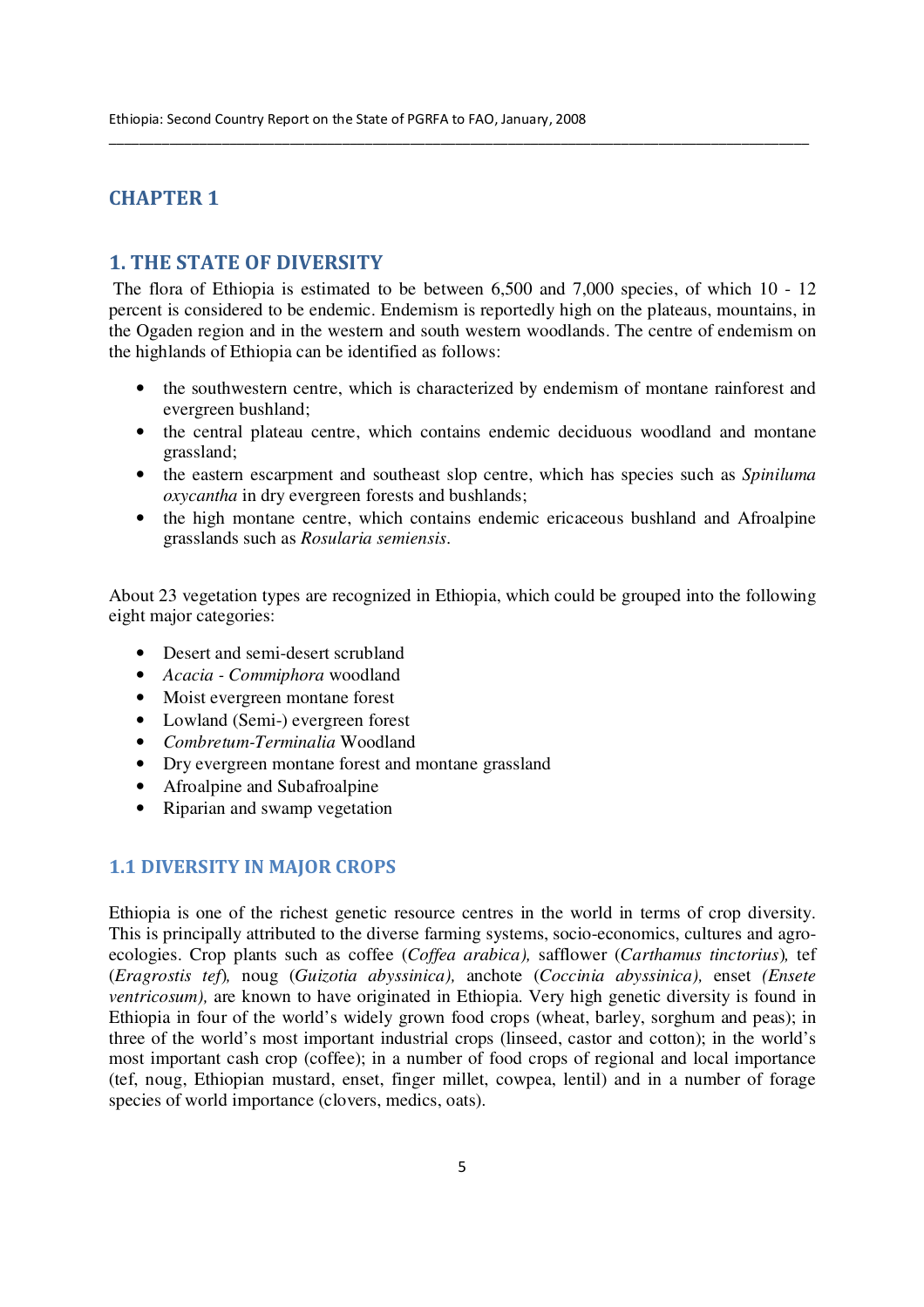# CHAPTER 1

## 1. THE STATE OF DIVERSITY

The flora of Ethiopia is estimated to be between 6,500 and 7,000 species, of which 10 - 12 percent is considered to be endemic. Endemism is reportedly high on the plateaus, mountains, in the Ogaden region and in the western and south western woodlands. The centre of endemism on the highlands of Ethiopia can be identified as follows:

- the southwestern centre, which is characterized by endemism of montane rainforest and evergreen bushland;
- the central plateau centre, which contains endemic deciduous woodland and montane grassland;
- the eastern escarpment and southeast slop centre, which has species such as *Spiniluma oxycantha* in dry evergreen forests and bushlands;
- the high montane centre, which contains endemic ericaceous bushland and Afroalpine grasslands such as *Rosularia semiensis*.

About 23 vegetation types are recognized in Ethiopia, which could be grouped into the following eight major categories:

- Desert and semi-desert scrubland
- *Acacia - Commiphora* woodland
- Moist evergreen montane forest
- Lowland (Semi-) evergreen forest
- *Combretum-Terminalia* Woodland
- Dry evergreen montane forest and montane grassland
- Afroalpine and Subafroalpine
- Riparian and swamp vegetation

### 1.1 DIVERSITY IN MAJOR CROPS

Ethiopia is one of the richest genetic resource centres in the world in terms of crop diversity. This is principally attributed to the diverse farming systems, socio-economics, cultures and agro-ecologies. Crop plants such as coffee (*Coffea arabica),* safflower (*Carthamus tinctorius*)*,* tef (*Eragrostis tef*)*,* noug (*Guizotia abyssinica),* anchote (*Coccinia abyssinica),* enset *(Ensete ventricosum),* are known to have originated in Ethiopia. Very high genetic diversity is found in Ethiopia in four of the world's widely grown food crops (wheat, barley, sorghum and peas); in three of the world's most important industrial crops (linseed, castor and cotton); in the world's most important cash crop (coffee); in a number of food crops of regional and local importance (tef, noug, Ethiopian mustard, enset, finger millet, cowpea, lentil) and in a number of forage species of world importance (clovers, medics, oats).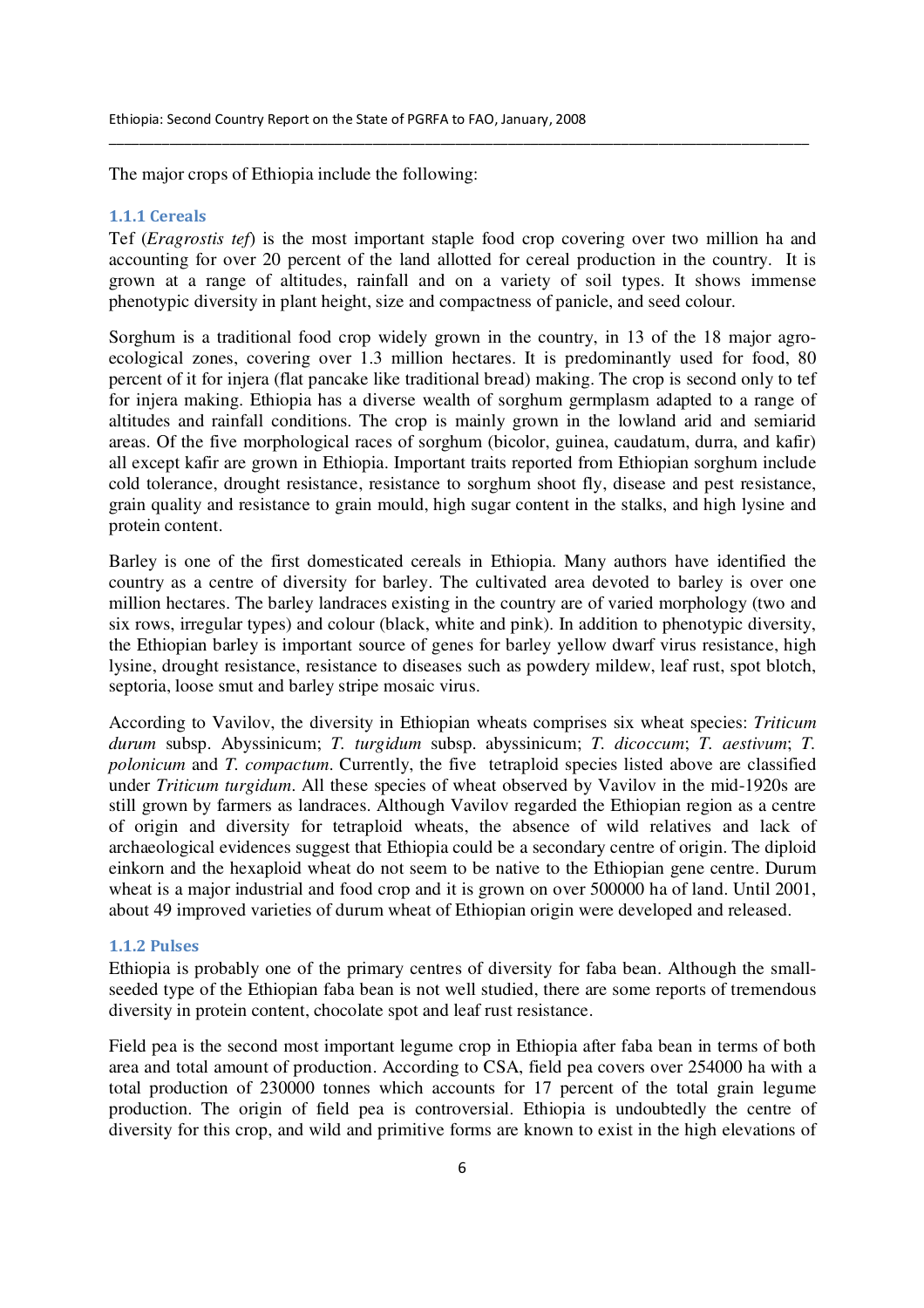The major crops of Ethiopia include the following:

### 1.1.1 Cereals

Tef (*Eragrostis tef*) is the most important staple food crop covering over two million ha and accounting for over 20 percent of the land allotted for cereal production in the country. It is grown at a range of altitudes, rainfall and on a variety of soil types. It shows immense phenotypic diversity in plant height, size and compactness of panicle, and seed colour.

Sorghum is a traditional food crop widely grown in the country, in 13 of the 18 major agro-ecological zones, covering over 1.3 million hectares. It is predominantly used for food, 80 percent of it for injera (flat pancake like traditional bread) making. The crop is second only to tef for injera making. Ethiopia has a diverse wealth of sorghum germplasm adapted to a range of altitudes and rainfall conditions. The crop is mainly grown in the lowland arid and semiarid areas. Of the five morphological races of sorghum (bicolor, guinea, caudatum, durra, and kafir) all except kafir are grown in Ethiopia. Important traits reported from Ethiopian sorghum include cold tolerance, drought resistance, resistance to sorghum shoot fly, disease and pest resistance, grain quality and resistance to grain mould, high sugar content in the stalks, and high lysine and protein content.

Barley is one of the first domesticated cereals in Ethiopia. Many authors have identified the country as a centre of diversity for barley. The cultivated area devoted to barley is over one million hectares. The barley landraces existing in the country are of varied morphology (two and six rows, irregular types) and colour (black, white and pink). In addition to phenotypic diversity, the Ethiopian barley is important source of genes for barley yellow dwarf virus resistance, high lysine, drought resistance, resistance to diseases such as powdery mildew, leaf rust, spot blotch, septoria, loose smut and barley stripe mosaic virus.

According to Vavilov, the diversity in Ethiopian wheats comprises six wheat species: *Triticum durum* subsp. Abyssinicum; *T. turgidum* subsp. abyssinicum; *T. dicoccum*; *T. aestivum*; *T. polonicum* and *T. compactum*. Currently, the five tetraploid species listed above are classified under *Triticum turgidum*. All these species of wheat observed by Vavilov in the mid-1920s are still grown by farmers as landraces. Although Vavilov regarded the Ethiopian region as a centre of origin and diversity for tetraploid wheats, the absence of wild relatives and lack of archaeological evidences suggest that Ethiopia could be a secondary centre of origin. The diploid einkorn and the hexaploid wheat do not seem to be native to the Ethiopian gene centre. Durum wheat is a major industrial and food crop and it is grown on over 500000 ha of land. Until 2001, about 49 improved varieties of durum wheat of Ethiopian origin were developed and released.

### 1.1.2 Pulses

Ethiopia is probably one of the primary centres of diversity for faba bean. Although the small-seeded type of the Ethiopian faba bean is not well studied, there are some reports of tremendous diversity in protein content, chocolate spot and leaf rust resistance.

Field pea is the second most important legume crop in Ethiopia after faba bean in terms of both area and total amount of production. According to CSA, field pea covers over 254000 ha with a total production of 230000 tonnes which accounts for 17 percent of the total grain legume production. The origin of field pea is controversial. Ethiopia is undoubtedly the centre of diversity for this crop, and wild and primitive forms are known to exist in the high elevations of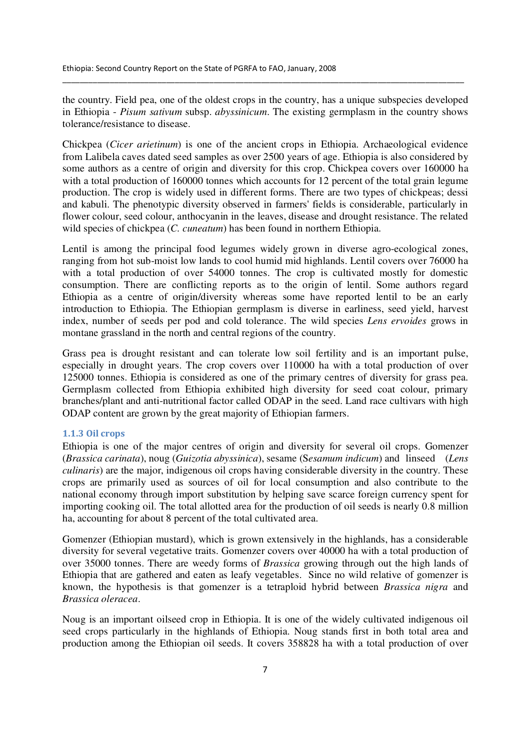the country. Field pea, one of the oldest crops in the country, has a unique subspecies developed in Ethiopia - *Pisum sativum* subsp. *abyssinicum*. The existing germplasm in the country shows tolerance/resistance to disease.

Chickpea (*Cicer arietinum*) is one of the ancient crops in Ethiopia. Archaeological evidence from Lalibela caves dated seed samples as over 2500 years of age. Ethiopia is also considered by some authors as a centre of origin and diversity for this crop. Chickpea covers over 160000 ha with a total production of 160000 tonnes which accounts for 12 percent of the total grain legume production. The crop is widely used in different forms. There are two types of chickpeas; dessi and kabuli. The phenotypic diversity observed in farmers' fields is considerable, particularly in flower colour, seed colour, anthocyanin in the leaves, disease and drought resistance. The related wild species of chickpea (*C. cuneatum*) has been found in northern Ethiopia.

Lentil is among the principal food legumes widely grown in diverse agro-ecological zones, ranging from hot sub-moist low lands to cool humid mid highlands. Lentil covers over 76000 ha with a total production of over 54000 tonnes. The crop is cultivated mostly for domestic consumption. There are conflicting reports as to the origin of lentil. Some authors regard Ethiopia as a centre of origin/diversity whereas some have reported lentil to be an early introduction to Ethiopia. The Ethiopian germplasm is diverse in earliness, seed yield, harvest index, number of seeds per pod and cold tolerance. The wild species *Lens ervoides* grows in montane grassland in the north and central regions of the country.

Grass pea is drought resistant and can tolerate low soil fertility and is an important pulse, especially in drought years. The crop covers over 110000 ha with a total production of over 125000 tonnes. Ethiopia is considered as one of the primary centres of diversity for grass pea. Germplasm collected from Ethiopia exhibited high diversity for seed coat colour, primary branches/plant and anti-nutritional factor called ODAP in the seed. Land race cultivars with high ODAP content are grown by the great majority of Ethiopian farmers.

### 1.1.3 Oil crops

Ethiopia is one of the major centres of origin and diversity for several oil crops. Gomenzer (*Brassica carinata*), noug (*Guizotia abyssinica*), sesame (S*esamum indicum*) and linseed (*Lens culinaris*) are the major, indigenous oil crops having considerable diversity in the country. These crops are primarily used as sources of oil for local consumption and also contribute to the national economy through import substitution by helping save scarce foreign currency spent for importing cooking oil. The total allotted area for the production of oil seeds is nearly 0.8 million ha, accounting for about 8 percent of the total cultivated area.

Gomenzer (Ethiopian mustard), which is grown extensively in the highlands, has a considerable diversity for several vegetative traits. Gomenzer covers over 40000 ha with a total production of over 35000 tonnes. There are weedy forms of *Brassica* growing through out the high lands of Ethiopia that are gathered and eaten as leafy vegetables. Since no wild relative of gomenzer is known, the hypothesis is that gomenzer is a tetraploid hybrid between *Brassica nigra* and *Brassica oleracea*.

Noug is an important oilseed crop in Ethiopia. It is one of the widely cultivated indigenous oil seed crops particularly in the highlands of Ethiopia. Noug stands first in both total area and production among the Ethiopian oil seeds. It covers 358828 ha with a total production of over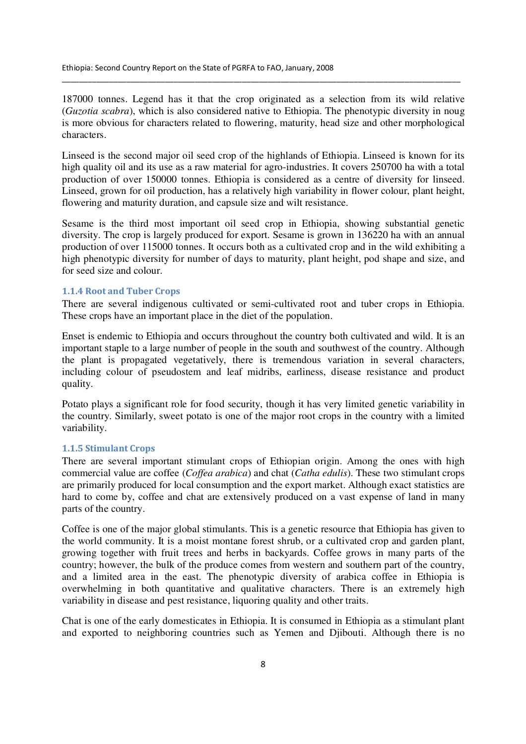187000 tonnes. Legend has it that the crop originated as a selection from its wild relative (*Guzotia scabra*), which is also considered native to Ethiopia. The phenotypic diversity in noug is more obvious for characters related to flowering, maturity, head size and other morphological characters.

Linseed is the second major oil seed crop of the highlands of Ethiopia. Linseed is known for its high quality oil and its use as a raw material for agro-industries. It covers 250700 ha with a total production of over 150000 tonnes. Ethiopia is considered as a centre of diversity for linseed. Linseed, grown for oil production, has a relatively high variability in flower colour, plant height, flowering and maturity duration, and capsule size and wilt resistance.

Sesame is the third most important oil seed crop in Ethiopia, showing substantial genetic diversity. The crop is largely produced for export. Sesame is grown in 136220 ha with an annual production of over 115000 tonnes. It occurs both as a cultivated crop and in the wild exhibiting a high phenotypic diversity for number of days to maturity, plant height, pod shape and size, and for seed size and colour.

### 1.1.4 Root and Tuber Crops

There are several indigenous cultivated or semi-cultivated root and tuber crops in Ethiopia. These crops have an important place in the diet of the population.

Enset is endemic to Ethiopia and occurs throughout the country both cultivated and wild. It is an important staple to a large number of people in the south and southwest of the country. Although the plant is propagated vegetatively, there is tremendous variation in several characters, including colour of pseudostem and leaf midribs, earliness, disease resistance and product quality.

Potato plays a significant role for food security, though it has very limited genetic variability in the country. Similarly, sweet potato is one of the major root crops in the country with a limited variability.

### 1.1.5 Stimulant Crops

There are several important stimulant crops of Ethiopian origin. Among the ones with high commercial value are coffee (*Coffea arabica*) and chat (*Catha edulis*). These two stimulant crops are primarily produced for local consumption and the export market. Although exact statistics are hard to come by, coffee and chat are extensively produced on a vast expense of land in many parts of the country.

Coffee is one of the major global stimulants. This is a genetic resource that Ethiopia has given to the world community. It is a moist montane forest shrub, or a cultivated crop and garden plant, growing together with fruit trees and herbs in backyards. Coffee grows in many parts of the country; however, the bulk of the produce comes from western and southern part of the country, and a limited area in the east. The phenotypic diversity of arabica coffee in Ethiopia is overwhelming in both quantitative and qualitative characters. There is an extremely high variability in disease and pest resistance, liquoring quality and other traits.

Chat is one of the early domesticates in Ethiopia. It is consumed in Ethiopia as a stimulant plant and exported to neighboring countries such as Yemen and Djibouti. Although there is no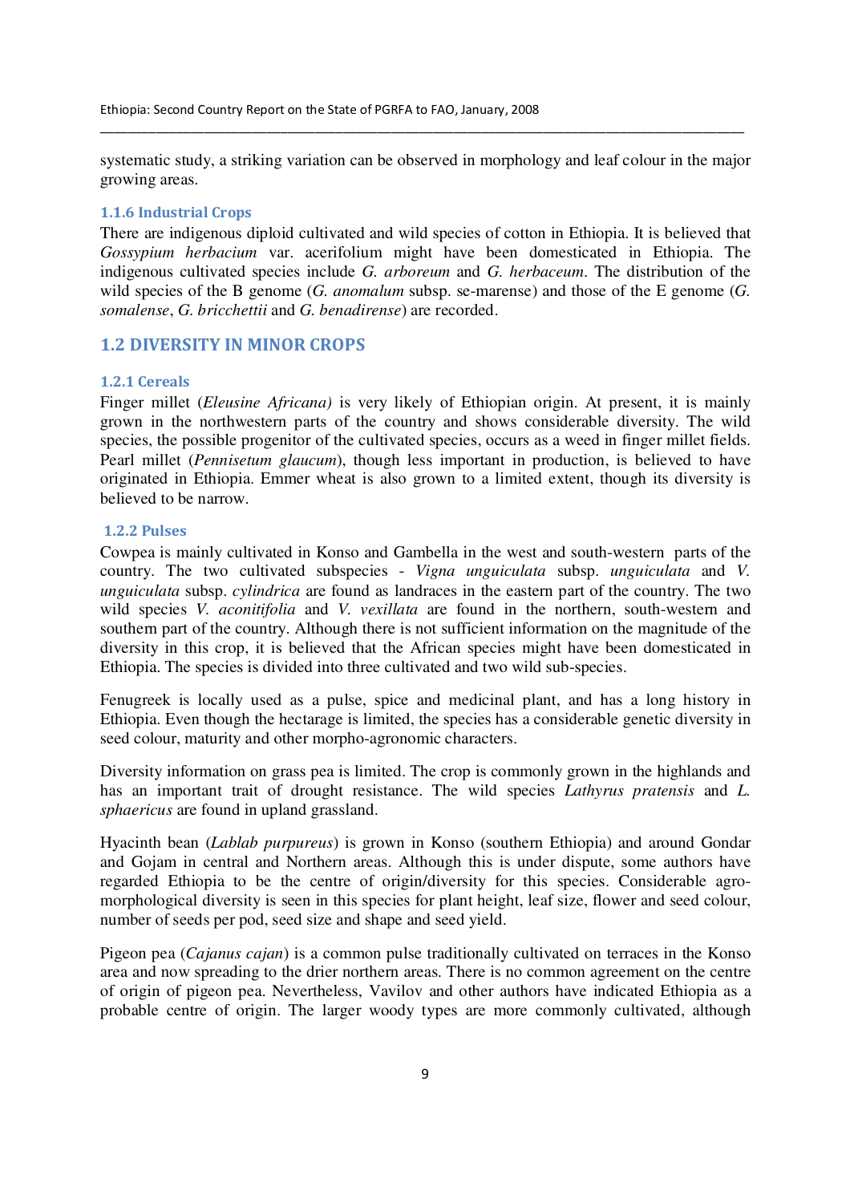systematic study, a striking variation can be observed in morphology and leaf colour in the major growing areas.

### 1.1.6 Industrial Crops

There are indigenous diploid cultivated and wild species of cotton in Ethiopia. It is believed that *Gossypium herbacium* var. acerifolium might have been domesticated in Ethiopia. The indigenous cultivated species include *G. arboreum* and *G. herbaceum*. The distribution of the wild species of the B genome (*G. anomalum* subsp. se-marense) and those of the E genome (*G. somalense*, *G. bricchettii* and *G. benadirense*) are recorded.

## 1.2 DIVERSITY IN MINOR CROPS

### 1.2.1 Cereals

Finger millet (*Eleusine Africana)* is very likely of Ethiopian origin. At present, it is mainly grown in the northwestern parts of the country and shows considerable diversity. The wild species, the possible progenitor of the cultivated species, occurs as a weed in finger millet fields. Pearl millet (*Pennisetum glaucum*), though less important in production, is believed to have originated in Ethiopia. Emmer wheat is also grown to a limited extent, though its diversity is believed to be narrow.

### 1.2.2 Pulses

Cowpea is mainly cultivated in Konso and Gambella in the west and south-western parts of the country. The two cultivated subspecies - *Vigna unguiculata* subsp. *unguiculata* and *V. unguiculata* subsp. *cylindrica* are found as landraces in the eastern part of the country. The two wild species *V. aconitifolia* and *V. vexillata* are found in the northern, south-western and southern part of the country. Although there is not sufficient information on the magnitude of the diversity in this crop, it is believed that the African species might have been domesticated in Ethiopia. The species is divided into three cultivated and two wild sub-species.

Fenugreek is locally used as a pulse, spice and medicinal plant, and has a long history in Ethiopia. Even though the hectarage is limited, the species has a considerable genetic diversity in seed colour, maturity and other morpho-agronomic characters.

Diversity information on grass pea is limited. The crop is commonly grown in the highlands and has an important trait of drought resistance. The wild species *Lathyrus pratensis* and *L. sphaericus* are found in upland grassland.

Hyacinth bean (*Lablab purpureus*) is grown in Konso (southern Ethiopia) and around Gondar and Gojam in central and Northern areas. Although this is under dispute, some authors have regarded Ethiopia to be the centre of origin/diversity for this species. Considerable agro-morphological diversity is seen in this species for plant height, leaf size, flower and seed colour, number of seeds per pod, seed size and shape and seed yield.

Pigeon pea (*Cajanus cajan*) is a common pulse traditionally cultivated on terraces in the Konso area and now spreading to the drier northern areas. There is no common agreement on the centre of origin of pigeon pea. Nevertheless, Vavilov and other authors have indicated Ethiopia as a probable centre of origin. The larger woody types are more commonly cultivated, although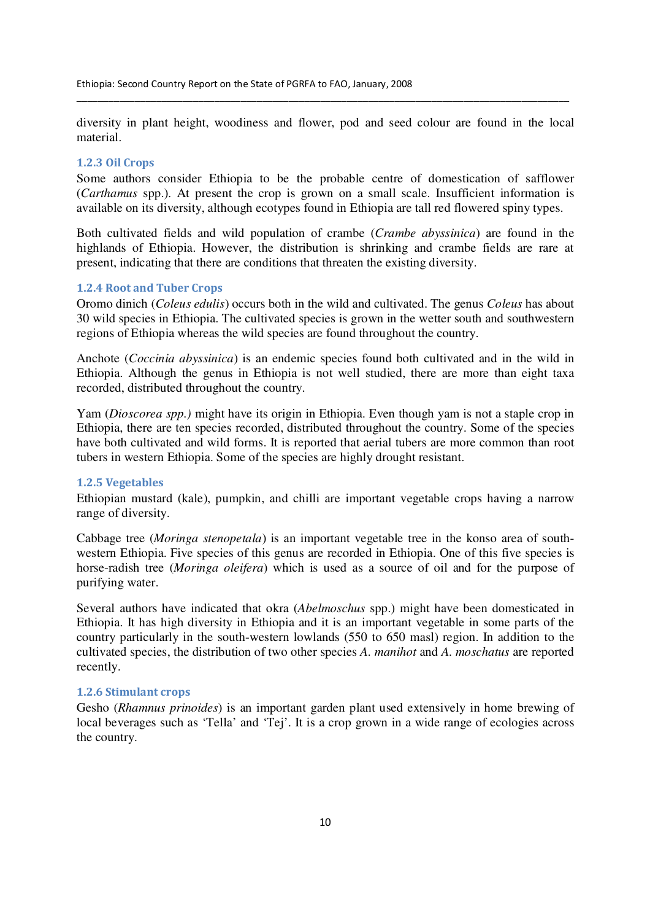diversity in plant height, woodiness and flower, pod and seed colour are found in the local material.

### 1.2.3 Oil Crops

Some authors consider Ethiopia to be the probable centre of domestication of safflower (*Carthamus* spp.). At present the crop is grown on a small scale. Insufficient information is available on its diversity, although ecotypes found in Ethiopia are tall red flowered spiny types.

Both cultivated fields and wild population of crambe (*Crambe abyssinica*) are found in the highlands of Ethiopia. However, the distribution is shrinking and crambe fields are rare at present, indicating that there are conditions that threaten the existing diversity.

### 1.2.4 Root and Tuber Crops

Oromo dinich (*Coleus edulis*) occurs both in the wild and cultivated. The genus *Coleus* has about 30 wild species in Ethiopia. The cultivated species is grown in the wetter south and southwestern regions of Ethiopia whereas the wild species are found throughout the country.

Anchote (*Coccinia abyssinica*) is an endemic species found both cultivated and in the wild in Ethiopia. Although the genus in Ethiopia is not well studied, there are more than eight taxa recorded, distributed throughout the country.

Yam (*Dioscorea spp.)* might have its origin in Ethiopia. Even though yam is not a staple crop in Ethiopia, there are ten species recorded, distributed throughout the country. Some of the species have both cultivated and wild forms. It is reported that aerial tubers are more common than root tubers in western Ethiopia. Some of the species are highly drought resistant.

### 1.2.5 Vegetables

Ethiopian mustard (kale), pumpkin, and chilli are important vegetable crops having a narrow range of diversity.

Cabbage tree (*Moringa stenopetala*) is an important vegetable tree in the konso area of south-western Ethiopia. Five species of this genus are recorded in Ethiopia. One of this five species is horse-radish tree (*Moringa oleifera*) which is used as a source of oil and for the purpose of purifying water.

Several authors have indicated that okra (*Abelmoschus* spp.) might have been domesticated in Ethiopia. It has high diversity in Ethiopia and it is an important vegetable in some parts of the country particularly in the south-western lowlands (550 to 650 masl) region. In addition to the cultivated species, the distribution of two other species *A. manihot* and *A. moschatus* are reported recently.

### 1.2.6 Stimulant crops

Gesho (*Rhamnus prinoides*) is an important garden plant used extensively in home brewing of local beverages such as 'Tella' and 'Tej'. It is a crop grown in a wide range of ecologies across the country.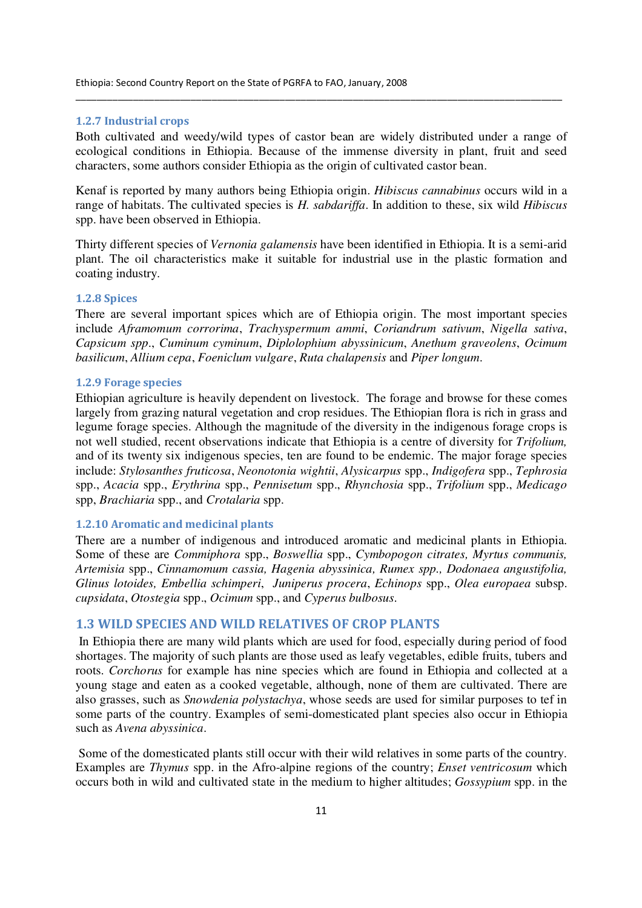### 1.2.7 Industrial crops

Both cultivated and weedy/wild types of castor bean are widely distributed under a range of ecological conditions in Ethiopia. Because of the immense diversity in plant, fruit and seed characters, some authors consider Ethiopia as the origin of cultivated castor bean.

Kenaf is reported by many authors being Ethiopia origin. *Hibiscus cannabinus* occurs wild in a range of habitats. The cultivated species is *H. sabdariffa*. In addition to these, six wild *Hibiscus* spp. have been observed in Ethiopia.

Thirty different species of *Vernonia galamensis* have been identified in Ethiopia. It is a semi-arid plant. The oil characteristics make it suitable for industrial use in the plastic formation and coating industry.

### 1.2.8 Spices

There are several important spices which are of Ethiopia origin. The most important species include *Aframomum corrorima*, *Trachyspermum ammi*, *Coriandrum sativum*, *Nigella sativa*, *Capsicum spp*., *Cuminum cyminum*, *Diplolophium abyssinicum*, *Anethum graveolens*, *Ocimum basilicum*, *Allium cepa*, *Foeniclum vulgare*, *Ruta chalapensis* and *Piper longum*.

### 1.2.9 Forage species

Ethiopian agriculture is heavily dependent on livestock. The forage and browse for these comes largely from grazing natural vegetation and crop residues. The Ethiopian flora is rich in grass and legume forage species. Although the magnitude of the diversity in the indigenous forage crops is not well studied, recent observations indicate that Ethiopia is a centre of diversity for *Trifolium,* and of its twenty six indigenous species, ten are found to be endemic. The major forage species include: *Stylosanthes fruticosa*, *Neonotonia wightii*, *Alysicarpus* spp., *Indigofera* spp., *Tephrosia* spp., *Acacia* spp., *Erythrina* spp., *Pennisetum* spp., *Rhynchosia* spp., *Trifolium* spp., *Medicago* spp, *Brachiaria* spp., and *Crotalaria* spp.

### 1.2.10 Aromatic and medicinal plants

There are a number of indigenous and introduced aromatic and medicinal plants in Ethiopia. Some of these are *Commiphora* spp., *Boswellia* spp., *Cymbopogon citrates, Myrtus communis, Artemisia* spp., *Cinnamomum cassia, Hagenia abyssinica, Rumex spp., Dodonaea angustifolia, Glinus lotoides, Embellia schimperi*, *Juniperus procera*, *Echinops* spp., *Olea europaea* subsp. *cupsidata*, *Otostegia* spp., *Ocimum* spp., and *Cyperus bulbosus*.

## 1.3 WILD SPECIES AND WILD RELATIVES OF CROP PLANTS

In Ethiopia there are many wild plants which are used for food, especially during period of food shortages. The majority of such plants are those used as leafy vegetables, edible fruits, tubers and roots. *Corchorus* for example has nine species which are found in Ethiopia and collected at a young stage and eaten as a cooked vegetable, although, none of them are cultivated. There are also grasses, such as *Snowdenia polystachya*, whose seeds are used for similar purposes to tef in some parts of the country. Examples of semi-domesticated plant species also occur in Ethiopia such as *Avena abyssinica*.

Some of the domesticated plants still occur with their wild relatives in some parts of the country. Examples are *Thymus* spp. in the Afro-alpine regions of the country; *Enset ventricosum* which occurs both in wild and cultivated state in the medium to higher altitudes; *Gossypium* spp. in the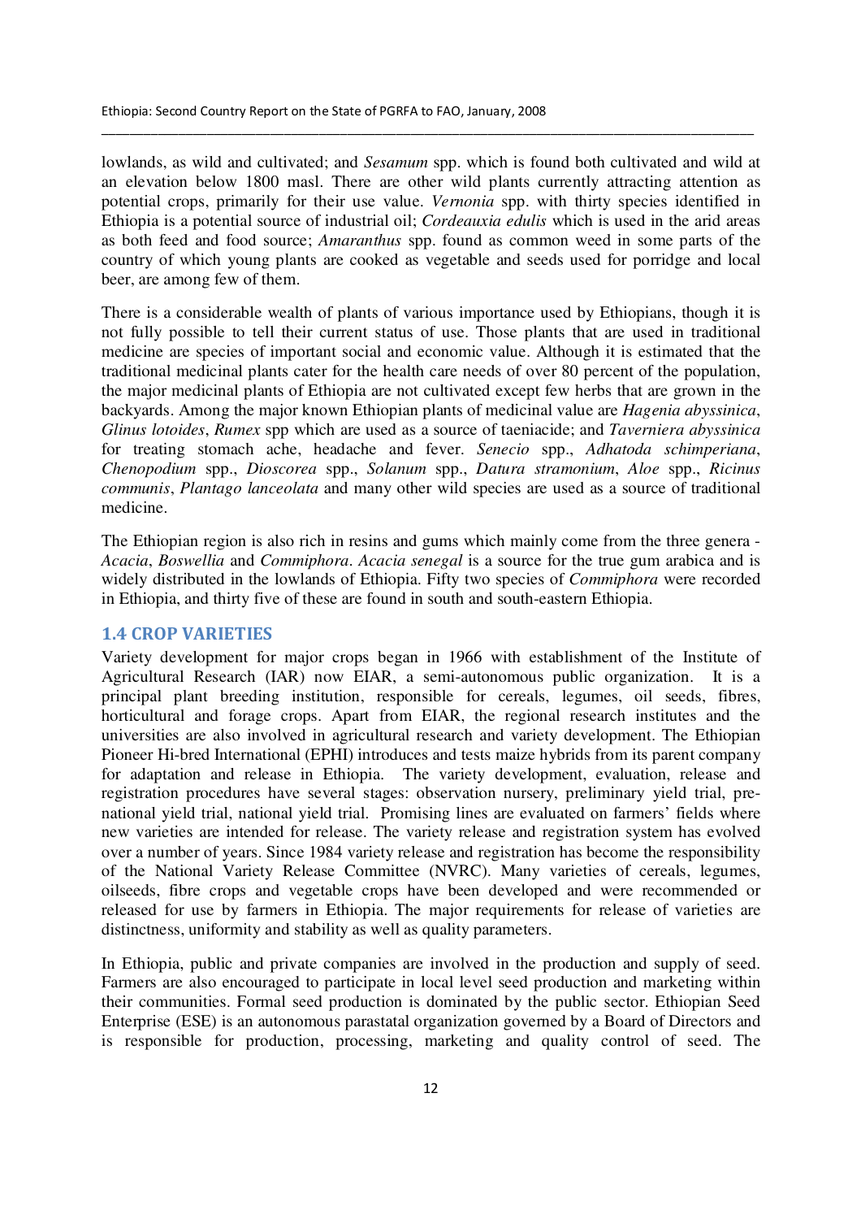lowlands, as wild and cultivated; and *Sesamum* spp. which is found both cultivated and wild at an elevation below 1800 masl. There are other wild plants currently attracting attention as potential crops, primarily for their use value. *Vernonia* spp. with thirty species identified in Ethiopia is a potential source of industrial oil; *Cordeauxia edulis* which is used in the arid areas as both feed and food source; *Amaranthus* spp. found as common weed in some parts of the country of which young plants are cooked as vegetable and seeds used for porridge and local beer, are among few of them.

There is a considerable wealth of plants of various importance used by Ethiopians, though it is not fully possible to tell their current status of use. Those plants that are used in traditional medicine are species of important social and economic value. Although it is estimated that the traditional medicinal plants cater for the health care needs of over 80 percent of the population, the major medicinal plants of Ethiopia are not cultivated except few herbs that are grown in the backyards. Among the major known Ethiopian plants of medicinal value are *Hagenia abyssinica*, *Glinus lotoides*, *Rumex* spp which are used as a source of taeniacide; and *Taverniera abyssinica* for treating stomach ache, headache and fever. *Senecio* spp., *Adhatoda schimperiana*, *Chenopodium* spp., *Dioscorea* spp., *Solanum* spp., *Datura stramonium*, *Aloe* spp., *Ricinus communis*, *Plantago lanceolata* and many other wild species are used as a source of traditional medicine.

The Ethiopian region is also rich in resins and gums which mainly come from the three genera - *Acacia*, *Boswellia* and *Commiphora*. *Acacia senegal* is a source for the true gum arabica and is widely distributed in the lowlands of Ethiopia. Fifty two species of *Commiphora* were recorded in Ethiopia, and thirty five of these are found in south and south-eastern Ethiopia.

### 1.4 CROP VARIETIES

Variety development for major crops began in 1966 with establishment of the Institute of Agricultural Research (IAR) now EIAR, a semi-autonomous public organization. It is a principal plant breeding institution, responsible for cereals, legumes, oil seeds, fibres, horticultural and forage crops. Apart from EIAR, the regional research institutes and the universities are also involved in agricultural research and variety development. The Ethiopian Pioneer Hi-bred International (EPHI) introduces and tests maize hybrids from its parent company for adaptation and release in Ethiopia. The variety development, evaluation, release and registration procedures have several stages: observation nursery, preliminary yield trial, pre-national yield trial, national yield trial. Promising lines are evaluated on farmers' fields where new varieties are intended for release. The variety release and registration system has evolved over a number of years. Since 1984 variety release and registration has become the responsibility of the National Variety Release Committee (NVRC). Many varieties of cereals, legumes, oilseeds, fibre crops and vegetable crops have been developed and were recommended or released for use by farmers in Ethiopia. The major requirements for release of varieties are distinctness, uniformity and stability as well as quality parameters.

In Ethiopia, public and private companies are involved in the production and supply of seed. Farmers are also encouraged to participate in local level seed production and marketing within their communities. Formal seed production is dominated by the public sector. Ethiopian Seed Enterprise (ESE) is an autonomous parastatal organization governed by a Board of Directors and is responsible for production, processing, marketing and quality control of seed. The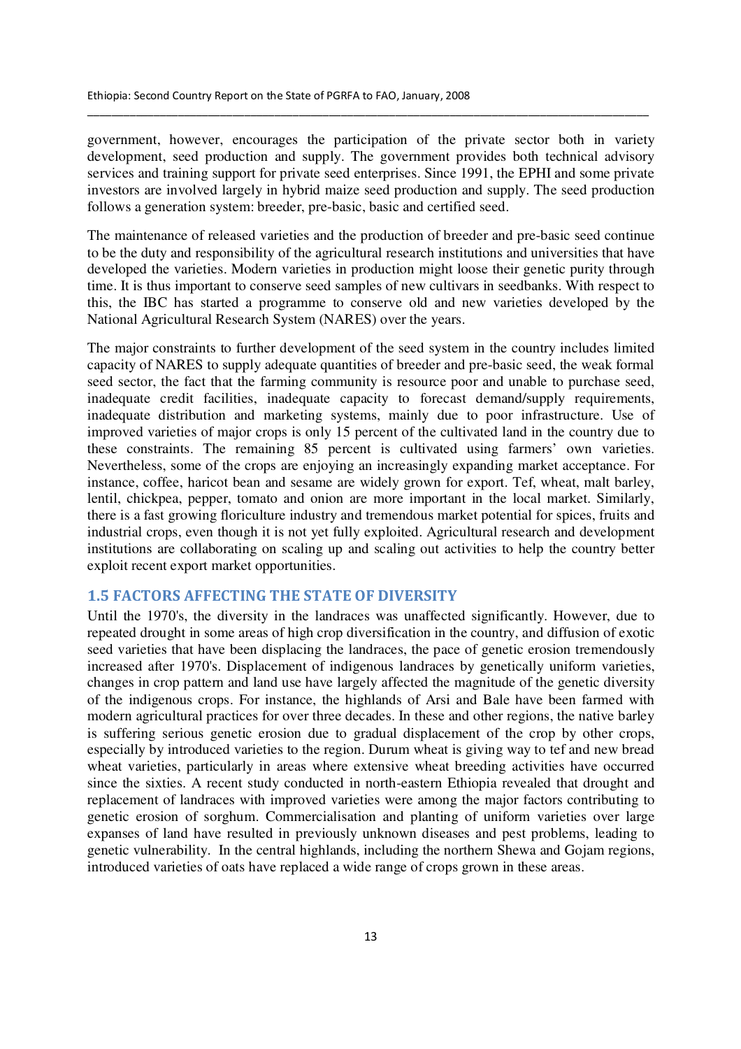government, however, encourages the participation of the private sector both in variety development, seed production and supply. The government provides both technical advisory services and training support for private seed enterprises. Since 1991, the EPHI and some private investors are involved largely in hybrid maize seed production and supply. The seed production follows a generation system: breeder, pre-basic, basic and certified seed.

The maintenance of released varieties and the production of breeder and pre-basic seed continue to be the duty and responsibility of the agricultural research institutions and universities that have developed the varieties. Modern varieties in production might loose their genetic purity through time. It is thus important to conserve seed samples of new cultivars in seedbanks. With respect to this, the IBC has started a programme to conserve old and new varieties developed by the National Agricultural Research System (NARES) over the years.

The major constraints to further development of the seed system in the country includes limited capacity of NARES to supply adequate quantities of breeder and pre-basic seed, the weak formal seed sector, the fact that the farming community is resource poor and unable to purchase seed, inadequate credit facilities, inadequate capacity to forecast demand/supply requirements, inadequate distribution and marketing systems, mainly due to poor infrastructure. Use of improved varieties of major crops is only 15 percent of the cultivated land in the country due to these constraints. The remaining 85 percent is cultivated using farmers' own varieties. Nevertheless, some of the crops are enjoying an increasingly expanding market acceptance. For instance, coffee, haricot bean and sesame are widely grown for export. Tef, wheat, malt barley, lentil, chickpea, pepper, tomato and onion are more important in the local market. Similarly, there is a fast growing floriculture industry and tremendous market potential for spices, fruits and industrial crops, even though it is not yet fully exploited. Agricultural research and development institutions are collaborating on scaling up and scaling out activities to help the country better exploit recent export market opportunities.

## 1.5 FACTORS AFFECTING THE STATE OF DIVERSITY

Until the 1970's, the diversity in the landraces was unaffected significantly. However, due to repeated drought in some areas of high crop diversification in the country, and diffusion of exotic seed varieties that have been displacing the landraces, the pace of genetic erosion tremendously increased after 1970's. Displacement of indigenous landraces by genetically uniform varieties, changes in crop pattern and land use have largely affected the magnitude of the genetic diversity of the indigenous crops. For instance, the highlands of Arsi and Bale have been farmed with modern agricultural practices for over three decades. In these and other regions, the native barley is suffering serious genetic erosion due to gradual displacement of the crop by other crops, especially by introduced varieties to the region. Durum wheat is giving way to tef and new bread wheat varieties, particularly in areas where extensive wheat breeding activities have occurred since the sixties. A recent study conducted in north-eastern Ethiopia revealed that drought and replacement of landraces with improved varieties were among the major factors contributing to genetic erosion of sorghum. Commercialisation and planting of uniform varieties over large expanses of land have resulted in previously unknown diseases and pest problems, leading to genetic vulnerability. In the central highlands, including the northern Shewa and Gojam regions, introduced varieties of oats have replaced a wide range of crops grown in these areas.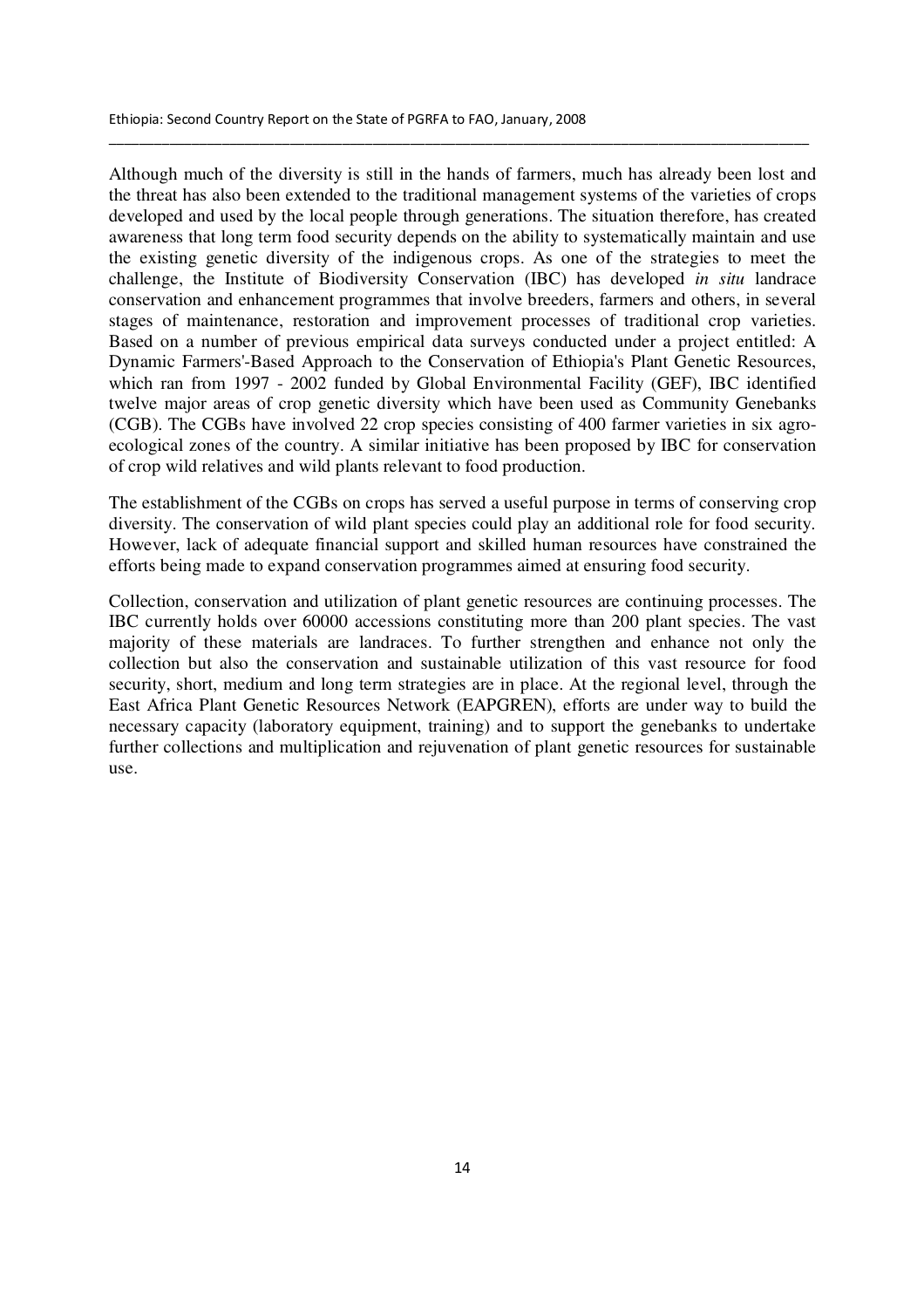Although much of the diversity is still in the hands of farmers, much has already been lost and the threat has also been extended to the traditional management systems of the varieties of crops developed and used by the local people through generations. The situation therefore, has created awareness that long term food security depends on the ability to systematically maintain and use the existing genetic diversity of the indigenous crops. As one of the strategies to meet the challenge, the Institute of Biodiversity Conservation (IBC) has developed *in situ* landrace conservation and enhancement programmes that involve breeders, farmers and others, in several stages of maintenance, restoration and improvement processes of traditional crop varieties. Based on a number of previous empirical data surveys conducted under a project entitled: A Dynamic Farmers'-Based Approach to the Conservation of Ethiopia's Plant Genetic Resources, which ran from 1997 - 2002 funded by Global Environmental Facility (GEF), IBC identified twelve major areas of crop genetic diversity which have been used as Community Genebanks (CGB). The CGBs have involved 22 crop species consisting of 400 farmer varieties in six agro-ecological zones of the country. A similar initiative has been proposed by IBC for conservation of crop wild relatives and wild plants relevant to food production.

The establishment of the CGBs on crops has served a useful purpose in terms of conserving crop diversity. The conservation of wild plant species could play an additional role for food security. However, lack of adequate financial support and skilled human resources have constrained the efforts being made to expand conservation programmes aimed at ensuring food security.

Collection, conservation and utilization of plant genetic resources are continuing processes. The IBC currently holds over 60000 accessions constituting more than 200 plant species. The vast majority of these materials are landraces. To further strengthen and enhance not only the collection but also the conservation and sustainable utilization of this vast resource for food security, short, medium and long term strategies are in place. At the regional level, through the East Africa Plant Genetic Resources Network (EAPGREN), efforts are under way to build the necessary capacity (laboratory equipment, training) and to support the genebanks to undertake further collections and multiplication and rejuvenation of plant genetic resources for sustainable use.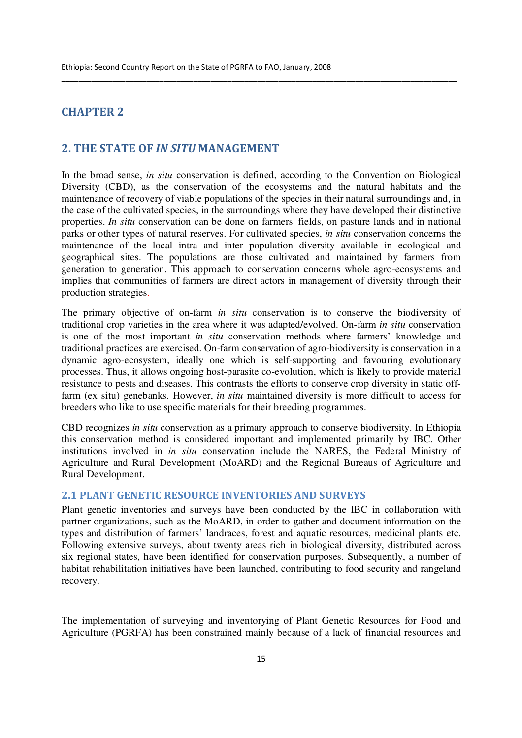# CHAPTER 2

## 2. THE STATE OF *IN SITU* MANAGEMENT

In the broad sense, *in situ* conservation is defined, according to the Convention on Biological Diversity (CBD), as the conservation of the ecosystems and the natural habitats and the maintenance of recovery of viable populations of the species in their natural surroundings and, in the case of the cultivated species, in the surroundings where they have developed their distinctive properties. *In situ* conservation can be done on farmers' fields, on pasture lands and in national parks or other types of natural reserves. For cultivated species, *in situ* conservation concerns the maintenance of the local intra and inter population diversity available in ecological and geographical sites. The populations are those cultivated and maintained by farmers from generation to generation. This approach to conservation concerns whole agro-ecosystems and implies that communities of farmers are direct actors in management of diversity through their production strategies.

The primary objective of on-farm *in situ* conservation is to conserve the biodiversity of traditional crop varieties in the area where it was adapted/evolved. On-farm *in situ* conservation is one of the most important *in situ* conservation methods where farmers' knowledge and traditional practices are exercised. On-farm conservation of agro-biodiversity is conservation in a dynamic agro-ecosystem, ideally one which is self-supporting and favouring evolutionary processes. Thus, it allows ongoing host-parasite co-evolution, which is likely to provide material resistance to pests and diseases. This contrasts the efforts to conserve crop diversity in static off-farm (ex situ) genebanks. However, *in situ* maintained diversity is more difficult to access for breeders who like to use specific materials for their breeding programmes.

CBD recognizes *in situ* conservation as a primary approach to conserve biodiversity. In Ethiopia this conservation method is considered important and implemented primarily by IBC. Other institutions involved in *in situ* conservation include the NARES, the Federal Ministry of Agriculture and Rural Development (MoARD) and the Regional Bureaus of Agriculture and Rural Development.

### 2.1 PLANT GENETIC RESOURCE INVENTORIES AND SURVEYS

Plant genetic inventories and surveys have been conducted by the IBC in collaboration with partner organizations, such as the MoARD, in order to gather and document information on the types and distribution of farmers' landraces, forest and aquatic resources, medicinal plants etc. Following extensive surveys, about twenty areas rich in biological diversity, distributed across six regional states, have been identified for conservation purposes. Subsequently, a number of habitat rehabilitation initiatives have been launched, contributing to food security and rangeland recovery.

The implementation of surveying and inventorying of Plant Genetic Resources for Food and Agriculture (PGRFA) has been constrained mainly because of a lack of financial resources and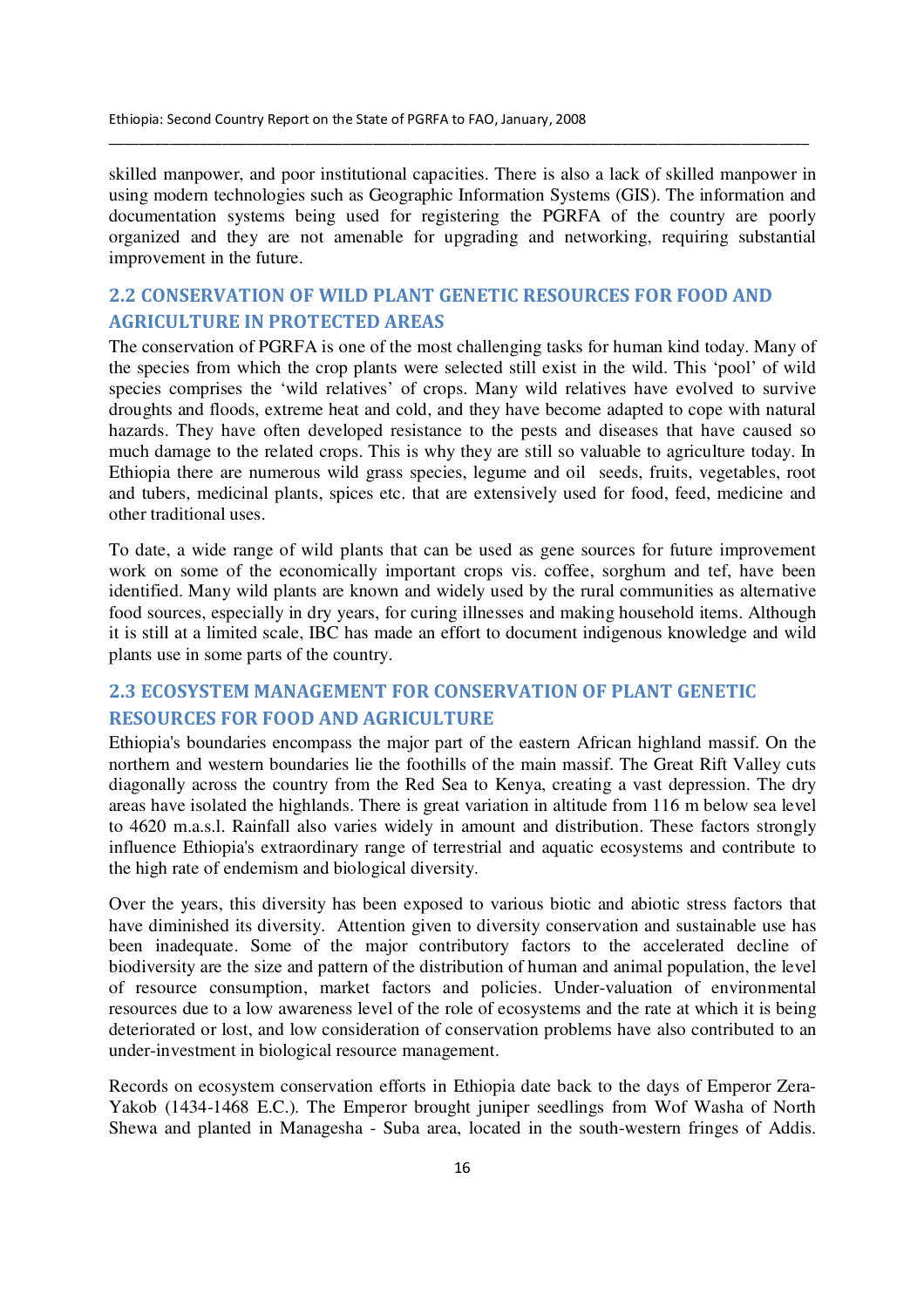skilled manpower, and poor institutional capacities. There is also a lack of skilled manpower in using modern technologies such as Geographic Information Systems (GIS). The information and documentation systems being used for registering the PGRFA of the country are poorly organized and they are not amenable for upgrading and networking, requiring substantial improvement in the future.

## 2.2 CONSERVATION OF WILD PLANT GENETIC RESOURCES FOR FOOD AND AGRICULTURE IN PROTECTED AREAS

The conservation of PGRFA is one of the most challenging tasks for human kind today. Many of the species from which the crop plants were selected still exist in the wild. This 'pool' of wild species comprises the 'wild relatives' of crops. Many wild relatives have evolved to survive droughts and floods, extreme heat and cold, and they have become adapted to cope with natural hazards. They have often developed resistance to the pests and diseases that have caused so much damage to the related crops. This is why they are still so valuable to agriculture today. In Ethiopia there are numerous wild grass species, legume and oil seeds, fruits, vegetables, root and tubers, medicinal plants, spices etc. that are extensively used for food, feed, medicine and other traditional uses.

To date, a wide range of wild plants that can be used as gene sources for future improvement work on some of the economically important crops vis. coffee, sorghum and tef, have been identified. Many wild plants are known and widely used by the rural communities as alternative food sources, especially in dry years, for curing illnesses and making household items. Although it is still at a limited scale, IBC has made an effort to document indigenous knowledge and wild plants use in some parts of the country.

## 2.3 ECOSYSTEM MANAGEMENT FOR CONSERVATION OF PLANT GENETIC RESOURCES FOR FOOD AND AGRICULTURE

Ethiopia's boundaries encompass the major part of the eastern African highland massif. On the northern and western boundaries lie the foothills of the main massif. The Great Rift Valley cuts diagonally across the country from the Red Sea to Kenya, creating a vast depression. The dry areas have isolated the highlands. There is great variation in altitude from 116 m below sea level to 4620 m.a.s.l. Rainfall also varies widely in amount and distribution. These factors strongly influence Ethiopia's extraordinary range of terrestrial and aquatic ecosystems and contribute to the high rate of endemism and biological diversity.

Over the years, this diversity has been exposed to various biotic and abiotic stress factors that have diminished its diversity. Attention given to diversity conservation and sustainable use has been inadequate. Some of the major contributory factors to the accelerated decline of biodiversity are the size and pattern of the distribution of human and animal population, the level of resource consumption, market factors and policies. Under-valuation of environmental resources due to a low awareness level of the role of ecosystems and the rate at which it is being deteriorated or lost, and low consideration of conservation problems have also contributed to an under-investment in biological resource management.

Records on ecosystem conservation efforts in Ethiopia date back to the days of Emperor Zera-Yakob (1434-1468 E.C.). The Emperor brought juniper seedlings from Wof Washa of North Shewa and planted in Managesha - Suba area, located in the south-western fringes of Addis.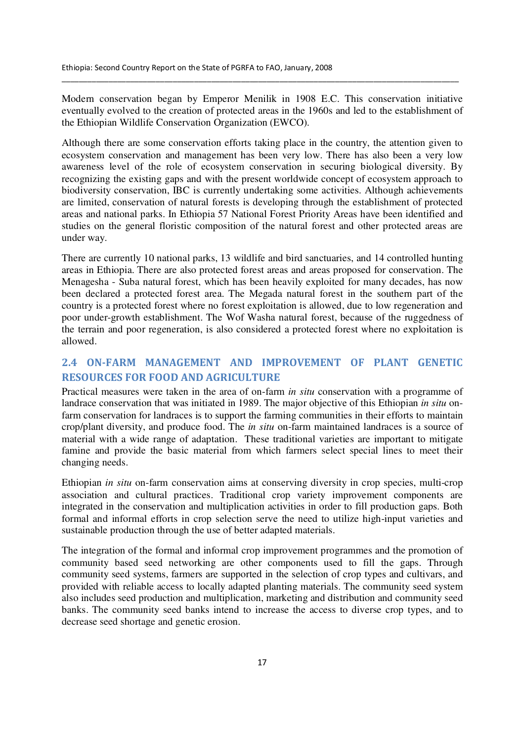Modern conservation began by Emperor Menilik in 1908 E.C. This conservation initiative eventually evolved to the creation of protected areas in the 1960s and led to the establishment of the Ethiopian Wildlife Conservation Organization (EWCO).

Although there are some conservation efforts taking place in the country, the attention given to ecosystem conservation and management has been very low. There has also been a very low awareness level of the role of ecosystem conservation in securing biological diversity. By recognizing the existing gaps and with the present worldwide concept of ecosystem approach to biodiversity conservation, IBC is currently undertaking some activities. Although achievements are limited, conservation of natural forests is developing through the establishment of protected areas and national parks. In Ethiopia 57 National Forest Priority Areas have been identified and studies on the general floristic composition of the natural forest and other protected areas are under way.

There are currently 10 national parks, 13 wildlife and bird sanctuaries, and 14 controlled hunting areas in Ethiopia. There are also protected forest areas and areas proposed for conservation. The Menagesha - Suba natural forest, which has been heavily exploited for many decades, has now been declared a protected forest area. The Megada natural forest in the southern part of the country is a protected forest where no forest exploitation is allowed, due to low regeneration and poor under-growth establishment. The Wof Washa natural forest, because of the ruggedness of the terrain and poor regeneration, is also considered a protected forest where no exploitation is allowed.

## 2.4 ON-FARM MANAGEMENT AND IMPROVEMENT OF PLANT GENETIC RESOURCES FOR FOOD AND AGRICULTURE

Practical measures were taken in the area of on-farm *in situ* conservation with a programme of landrace conservation that was initiated in 1989. The major objective of this Ethiopian *in situ* on-farm conservation for landraces is to support the farming communities in their efforts to maintain crop/plant diversity, and produce food. The *in situ* on-farm maintained landraces is a source of material with a wide range of adaptation. These traditional varieties are important to mitigate famine and provide the basic material from which farmers select special lines to meet their changing needs.

Ethiopian *in situ* on-farm conservation aims at conserving diversity in crop species, multi-crop association and cultural practices. Traditional crop variety improvement components are integrated in the conservation and multiplication activities in order to fill production gaps. Both formal and informal efforts in crop selection serve the need to utilize high-input varieties and sustainable production through the use of better adapted materials.

The integration of the formal and informal crop improvement programmes and the promotion of community based seed networking are other components used to fill the gaps. Through community seed systems, farmers are supported in the selection of crop types and cultivars, and provided with reliable access to locally adapted planting materials. The community seed system also includes seed production and multiplication, marketing and distribution and community seed banks. The community seed banks intend to increase the access to diverse crop types, and to decrease seed shortage and genetic erosion.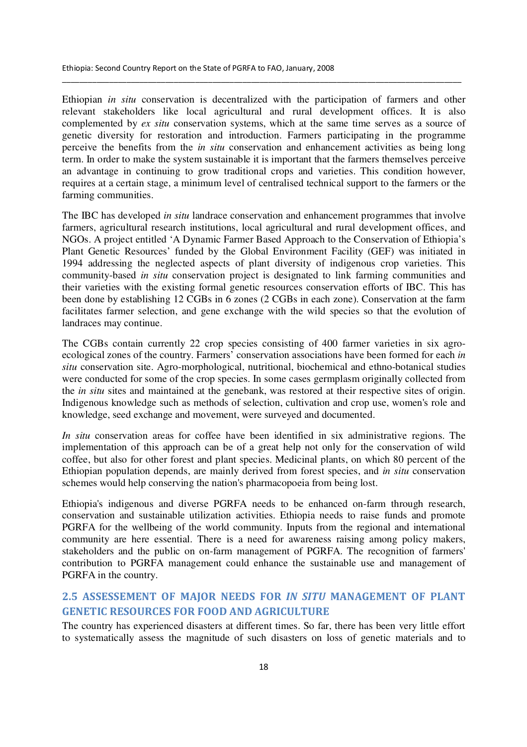Ethiopian *in situ* conservation is decentralized with the participation of farmers and other relevant stakeholders like local agricultural and rural development offices. It is also complemented by *ex situ* conservation systems, which at the same time serves as a source of genetic diversity for restoration and introduction. Farmers participating in the programme perceive the benefits from the *in situ* conservation and enhancement activities as being long term. In order to make the system sustainable it is important that the farmers themselves perceive an advantage in continuing to grow traditional crops and varieties. This condition however, requires at a certain stage, a minimum level of centralised technical support to the farmers or the farming communities.

The IBC has developed *in situ* landrace conservation and enhancement programmes that involve farmers, agricultural research institutions, local agricultural and rural development offices, and NGOs. A project entitled 'A Dynamic Farmer Based Approach to the Conservation of Ethiopia's Plant Genetic Resources' funded by the Global Environment Facility (GEF) was initiated in 1994 addressing the neglected aspects of plant diversity of indigenous crop varieties. This community-based *in situ* conservation project is designated to link farming communities and their varieties with the existing formal genetic resources conservation efforts of IBC. This has been done by establishing 12 CGBs in 6 zones (2 CGBs in each zone). Conservation at the farm facilitates farmer selection, and gene exchange with the wild species so that the evolution of landraces may continue.

The CGBs contain currently 22 crop species consisting of 400 farmer varieties in six agro-ecological zones of the country. Farmers' conservation associations have been formed for each *in situ* conservation site. Agro-morphological, nutritional, biochemical and ethno-botanical studies were conducted for some of the crop species. In some cases germplasm originally collected from the *in situ* sites and maintained at the genebank, was restored at their respective sites of origin. Indigenous knowledge such as methods of selection, cultivation and crop use, women's role and knowledge, seed exchange and movement, were surveyed and documented.

*In situ* conservation areas for coffee have been identified in six administrative regions. The implementation of this approach can be of a great help not only for the conservation of wild coffee, but also for other forest and plant species. Medicinal plants, on which 80 percent of the Ethiopian population depends, are mainly derived from forest species, and *in situ* conservation schemes would help conserving the nation's pharmacopoeia from being lost.

Ethiopia's indigenous and diverse PGRFA needs to be enhanced on-farm through research, conservation and sustainable utilization activities. Ethiopia needs to raise funds and promote PGRFA for the wellbeing of the world community. Inputs from the regional and international community are here essential. There is a need for awareness raising among policy makers, stakeholders and the public on on-farm management of PGRFA. The recognition of farmers' contribution to PGRFA management could enhance the sustainable use and management of PGRFA in the country.

## 2.5 ASSESEMENT OF MAJOR NEEDS FOR *IN SITU* MANAGEMENT OF PLANT GENETIC RESOURCES FOR FOOD AND AGRICULTURE

The country has experienced disasters at different times. So far, there has been very little effort to systematically assess the magnitude of such disasters on loss of genetic materials and to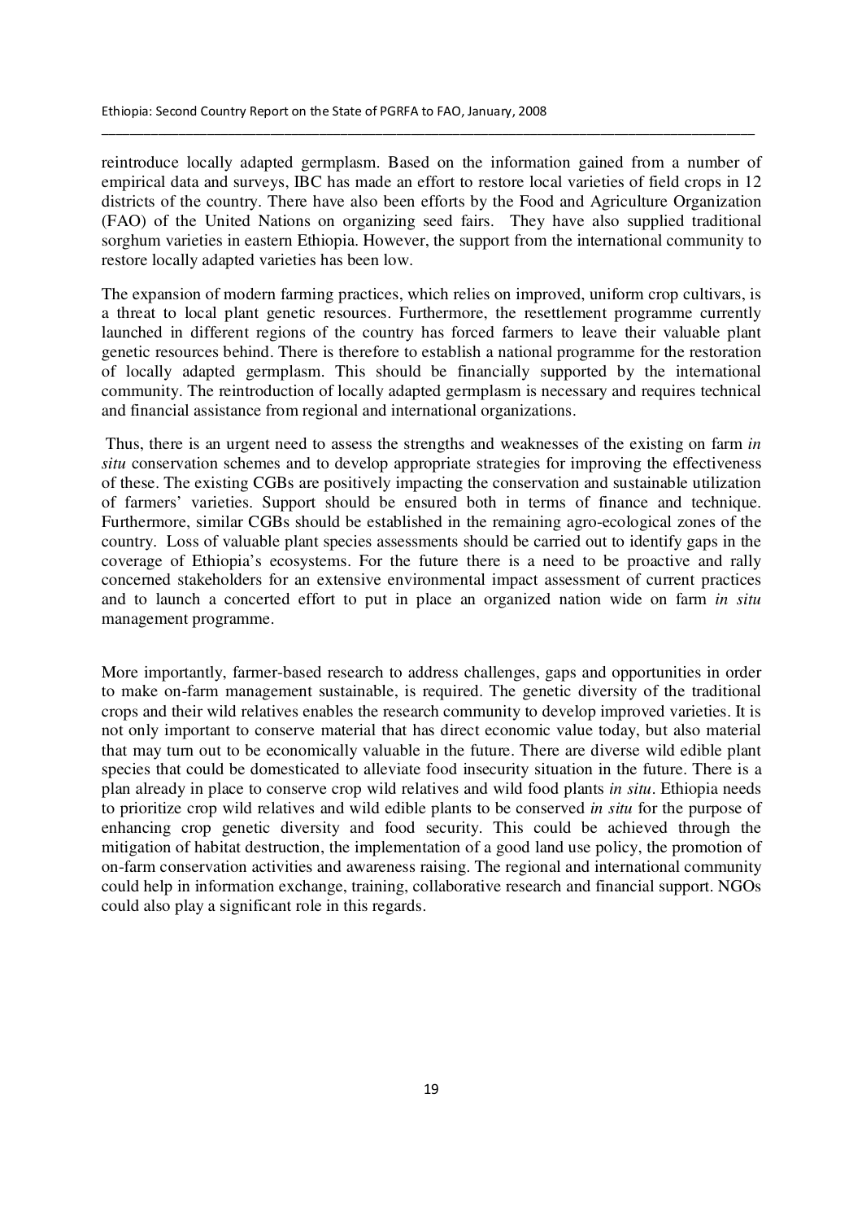reintroduce locally adapted germplasm. Based on the information gained from a number of empirical data and surveys, IBC has made an effort to restore local varieties of field crops in 12 districts of the country. There have also been efforts by the Food and Agriculture Organization (FAO) of the United Nations on organizing seed fairs. They have also supplied traditional sorghum varieties in eastern Ethiopia. However, the support from the international community to restore locally adapted varieties has been low.

The expansion of modern farming practices, which relies on improved, uniform crop cultivars, is a threat to local plant genetic resources. Furthermore, the resettlement programme currently launched in different regions of the country has forced farmers to leave their valuable plant genetic resources behind. There is therefore to establish a national programme for the restoration of locally adapted germplasm. This should be financially supported by the international community. The reintroduction of locally adapted germplasm is necessary and requires technical and financial assistance from regional and international organizations.

Thus, there is an urgent need to assess the strengths and weaknesses of the existing on farm *in situ* conservation schemes and to develop appropriate strategies for improving the effectiveness of these. The existing CGBs are positively impacting the conservation and sustainable utilization of farmers' varieties. Support should be ensured both in terms of finance and technique. Furthermore, similar CGBs should be established in the remaining agro-ecological zones of the country. Loss of valuable plant species assessments should be carried out to identify gaps in the coverage of Ethiopia's ecosystems. For the future there is a need to be proactive and rally concerned stakeholders for an extensive environmental impact assessment of current practices and to launch a concerted effort to put in place an organized nation wide on farm *in situ* management programme.

More importantly, farmer-based research to address challenges, gaps and opportunities in order to make on-farm management sustainable, is required. The genetic diversity of the traditional crops and their wild relatives enables the research community to develop improved varieties. It is not only important to conserve material that has direct economic value today, but also material that may turn out to be economically valuable in the future. There are diverse wild edible plant species that could be domesticated to alleviate food insecurity situation in the future. There is a plan already in place to conserve crop wild relatives and wild food plants *in situ*. Ethiopia needs to prioritize crop wild relatives and wild edible plants to be conserved *in situ* for the purpose of enhancing crop genetic diversity and food security. This could be achieved through the mitigation of habitat destruction, the implementation of a good land use policy, the promotion of on-farm conservation activities and awareness raising. The regional and international community could help in information exchange, training, collaborative research and financial support. NGOs could also play a significant role in this regards.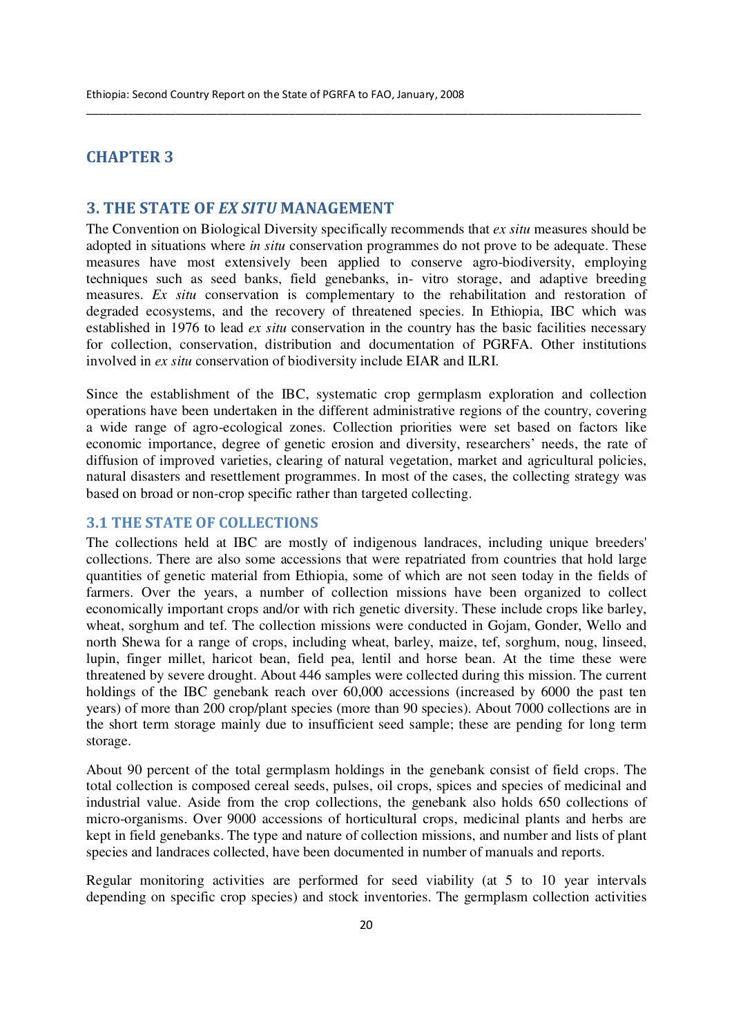# CHAPTER 3

## 3. THE STATE OF *EX SITU* MANAGEMENT

The Convention on Biological Diversity specifically recommends that *ex situ* measures should be adopted in situations where *in situ* conservation programmes do not prove to be adequate. These measures have most extensively been applied to conserve agro-biodiversity, employing techniques such as seed banks, field genebanks, in- vitro storage, and adaptive breeding measures. *Ex situ* conservation is complementary to the rehabilitation and restoration of degraded ecosystems, and the recovery of threatened species. In Ethiopia, IBC which was established in 1976 to lead *ex situ* conservation in the country has the basic facilities necessary for collection, conservation, distribution and documentation of PGRFA. Other institutions involved in *ex situ* conservation of biodiversity include EIAR and ILRI.

Since the establishment of the IBC, systematic crop germplasm exploration and collection operations have been undertaken in the different administrative regions of the country, covering a wide range of agro-ecological zones. Collection priorities were set based on factors like economic importance, degree of genetic erosion and diversity, researchers' needs, the rate of diffusion of improved varieties, clearing of natural vegetation, market and agricultural policies, natural disasters and resettlement programmes. In most of the cases, the collecting strategy was based on broad or non-crop specific rather than targeted collecting.

### 3.1 THE STATE OF COLLECTIONS

The collections held at IBC are mostly of indigenous landraces, including unique breeders' collections. There are also some accessions that were repatriated from countries that hold large quantities of genetic material from Ethiopia, some of which are not seen today in the fields of farmers. Over the years, a number of collection missions have been organized to collect economically important crops and/or with rich genetic diversity. These include crops like barley, wheat, sorghum and tef. The collection missions were conducted in Gojam, Gonder, Wello and north Shewa for a range of crops, including wheat, barley, maize, tef, sorghum, noug, linseed, lupin, finger millet, haricot bean, field pea, lentil and horse bean. At the time these were threatened by severe drought. About 446 samples were collected during this mission. The current holdings of the IBC genebank reach over 60,000 accessions (increased by 6000 the past ten years) of more than 200 crop/plant species (more than 90 species). About 7000 collections are in the short term storage mainly due to insufficient seed sample; these are pending for long term storage.

About 90 percent of the total germplasm holdings in the genebank consist of field crops. The total collection is composed cereal seeds, pulses, oil crops, spices and species of medicinal and industrial value. Aside from the crop collections, the genebank also holds 650 collections of micro-organisms. Over 9000 accessions of horticultural crops, medicinal plants and herbs are kept in field genebanks. The type and nature of collection missions, and number and lists of plant species and landraces collected, have been documented in number of manuals and reports.

Regular monitoring activities are performed for seed viability (at 5 to 10 year intervals depending on specific crop species) and stock inventories. The germplasm collection activities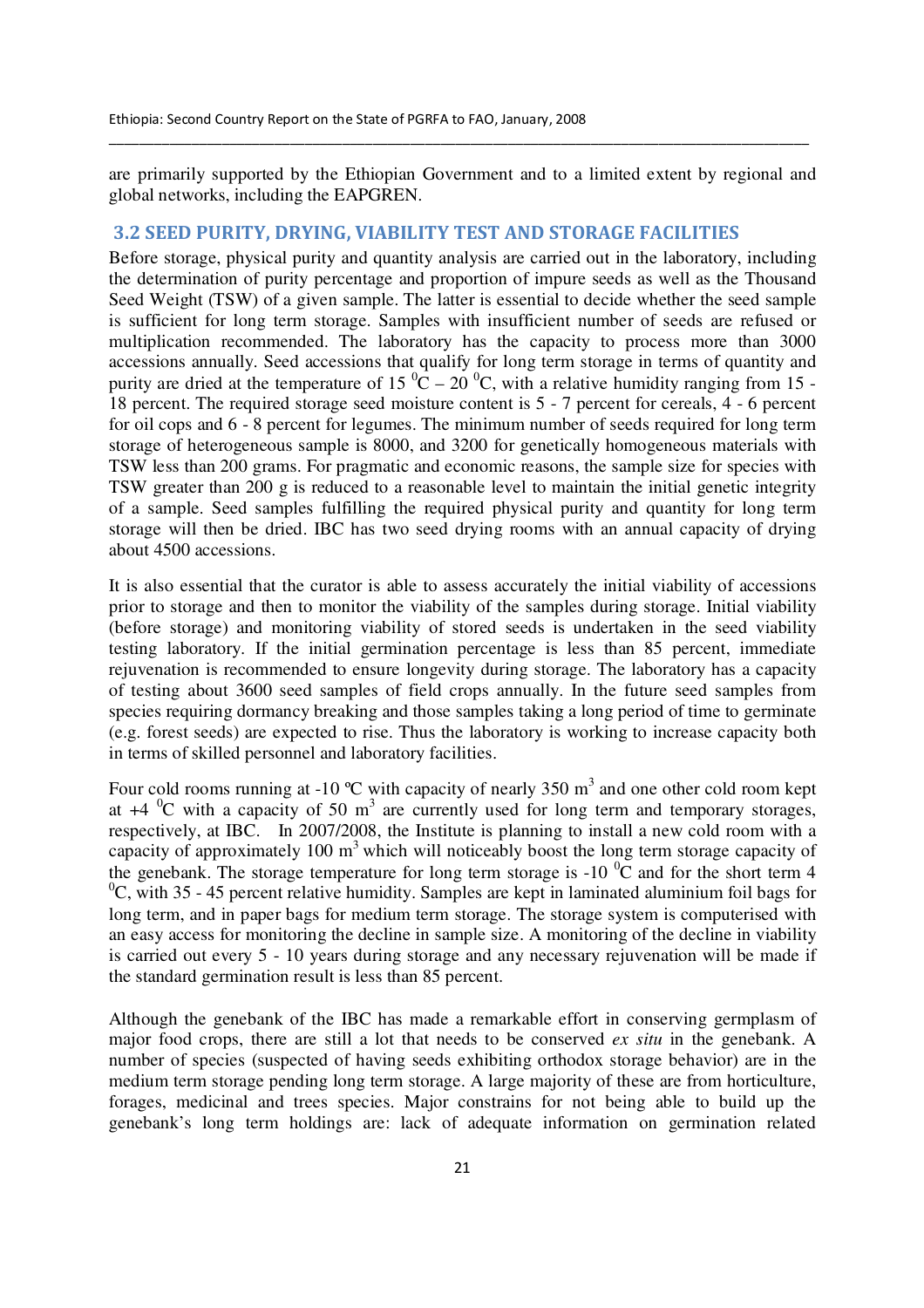are primarily supported by the Ethiopian Government and to a limited extent by regional and global networks, including the EAPGREN.

## 3.2 SEED PURITY, DRYING, VIABILITY TEST AND STORAGE FACILITIES

Before storage, physical purity and quantity analysis are carried out in the laboratory, including the determination of purity percentage and proportion of impure seeds as well as the Thousand Seed Weight (TSW) of a given sample. The latter is essential to decide whether the seed sample is sufficient for long term storage. Samples with insufficient number of seeds are refused or multiplication recommended. The laboratory has the capacity to process more than 3000 accessions annually. Seed accessions that qualify for long term storage in terms of quantity and purity are dried at the temperature of 15 $^{0}$C – 20 $^{0}$C, with a relative humidity ranging from 15 - 18 percent. The required storage seed moisture content is 5 - 7 percent for cereals, 4 - 6 percent for oil cops and 6 - 8 percent for legumes. The minimum number of seeds required for long term storage of heterogeneous sample is 8000, and 3200 for genetically homogeneous materials with TSW less than 200 grams. For pragmatic and economic reasons, the sample size for species with TSW greater than 200 g is reduced to a reasonable level to maintain the initial genetic integrity of a sample. Seed samples fulfilling the required physical purity and quantity for long term storage will then be dried. IBC has two seed drying rooms with an annual capacity of drying about 4500 accessions.

It is also essential that the curator is able to assess accurately the initial viability of accessions prior to storage and then to monitor the viability of the samples during storage. Initial viability (before storage) and monitoring viability of stored seeds is undertaken in the seed viability testing laboratory. If the initial germination percentage is less than 85 percent, immediate rejuvenation is recommended to ensure longevity during storage. The laboratory has a capacity of testing about 3600 seed samples of field crops annually. In the future seed samples from species requiring dormancy breaking and those samples taking a long period of time to germinate (e.g. forest seeds) are expected to rise. Thus the laboratory is working to increase capacity both in terms of skilled personnel and laboratory facilities.

Four cold rooms running at -10 ºC with capacity of nearly 350 m$^3$ and one other cold room kept at +4 $^{0}$C with a capacity of 50 m$^3$ are currently used for long term and temporary storages, respectively, at IBC. In 2007/2008, the Institute is planning to install a new cold room with a capacity of approximately 100 m$^3$ which will noticeably boost the long term storage capacity of the genebank. The storage temperature for long term storage is -10 $^{0}$C and for the short term 4 $^{0}$C, with 35 - 45 percent relative humidity. Samples are kept in laminated aluminium foil bags for long term, and in paper bags for medium term storage. The storage system is computerised with an easy access for monitoring the decline in sample size. A monitoring of the decline in viability is carried out every 5 - 10 years during storage and any necessary rejuvenation will be made if the standard germination result is less than 85 percent.

Although the genebank of the IBC has made a remarkable effort in conserving germplasm of major food crops, there are still a lot that needs to be conserved *ex situ* in the genebank. A number of species (suspected of having seeds exhibiting orthodox storage behavior) are in the medium term storage pending long term storage. A large majority of these are from horticulture, forages, medicinal and trees species. Major constrains for not being able to build up the genebank's long term holdings are: lack of adequate information on germination related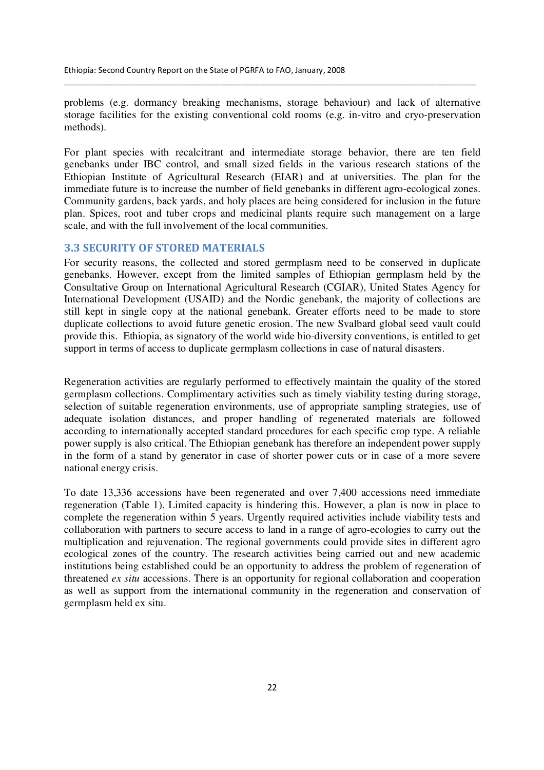problems (e.g. dormancy breaking mechanisms, storage behaviour) and lack of alternative storage facilities for the existing conventional cold rooms (e.g. in-vitro and cryo-preservation methods).

For plant species with recalcitrant and intermediate storage behavior, there are ten field genebanks under IBC control, and small sized fields in the various research stations of the Ethiopian Institute of Agricultural Research (EIAR) and at universities. The plan for the immediate future is to increase the number of field genebanks in different agro-ecological zones. Community gardens, back yards, and holy places are being considered for inclusion in the future plan. Spices, root and tuber crops and medicinal plants require such management on a large scale, and with the full involvement of the local communities.

### 3.3 SECURITY OF STORED MATERIALS

For security reasons, the collected and stored germplasm need to be conserved in duplicate genebanks. However, except from the limited samples of Ethiopian germplasm held by the Consultative Group on International Agricultural Research (CGIAR), United States Agency for International Development (USAID) and the Nordic genebank, the majority of collections are still kept in single copy at the national genebank. Greater efforts need to be made to store duplicate collections to avoid future genetic erosion. The new Svalbard global seed vault could provide this. Ethiopia, as signatory of the world wide bio-diversity conventions, is entitled to get support in terms of access to duplicate germplasm collections in case of natural disasters.

Regeneration activities are regularly performed to effectively maintain the quality of the stored germplasm collections. Complimentary activities such as timely viability testing during storage, selection of suitable regeneration environments, use of appropriate sampling strategies, use of adequate isolation distances, and proper handling of regenerated materials are followed according to internationally accepted standard procedures for each specific crop type. A reliable power supply is also critical. The Ethiopian genebank has therefore an independent power supply in the form of a stand by generator in case of shorter power cuts or in case of a more severe national energy crisis.

To date 13,336 accessions have been regenerated and over 7,400 accessions need immediate regeneration (Table 1). Limited capacity is hindering this. However, a plan is now in place to complete the regeneration within 5 years. Urgently required activities include viability tests and collaboration with partners to secure access to land in a range of agro-ecologies to carry out the multiplication and rejuvenation. The regional governments could provide sites in different agro ecological zones of the country. The research activities being carried out and new academic institutions being established could be an opportunity to address the problem of regeneration of threatened *ex situ* accessions. There is an opportunity for regional collaboration and cooperation as well as support from the international community in the regeneration and conservation of germplasm held ex situ.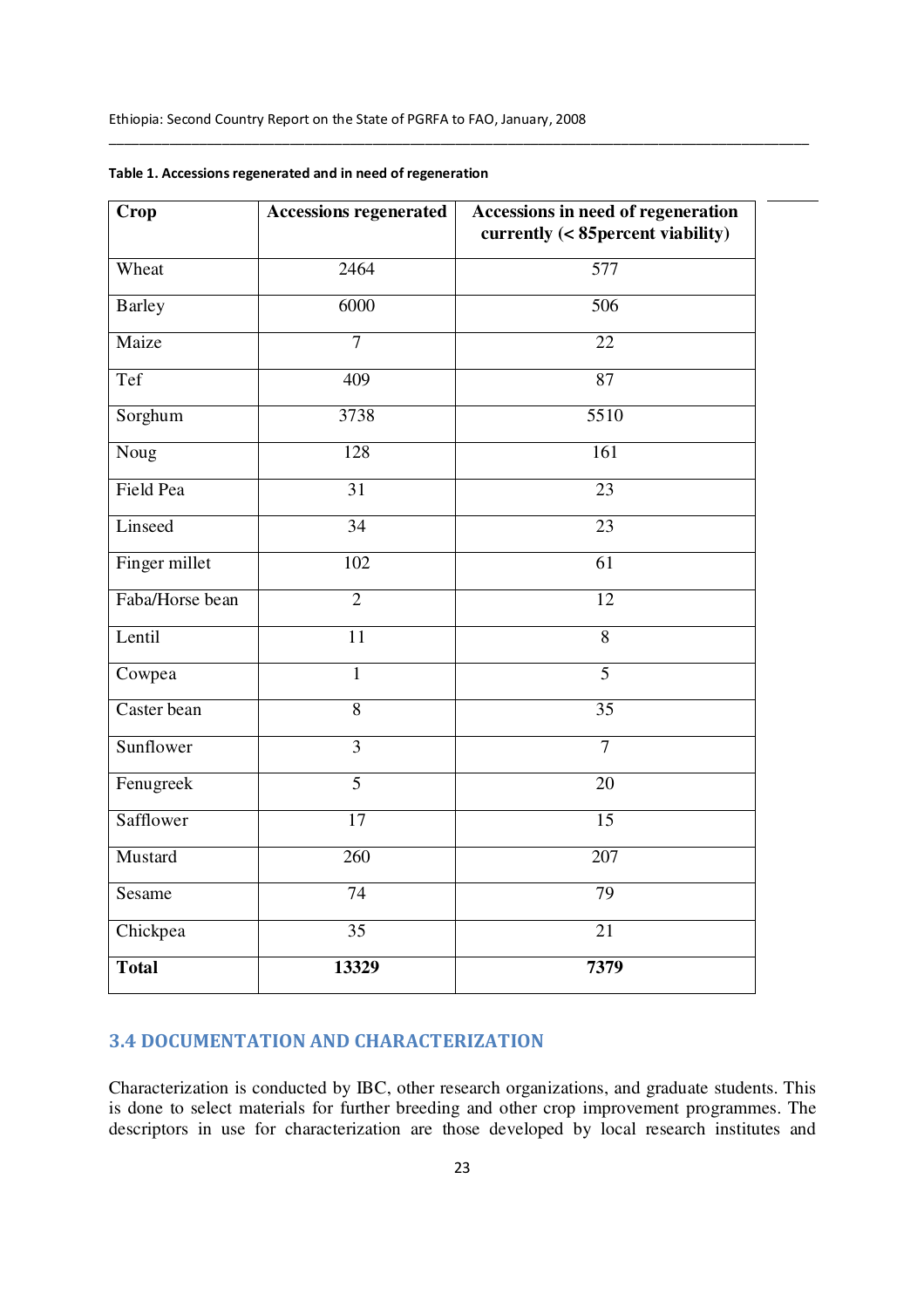**Table 1. Accessions regenerated and in need of regeneration**

| Crop | Accessions regenerated | Accessions in need of regeneration currently (< 85percent viability) |
|---|---|---|
| Wheat | 2464 | 577 |
| Barley | 6000 | 506 |
| Maize | 7 | 22 |
| Tef | 409 | 87 |
| Sorghum | 3738 | 5510 |
| Noug | 128 | 161 |
| Field Pea | 31 | 23 |
| Linseed | 34 | 23 |
| Finger millet | 102 | 61 |
| Faba/Horse bean | 2 | 12 |
| Lentil | 11 | 8 |
| Cowpea | 1 | 5 |
| Caster bean | 8 | 35 |
| Sunflower | 3 | 7 |
| Fenugreek | 5 | 20 |
| Safflower | 17 | 15 |
| Mustard | 260 | 207 |
| Sesame | 74 | 79 |
| Chickpea | 35 | 21 |
| **Total** | **13329** | **7379** |

## 3.4 DOCUMENTATION AND CHARACTERIZATION

Characterization is conducted by IBC, other research organizations, and graduate students. This is done to select materials for further breeding and other crop improvement programmes. The descriptors in use for characterization are those developed by local research institutes and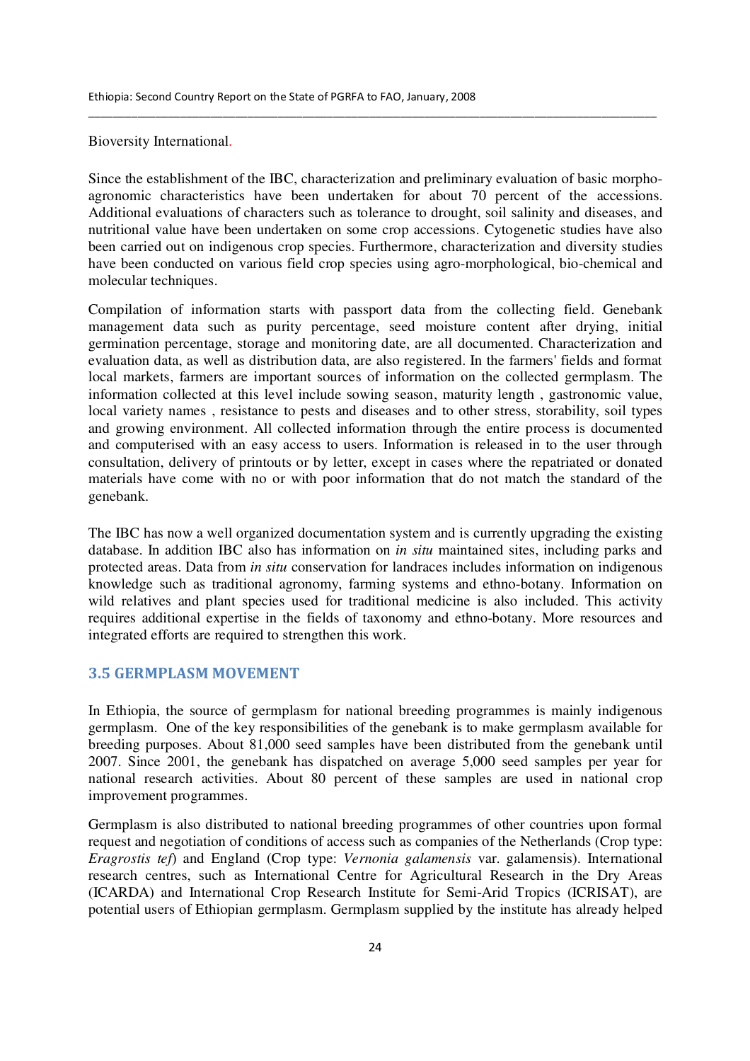Bioversity International.

Since the establishment of the IBC, characterization and preliminary evaluation of basic morpho-agronomic characteristics have been undertaken for about 70 percent of the accessions. Additional evaluations of characters such as tolerance to drought, soil salinity and diseases, and nutritional value have been undertaken on some crop accessions. Cytogenetic studies have also been carried out on indigenous crop species. Furthermore, characterization and diversity studies have been conducted on various field crop species using agro-morphological, bio-chemical and molecular techniques.

Compilation of information starts with passport data from the collecting field. Genebank management data such as purity percentage, seed moisture content after drying, initial germination percentage, storage and monitoring date, are all documented. Characterization and evaluation data, as well as distribution data, are also registered. In the farmers' fields and format local markets, farmers are important sources of information on the collected germplasm. The information collected at this level include sowing season, maturity length , gastronomic value, local variety names , resistance to pests and diseases and to other stress, storability, soil types and growing environment. All collected information through the entire process is documented and computerised with an easy access to users. Information is released in to the user through consultation, delivery of printouts or by letter, except in cases where the repatriated or donated materials have come with no or with poor information that do not match the standard of the genebank.

The IBC has now a well organized documentation system and is currently upgrading the existing database. In addition IBC also has information on *in situ* maintained sites, including parks and protected areas. Data from *in situ* conservation for landraces includes information on indigenous knowledge such as traditional agronomy, farming systems and ethno-botany. Information on wild relatives and plant species used for traditional medicine is also included. This activity requires additional expertise in the fields of taxonomy and ethno-botany. More resources and integrated efforts are required to strengthen this work.

### 3.5 GERMPLASM MOVEMENT

In Ethiopia, the source of germplasm for national breeding programmes is mainly indigenous germplasm. One of the key responsibilities of the genebank is to make germplasm available for breeding purposes. About 81,000 seed samples have been distributed from the genebank until 2007. Since 2001, the genebank has dispatched on average 5,000 seed samples per year for national research activities. About 80 percent of these samples are used in national crop improvement programmes.

Germplasm is also distributed to national breeding programmes of other countries upon formal request and negotiation of conditions of access such as companies of the Netherlands (Crop type: *Eragrostis tef*) and England (Crop type: *Vernonia galamensis* var. galamensis). International research centres, such as International Centre for Agricultural Research in the Dry Areas (ICARDA) and International Crop Research Institute for Semi-Arid Tropics (ICRISAT), are potential users of Ethiopian germplasm. Germplasm supplied by the institute has already helped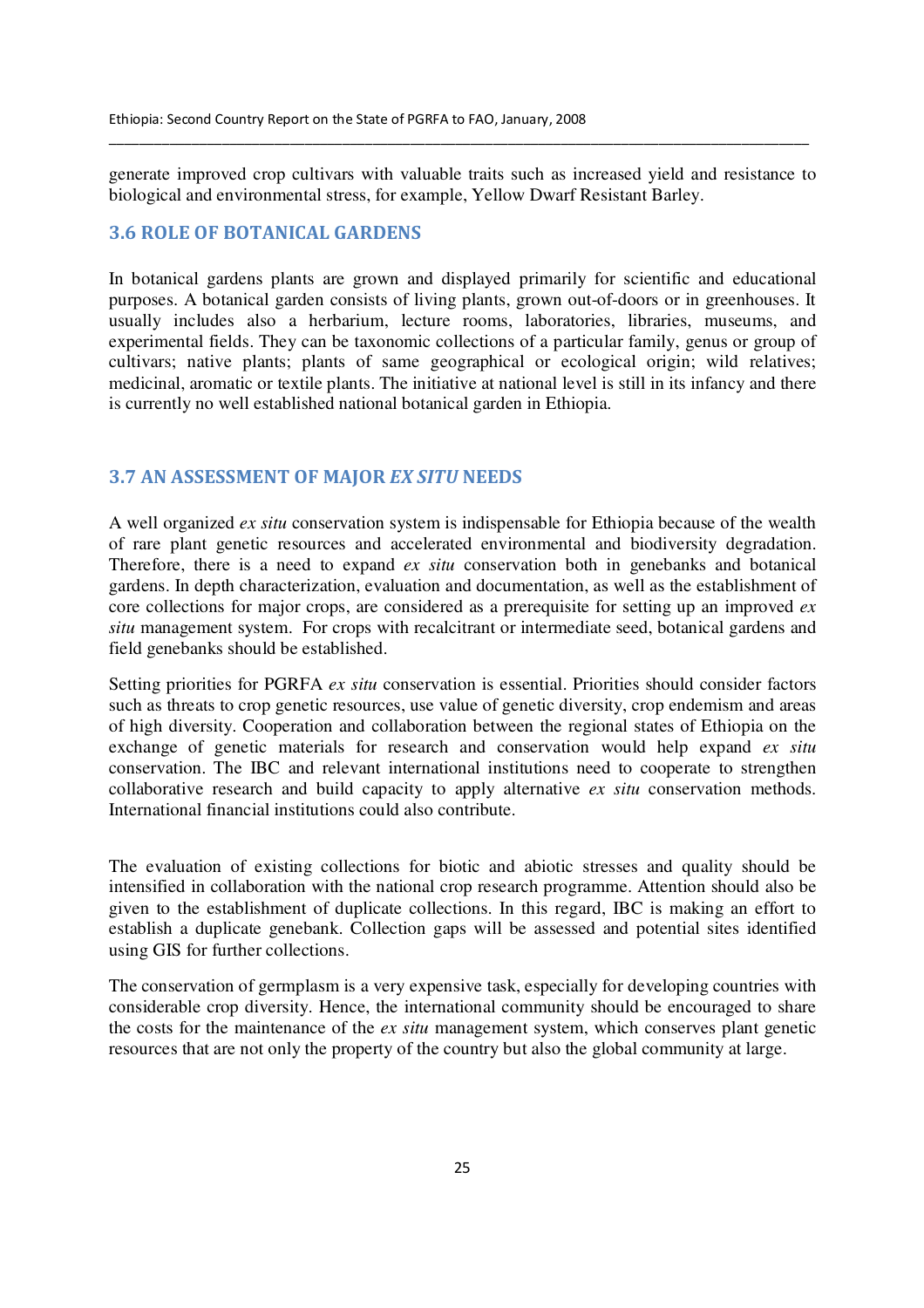generate improved crop cultivars with valuable traits such as increased yield and resistance to biological and environmental stress, for example, Yellow Dwarf Resistant Barley.

## 3.6 ROLE OF BOTANICAL GARDENS

In botanical gardens plants are grown and displayed primarily for scientific and educational purposes. A botanical garden consists of living plants, grown out-of-doors or in greenhouses. It usually includes also a herbarium, lecture rooms, laboratories, libraries, museums, and experimental fields. They can be taxonomic collections of a particular family, genus or group of cultivars; native plants; plants of same geographical or ecological origin; wild relatives; medicinal, aromatic or textile plants. The initiative at national level is still in its infancy and there is currently no well established national botanical garden in Ethiopia.

## 3.7 AN ASSESSMENT OF MAJOR *EX SITU* NEEDS

A well organized *ex situ* conservation system is indispensable for Ethiopia because of the wealth of rare plant genetic resources and accelerated environmental and biodiversity degradation. Therefore, there is a need to expand *ex situ* conservation both in genebanks and botanical gardens. In depth characterization, evaluation and documentation, as well as the establishment of core collections for major crops, are considered as a prerequisite for setting up an improved *ex situ* management system. For crops with recalcitrant or intermediate seed, botanical gardens and field genebanks should be established.

Setting priorities for PGRFA *ex situ* conservation is essential. Priorities should consider factors such as threats to crop genetic resources, use value of genetic diversity, crop endemism and areas of high diversity. Cooperation and collaboration between the regional states of Ethiopia on the exchange of genetic materials for research and conservation would help expand *ex situ* conservation. The IBC and relevant international institutions need to cooperate to strengthen collaborative research and build capacity to apply alternative *ex situ* conservation methods. International financial institutions could also contribute.

The evaluation of existing collections for biotic and abiotic stresses and quality should be intensified in collaboration with the national crop research programme. Attention should also be given to the establishment of duplicate collections. In this regard, IBC is making an effort to establish a duplicate genebank. Collection gaps will be assessed and potential sites identified using GIS for further collections.

The conservation of germplasm is a very expensive task, especially for developing countries with considerable crop diversity. Hence, the international community should be encouraged to share the costs for the maintenance of the *ex situ* management system, which conserves plant genetic resources that are not only the property of the country but also the global community at large.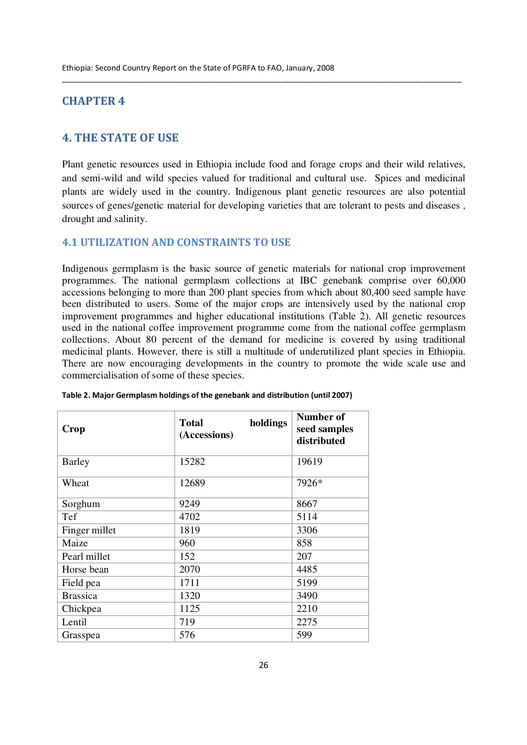# CHAPTER 4

## 4. THE STATE OF USE

Plant genetic resources used in Ethiopia include food and forage crops and their wild relatives, and semi-wild and wild species valued for traditional and cultural use. Spices and medicinal plants are widely used in the country. Indigenous plant genetic resources are also potential sources of genes/genetic material for developing varieties that are tolerant to pests and diseases , drought and salinity.

### 4.1 UTILIZATION AND CONSTRAINTS TO USE

Indigenous germplasm is the basic source of genetic materials for national crop improvement programmes. The national germplasm collections at IBC genebank comprise over 60,000 accessions belonging to more than 200 plant species from which about 80,400 seed sample have been distributed to users. Some of the major crops are intensively used by the national crop improvement programmes and higher educational institutions (Table 2). All genetic resources used in the national coffee improvement programme come from the national coffee germplasm collections. About 80 percent of the demand for medicine is covered by using traditional medicinal plants. However, there is still a multitude of underutilized plant species in Ethiopia. There are now encouraging developments in the country to promote the wide scale use and commercialisation of some of these species.

**Table 2. Major Germplasm holdings of the genebank and distribution (until 2007)**

| Crop | Total holdings (Accessions) | Number of seed samples distributed |
|---|---|---|
| Barley | 15282 | 19619 |
| Wheat | 12689 | 7926* |
| Sorghum | 9249 | 8667 |
| Tef | 4702 | 5114 |
| Finger millet | 1819 | 3306 |
| Maize | 960 | 858 |
| Pearl millet | 152 | 207 |
| Horse bean | 2070 | 4485 |
| Field pea | 1711 | 5199 |
| Brassica | 1320 | 3490 |
| Chickpea | 1125 | 2210 |
| Lentil | 719 | 2275 |
| Grasspea | 576 | 599 |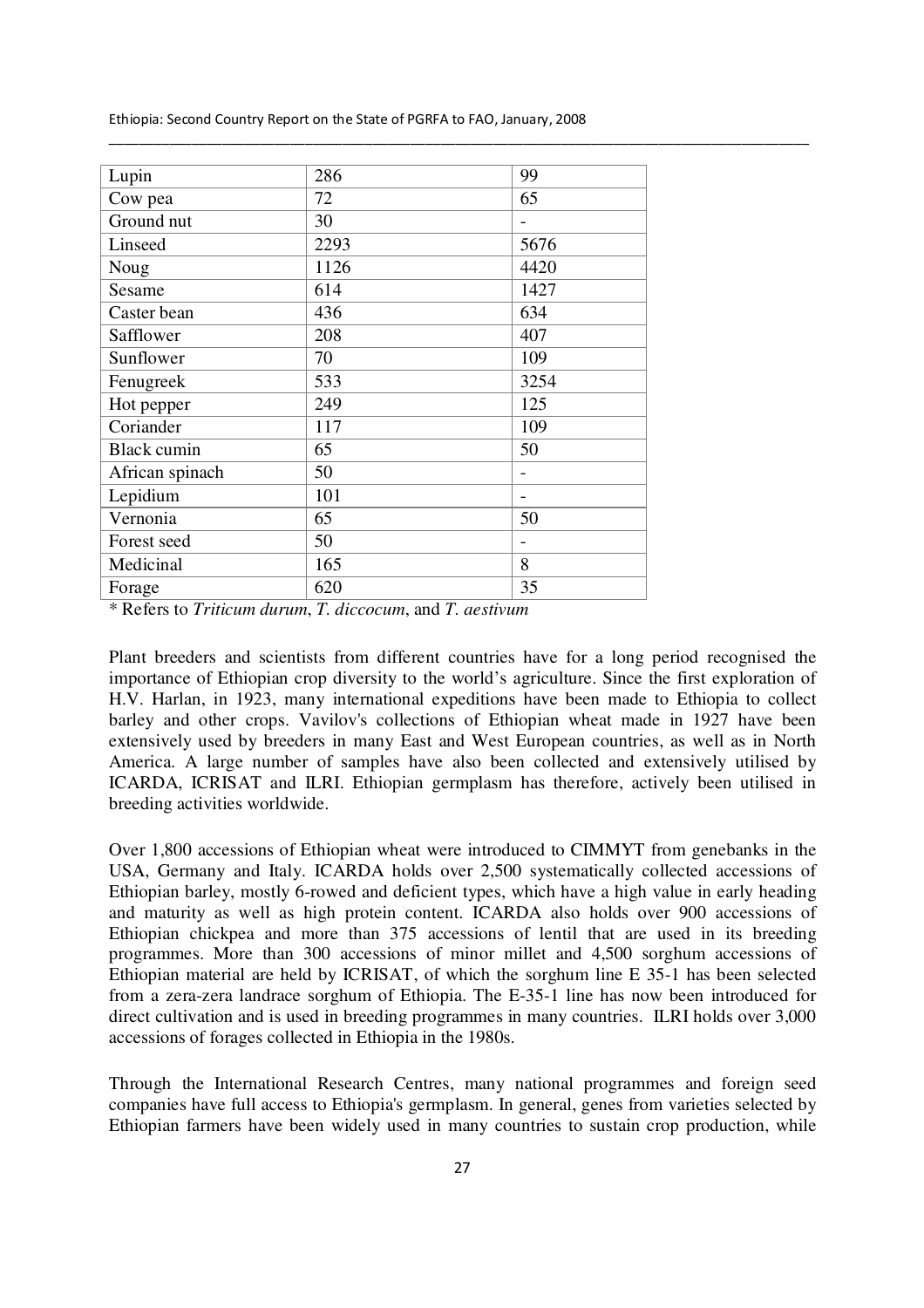| Lupin | 286 | 99 |
|---|---|---|
| Cow pea | 72 | 65 |
| Ground nut | 30 | - |
| Linseed | 2293 | 5676 |
| Noug | 1126 | 4420 |
| Sesame | 614 | 1427 |
| Caster bean | 436 | 634 |
| Safflower | 208 | 407 |
| Sunflower | 70 | 109 |
| Fenugreek | 533 | 3254 |
| Hot pepper | 249 | 125 |
| Coriander | 117 | 109 |
| Black cumin | 65 | 50 |
| African spinach | 50 | - |
| Lepidium | 101 | - |
| Vernonia | 65 | 50 |
| Forest seed | 50 | - |
| Medicinal | 165 | 8 |
| Forage | 620 | 35 |

\* Refers to *Triticum durum*, *T. diccocum*, and *T. aestivum*

Plant breeders and scientists from different countries have for a long period recognised the importance of Ethiopian crop diversity to the world's agriculture. Since the first exploration of H.V. Harlan, in 1923, many international expeditions have been made to Ethiopia to collect barley and other crops. Vavilov's collections of Ethiopian wheat made in 1927 have been extensively used by breeders in many East and West European countries, as well as in North America. A large number of samples have also been collected and extensively utilised by ICARDA, ICRISAT and ILRI. Ethiopian germplasm has therefore, actively been utilised in breeding activities worldwide.

Over 1,800 accessions of Ethiopian wheat were introduced to CIMMYT from genebanks in the USA, Germany and Italy. ICARDA holds over 2,500 systematically collected accessions of Ethiopian barley, mostly 6-rowed and deficient types, which have a high value in early heading and maturity as well as high protein content. ICARDA also holds over 900 accessions of Ethiopian chickpea and more than 375 accessions of lentil that are used in its breeding programmes. More than 300 accessions of minor millet and 4,500 sorghum accessions of Ethiopian material are held by ICRISAT, of which the sorghum line E 35-1 has been selected from a zera-zera landrace sorghum of Ethiopia. The E-35-1 line has now been introduced for direct cultivation and is used in breeding programmes in many countries. ILRI holds over 3,000 accessions of forages collected in Ethiopia in the 1980s.

Through the International Research Centres, many national programmes and foreign seed companies have full access to Ethiopia's germplasm. In general, genes from varieties selected by Ethiopian farmers have been widely used in many countries to sustain crop production, while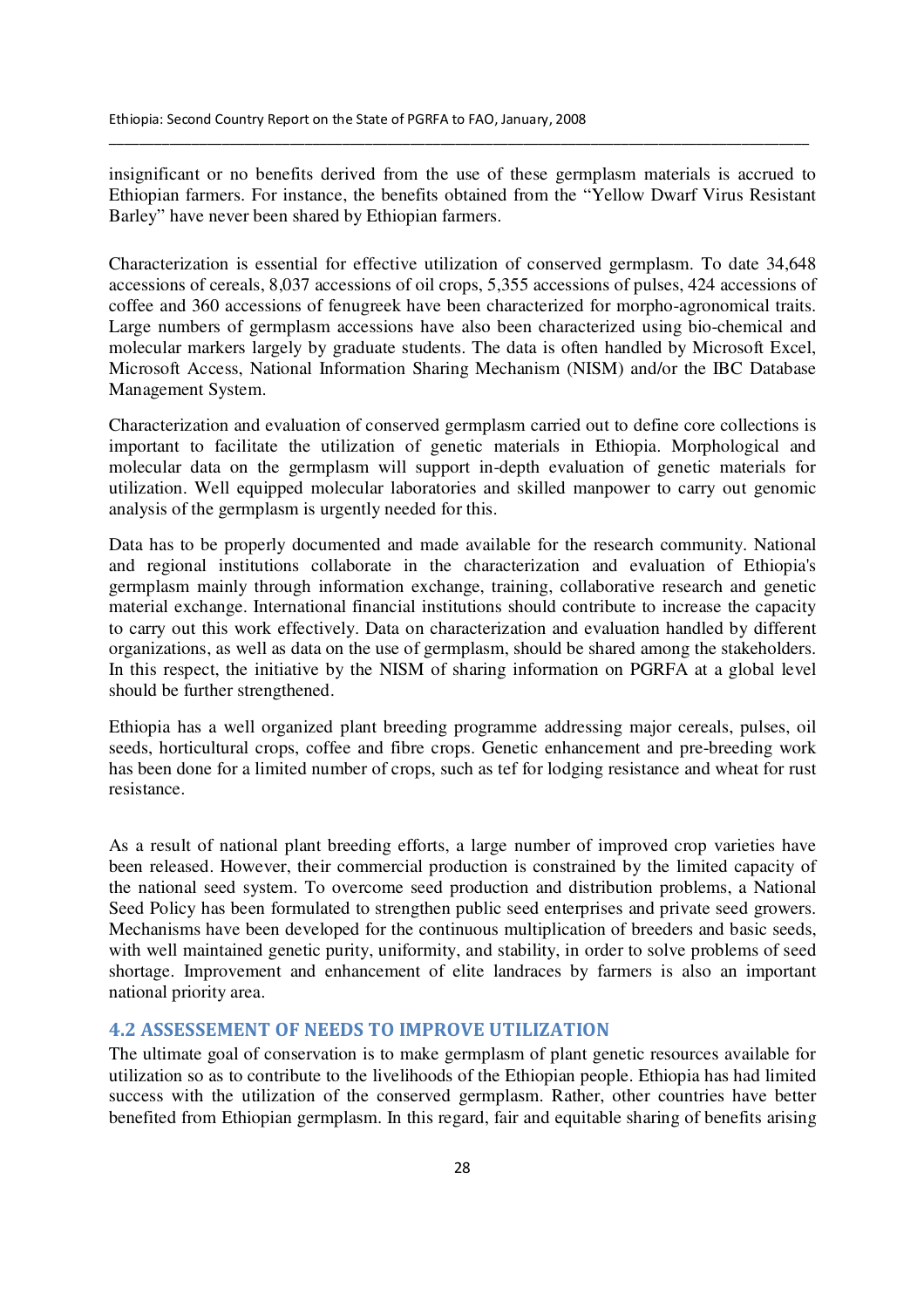insignificant or no benefits derived from the use of these germplasm materials is accrued to Ethiopian farmers. For instance, the benefits obtained from the "Yellow Dwarf Virus Resistant Barley" have never been shared by Ethiopian farmers.

Characterization is essential for effective utilization of conserved germplasm. To date 34,648 accessions of cereals, 8,037 accessions of oil crops, 5,355 accessions of pulses, 424 accessions of coffee and 360 accessions of fenugreek have been characterized for morpho-agronomical traits. Large numbers of germplasm accessions have also been characterized using bio-chemical and molecular markers largely by graduate students. The data is often handled by Microsoft Excel, Microsoft Access, National Information Sharing Mechanism (NISM) and/or the IBC Database Management System.

Characterization and evaluation of conserved germplasm carried out to define core collections is important to facilitate the utilization of genetic materials in Ethiopia. Morphological and molecular data on the germplasm will support in-depth evaluation of genetic materials for utilization. Well equipped molecular laboratories and skilled manpower to carry out genomic analysis of the germplasm is urgently needed for this.

Data has to be properly documented and made available for the research community. National and regional institutions collaborate in the characterization and evaluation of Ethiopia's germplasm mainly through information exchange, training, collaborative research and genetic material exchange. International financial institutions should contribute to increase the capacity to carry out this work effectively. Data on characterization and evaluation handled by different organizations, as well as data on the use of germplasm, should be shared among the stakeholders. In this respect, the initiative by the NISM of sharing information on PGRFA at a global level should be further strengthened.

Ethiopia has a well organized plant breeding programme addressing major cereals, pulses, oil seeds, horticultural crops, coffee and fibre crops. Genetic enhancement and pre-breeding work has been done for a limited number of crops, such as tef for lodging resistance and wheat for rust resistance.

As a result of national plant breeding efforts, a large number of improved crop varieties have been released. However, their commercial production is constrained by the limited capacity of the national seed system. To overcome seed production and distribution problems, a National Seed Policy has been formulated to strengthen public seed enterprises and private seed growers. Mechanisms have been developed for the continuous multiplication of breeders and basic seeds, with well maintained genetic purity, uniformity, and stability, in order to solve problems of seed shortage. Improvement and enhancement of elite landraces by farmers is also an important national priority area.

## 4.2 ASSESEMENT OF NEEDS TO IMPROVE UTILIZATION

The ultimate goal of conservation is to make germplasm of plant genetic resources available for utilization so as to contribute to the livelihoods of the Ethiopian people. Ethiopia has had limited success with the utilization of the conserved germplasm. Rather, other countries have better benefited from Ethiopian germplasm. In this regard, fair and equitable sharing of benefits arising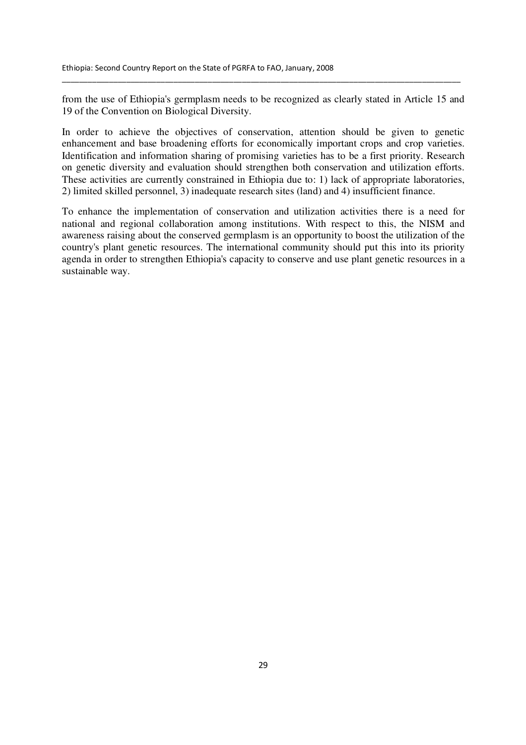from the use of Ethiopia's germplasm needs to be recognized as clearly stated in Article 15 and 19 of the Convention on Biological Diversity.

In order to achieve the objectives of conservation, attention should be given to genetic enhancement and base broadening efforts for economically important crops and crop varieties. Identification and information sharing of promising varieties has to be a first priority. Research on genetic diversity and evaluation should strengthen both conservation and utilization efforts. These activities are currently constrained in Ethiopia due to: 1) lack of appropriate laboratories, 2) limited skilled personnel, 3) inadequate research sites (land) and 4) insufficient finance.

To enhance the implementation of conservation and utilization activities there is a need for national and regional collaboration among institutions. With respect to this, the NISM and awareness raising about the conserved germplasm is an opportunity to boost the utilization of the country's plant genetic resources. The international community should put this into its priority agenda in order to strengthen Ethiopia's capacity to conserve and use plant genetic resources in a sustainable way.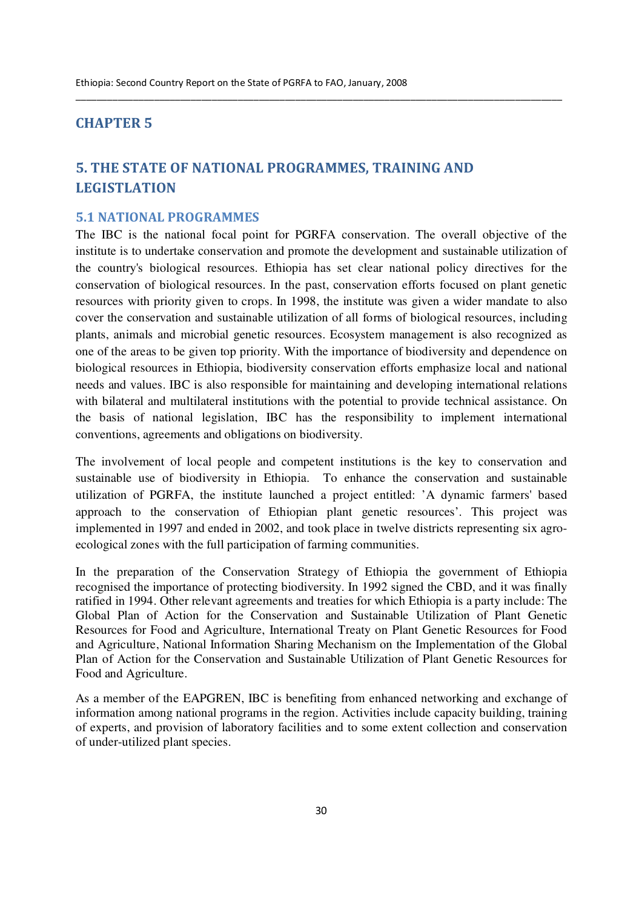# CHAPTER 5

# 5. THE STATE OF NATIONAL PROGRAMMES, TRAINING AND LEGISTLATION

## 5.1 NATIONAL PROGRAMMES

The IBC is the national focal point for PGRFA conservation. The overall objective of the institute is to undertake conservation and promote the development and sustainable utilization of the country's biological resources. Ethiopia has set clear national policy directives for the conservation of biological resources. In the past, conservation efforts focused on plant genetic resources with priority given to crops. In 1998, the institute was given a wider mandate to also cover the conservation and sustainable utilization of all forms of biological resources, including plants, animals and microbial genetic resources. Ecosystem management is also recognized as one of the areas to be given top priority. With the importance of biodiversity and dependence on biological resources in Ethiopia, biodiversity conservation efforts emphasize local and national needs and values. IBC is also responsible for maintaining and developing international relations with bilateral and multilateral institutions with the potential to provide technical assistance. On the basis of national legislation, IBC has the responsibility to implement international conventions, agreements and obligations on biodiversity.

The involvement of local people and competent institutions is the key to conservation and sustainable use of biodiversity in Ethiopia. To enhance the conservation and sustainable utilization of PGRFA, the institute launched a project entitled: 'A dynamic farmers' based approach to the conservation of Ethiopian plant genetic resources'. This project was implemented in 1997 and ended in 2002, and took place in twelve districts representing six agro-ecological zones with the full participation of farming communities.

In the preparation of the Conservation Strategy of Ethiopia the government of Ethiopia recognised the importance of protecting biodiversity. In 1992 signed the CBD, and it was finally ratified in 1994. Other relevant agreements and treaties for which Ethiopia is a party include: The Global Plan of Action for the Conservation and Sustainable Utilization of Plant Genetic Resources for Food and Agriculture, International Treaty on Plant Genetic Resources for Food and Agriculture, National Information Sharing Mechanism on the Implementation of the Global Plan of Action for the Conservation and Sustainable Utilization of Plant Genetic Resources for Food and Agriculture.

As a member of the EAPGREN, IBC is benefiting from enhanced networking and exchange of information among national programs in the region. Activities include capacity building, training of experts, and provision of laboratory facilities and to some extent collection and conservation of under-utilized plant species.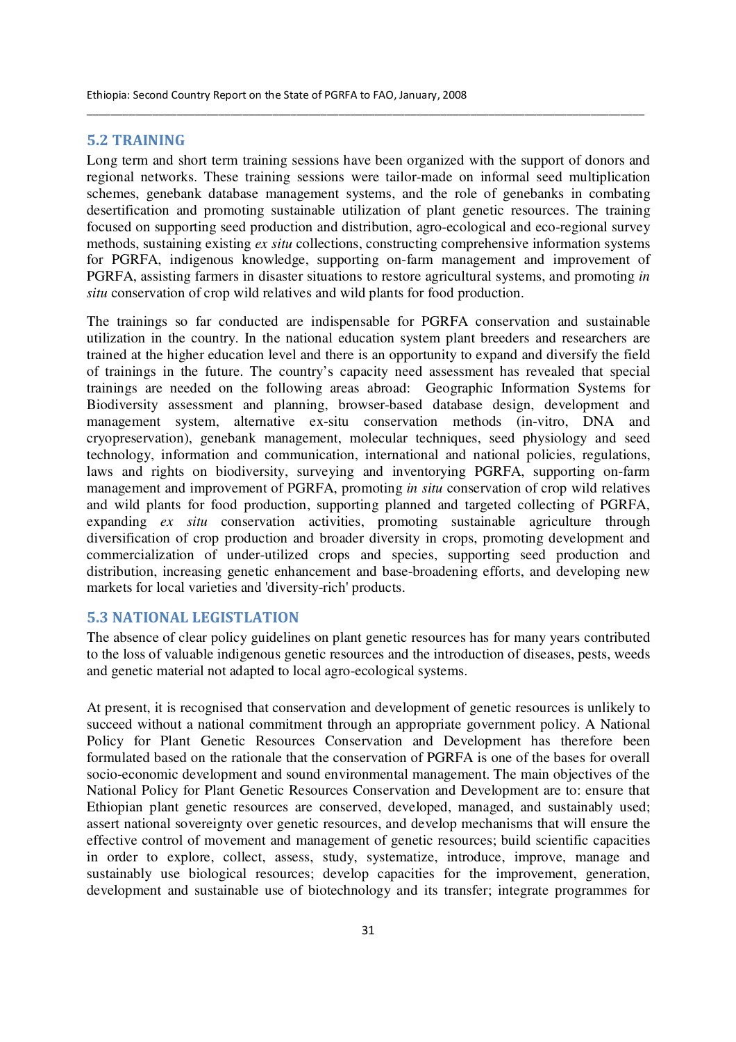## 5.2 TRAINING

Long term and short term training sessions have been organized with the support of donors and regional networks. These training sessions were tailor-made on informal seed multiplication schemes, genebank database management systems, and the role of genebanks in combating desertification and promoting sustainable utilization of plant genetic resources. The training focused on supporting seed production and distribution, agro-ecological and eco-regional survey methods, sustaining existing *ex situ* collections, constructing comprehensive information systems for PGRFA, indigenous knowledge, supporting on-farm management and improvement of PGRFA, assisting farmers in disaster situations to restore agricultural systems, and promoting *in situ* conservation of crop wild relatives and wild plants for food production.

The trainings so far conducted are indispensable for PGRFA conservation and sustainable utilization in the country. In the national education system plant breeders and researchers are trained at the higher education level and there is an opportunity to expand and diversify the field of trainings in the future. The country's capacity need assessment has revealed that special trainings are needed on the following areas abroad: Geographic Information Systems for Biodiversity assessment and planning, browser-based database design, development and management system, alternative ex-situ conservation methods (in-vitro, DNA and cryopreservation), genebank management, molecular techniques, seed physiology and seed technology, information and communication, international and national policies, regulations, laws and rights on biodiversity, surveying and inventorying PGRFA, supporting on-farm management and improvement of PGRFA, promoting *in situ* conservation of crop wild relatives and wild plants for food production, supporting planned and targeted collecting of PGRFA, expanding *ex situ* conservation activities, promoting sustainable agriculture through diversification of crop production and broader diversity in crops, promoting development and commercialization of under-utilized crops and species, supporting seed production and distribution, increasing genetic enhancement and base-broadening efforts, and developing new markets for local varieties and 'diversity-rich' products.

## 5.3 NATIONAL LEGISTLATION

The absence of clear policy guidelines on plant genetic resources has for many years contributed to the loss of valuable indigenous genetic resources and the introduction of diseases, pests, weeds and genetic material not adapted to local agro-ecological systems.

At present, it is recognised that conservation and development of genetic resources is unlikely to succeed without a national commitment through an appropriate government policy. A National Policy for Plant Genetic Resources Conservation and Development has therefore been formulated based on the rationale that the conservation of PGRFA is one of the bases for overall socio-economic development and sound environmental management. The main objectives of the National Policy for Plant Genetic Resources Conservation and Development are to: ensure that Ethiopian plant genetic resources are conserved, developed, managed, and sustainably used; assert national sovereignty over genetic resources, and develop mechanisms that will ensure the effective control of movement and management of genetic resources; build scientific capacities in order to explore, collect, assess, study, systematize, introduce, improve, manage and sustainably use biological resources; develop capacities for the improvement, generation, development and sustainable use of biotechnology and its transfer; integrate programmes for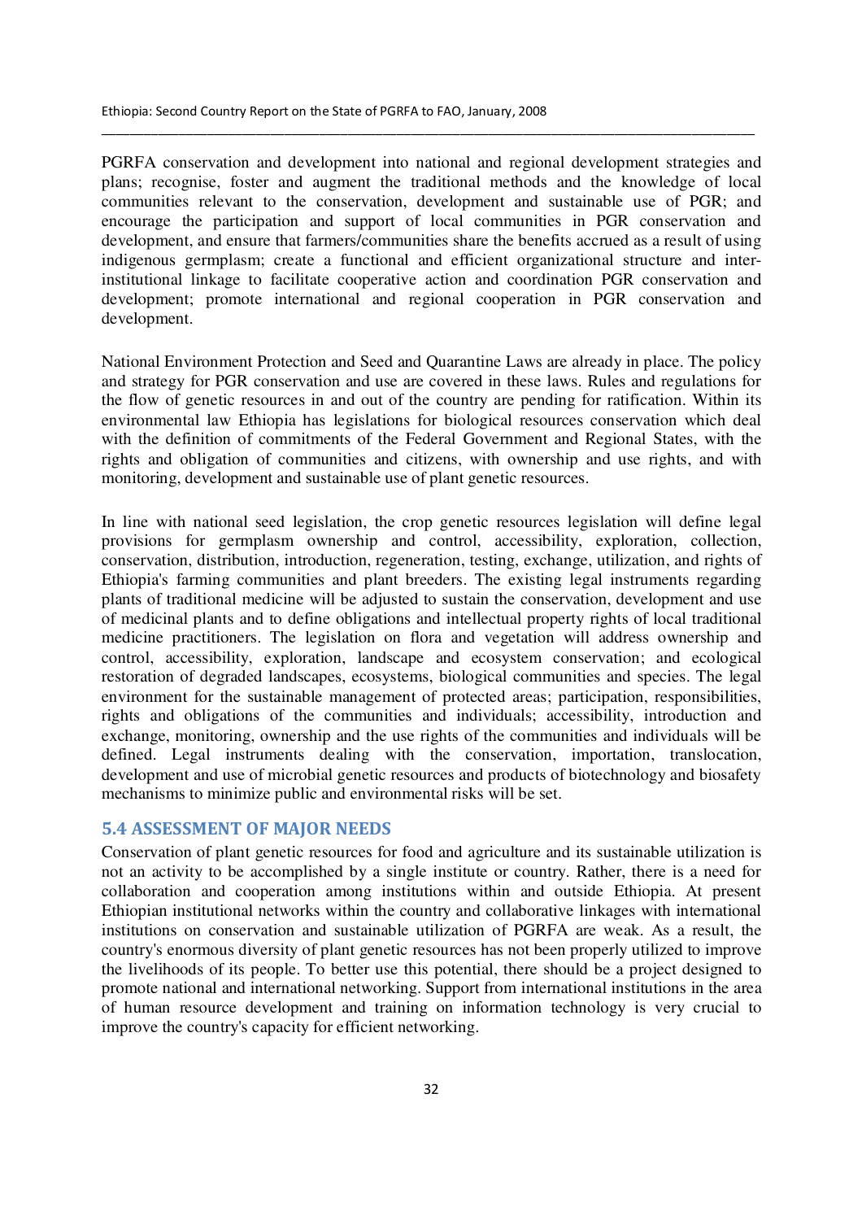PGRFA conservation and development into national and regional development strategies and plans; recognise, foster and augment the traditional methods and the knowledge of local communities relevant to the conservation, development and sustainable use of PGR; and encourage the participation and support of local communities in PGR conservation and development, and ensure that farmers/communities share the benefits accrued as a result of using indigenous germplasm; create a functional and efficient organizational structure and inter-institutional linkage to facilitate cooperative action and coordination PGR conservation and development; promote international and regional cooperation in PGR conservation and development.

National Environment Protection and Seed and Quarantine Laws are already in place. The policy and strategy for PGR conservation and use are covered in these laws. Rules and regulations for the flow of genetic resources in and out of the country are pending for ratification. Within its environmental law Ethiopia has legislations for biological resources conservation which deal with the definition of commitments of the Federal Government and Regional States, with the rights and obligation of communities and citizens, with ownership and use rights, and with monitoring, development and sustainable use of plant genetic resources.

In line with national seed legislation, the crop genetic resources legislation will define legal provisions for germplasm ownership and control, accessibility, exploration, collection, conservation, distribution, introduction, regeneration, testing, exchange, utilization, and rights of Ethiopia's farming communities and plant breeders. The existing legal instruments regarding plants of traditional medicine will be adjusted to sustain the conservation, development and use of medicinal plants and to define obligations and intellectual property rights of local traditional medicine practitioners. The legislation on flora and vegetation will address ownership and control, accessibility, exploration, landscape and ecosystem conservation; and ecological restoration of degraded landscapes, ecosystems, biological communities and species. The legal environment for the sustainable management of protected areas; participation, responsibilities, rights and obligations of the communities and individuals; accessibility, introduction and exchange, monitoring, ownership and the use rights of the communities and individuals will be defined. Legal instruments dealing with the conservation, importation, translocation, development and use of microbial genetic resources and products of biotechnology and biosafety mechanisms to minimize public and environmental risks will be set.

## 5.4 ASSESSMENT OF MAJOR NEEDS

Conservation of plant genetic resources for food and agriculture and its sustainable utilization is not an activity to be accomplished by a single institute or country. Rather, there is a need for collaboration and cooperation among institutions within and outside Ethiopia. At present Ethiopian institutional networks within the country and collaborative linkages with international institutions on conservation and sustainable utilization of PGRFA are weak. As a result, the country's enormous diversity of plant genetic resources has not been properly utilized to improve the livelihoods of its people. To better use this potential, there should be a project designed to promote national and international networking. Support from international institutions in the area of human resource development and training on information technology is very crucial to improve the country's capacity for efficient networking.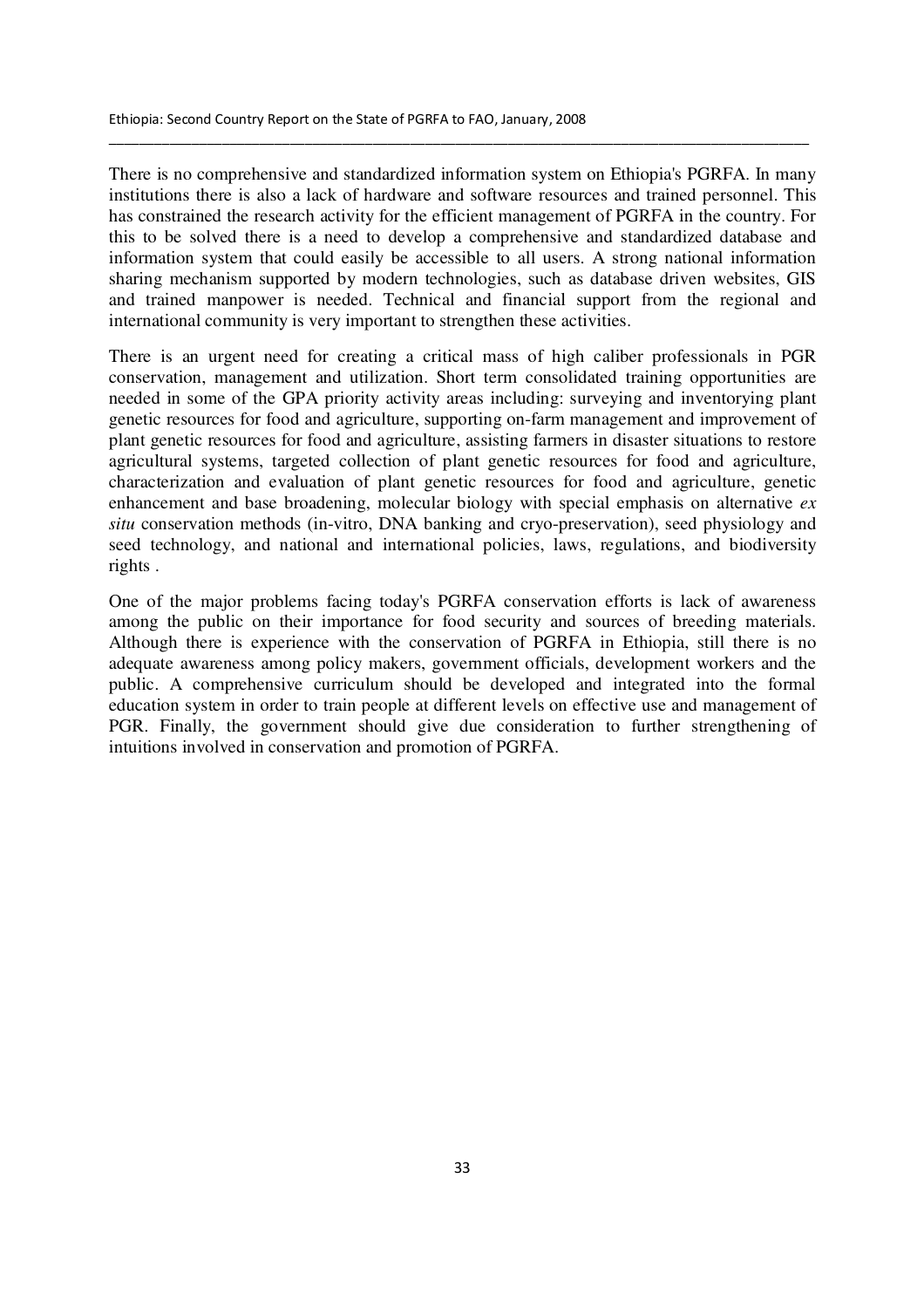There is no comprehensive and standardized information system on Ethiopia's PGRFA. In many institutions there is also a lack of hardware and software resources and trained personnel. This has constrained the research activity for the efficient management of PGRFA in the country. For this to be solved there is a need to develop a comprehensive and standardized database and information system that could easily be accessible to all users. A strong national information sharing mechanism supported by modern technologies, such as database driven websites, GIS and trained manpower is needed. Technical and financial support from the regional and international community is very important to strengthen these activities.

There is an urgent need for creating a critical mass of high caliber professionals in PGR conservation, management and utilization. Short term consolidated training opportunities are needed in some of the GPA priority activity areas including: surveying and inventorying plant genetic resources for food and agriculture, supporting on-farm management and improvement of plant genetic resources for food and agriculture, assisting farmers in disaster situations to restore agricultural systems, targeted collection of plant genetic resources for food and agriculture, characterization and evaluation of plant genetic resources for food and agriculture, genetic enhancement and base broadening, molecular biology with special emphasis on alternative *ex situ* conservation methods (in-vitro, DNA banking and cryo-preservation), seed physiology and seed technology, and national and international policies, laws, regulations, and biodiversity rights .

One of the major problems facing today's PGRFA conservation efforts is lack of awareness among the public on their importance for food security and sources of breeding materials. Although there is experience with the conservation of PGRFA in Ethiopia, still there is no adequate awareness among policy makers, government officials, development workers and the public. A comprehensive curriculum should be developed and integrated into the formal education system in order to train people at different levels on effective use and management of PGR. Finally, the government should give due consideration to further strengthening of intuitions involved in conservation and promotion of PGRFA.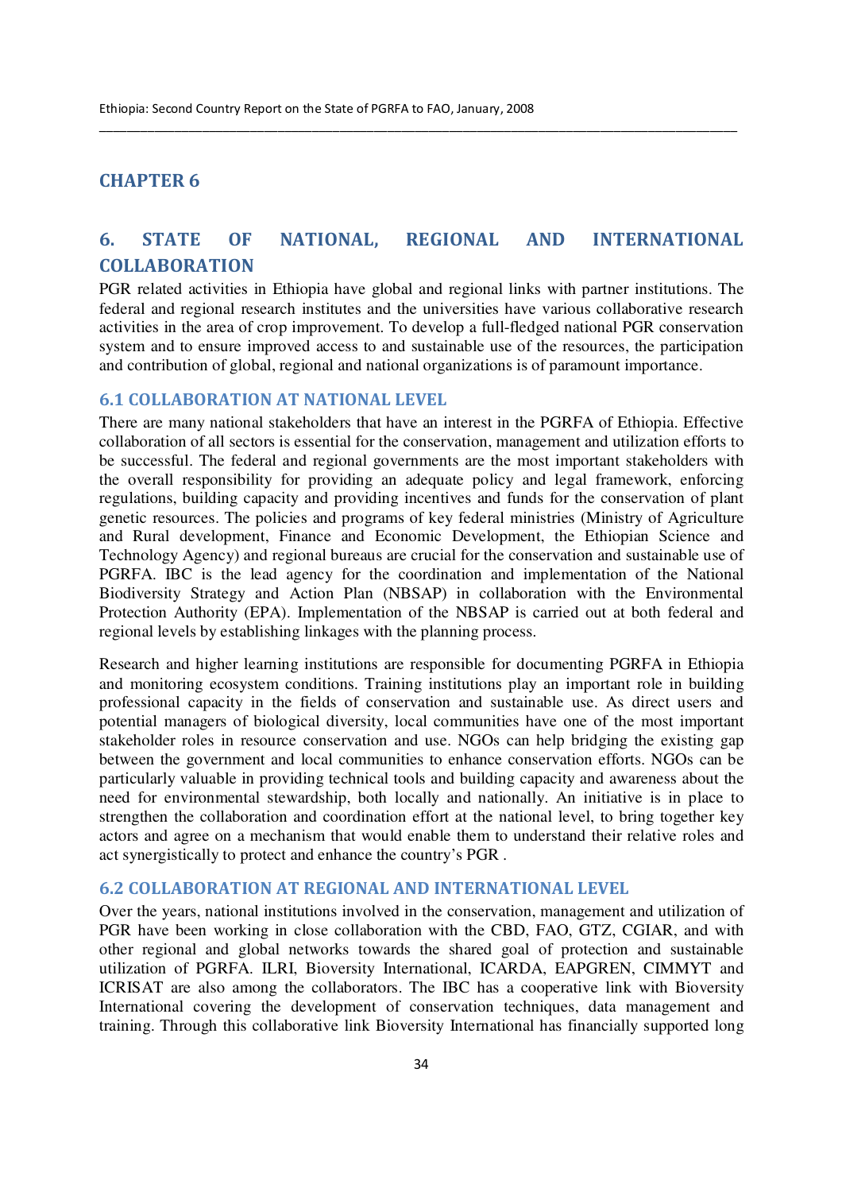# CHAPTER 6

## 6. STATE OF NATIONAL, REGIONAL AND INTERNATIONAL COLLABORATION

PGR related activities in Ethiopia have global and regional links with partner institutions. The federal and regional research institutes and the universities have various collaborative research activities in the area of crop improvement. To develop a full-fledged national PGR conservation system and to ensure improved access to and sustainable use of the resources, the participation and contribution of global, regional and national organizations is of paramount importance.

### 6.1 COLLABORATION AT NATIONAL LEVEL

There are many national stakeholders that have an interest in the PGRFA of Ethiopia. Effective collaboration of all sectors is essential for the conservation, management and utilization efforts to be successful. The federal and regional governments are the most important stakeholders with the overall responsibility for providing an adequate policy and legal framework, enforcing regulations, building capacity and providing incentives and funds for the conservation of plant genetic resources. The policies and programs of key federal ministries (Ministry of Agriculture and Rural development, Finance and Economic Development, the Ethiopian Science and Technology Agency) and regional bureaus are crucial for the conservation and sustainable use of PGRFA. IBC is the lead agency for the coordination and implementation of the National Biodiversity Strategy and Action Plan (NBSAP) in collaboration with the Environmental Protection Authority (EPA). Implementation of the NBSAP is carried out at both federal and regional levels by establishing linkages with the planning process.

Research and higher learning institutions are responsible for documenting PGRFA in Ethiopia and monitoring ecosystem conditions. Training institutions play an important role in building professional capacity in the fields of conservation and sustainable use. As direct users and potential managers of biological diversity, local communities have one of the most important stakeholder roles in resource conservation and use. NGOs can help bridging the existing gap between the government and local communities to enhance conservation efforts. NGOs can be particularly valuable in providing technical tools and building capacity and awareness about the need for environmental stewardship, both locally and nationally. An initiative is in place to strengthen the collaboration and coordination effort at the national level, to bring together key actors and agree on a mechanism that would enable them to understand their relative roles and act synergistically to protect and enhance the country's PGR .

### 6.2 COLLABORATION AT REGIONAL AND INTERNATIONAL LEVEL

Over the years, national institutions involved in the conservation, management and utilization of PGR have been working in close collaboration with the CBD, FAO, GTZ, CGIAR, and with other regional and global networks towards the shared goal of protection and sustainable utilization of PGRFA. ILRI, Bioversity International, ICARDA, EAPGREN, CIMMYT and ICRISAT are also among the collaborators. The IBC has a cooperative link with Bioversity International covering the development of conservation techniques, data management and training. Through this collaborative link Bioversity International has financially supported long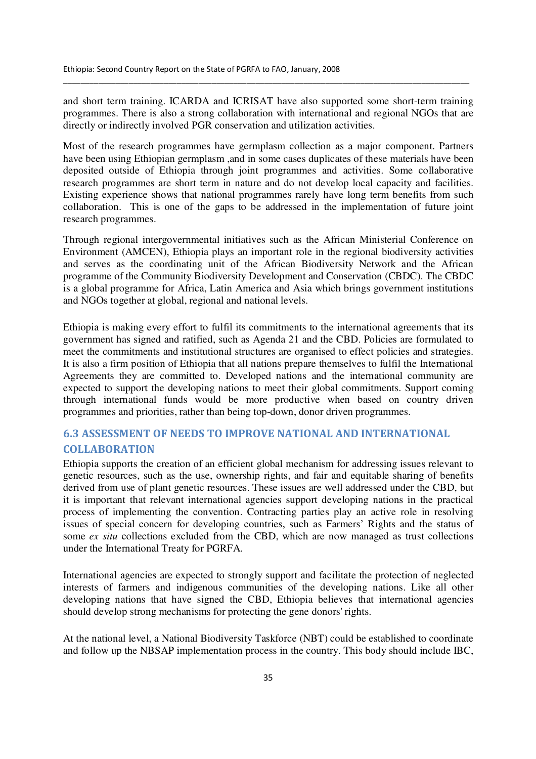and short term training. ICARDA and ICRISAT have also supported some short-term training programmes. There is also a strong collaboration with international and regional NGOs that are directly or indirectly involved PGR conservation and utilization activities.

Most of the research programmes have germplasm collection as a major component. Partners have been using Ethiopian germplasm ,and in some cases duplicates of these materials have been deposited outside of Ethiopia through joint programmes and activities. Some collaborative research programmes are short term in nature and do not develop local capacity and facilities. Existing experience shows that national programmes rarely have long term benefits from such collaboration. This is one of the gaps to be addressed in the implementation of future joint research programmes.

Through regional intergovernmental initiatives such as the African Ministerial Conference on Environment (AMCEN), Ethiopia plays an important role in the regional biodiversity activities and serves as the coordinating unit of the African Biodiversity Network and the African programme of the Community Biodiversity Development and Conservation (CBDC). The CBDC is a global programme for Africa, Latin America and Asia which brings government institutions and NGOs together at global, regional and national levels.

Ethiopia is making every effort to fulfil its commitments to the international agreements that its government has signed and ratified, such as Agenda 21 and the CBD. Policies are formulated to meet the commitments and institutional structures are organised to effect policies and strategies. It is also a firm position of Ethiopia that all nations prepare themselves to fulfil the International Agreements they are committed to. Developed nations and the international community are expected to support the developing nations to meet their global commitments. Support coming through international funds would be more productive when based on country driven programmes and priorities, rather than being top-down, donor driven programmes.

## 6.3 ASSESSMENT OF NEEDS TO IMPROVE NATIONAL AND INTERNATIONAL COLLABORATION

Ethiopia supports the creation of an efficient global mechanism for addressing issues relevant to genetic resources, such as the use, ownership rights, and fair and equitable sharing of benefits derived from use of plant genetic resources. These issues are well addressed under the CBD, but it is important that relevant international agencies support developing nations in the practical process of implementing the convention. Contracting parties play an active role in resolving issues of special concern for developing countries, such as Farmers' Rights and the status of some *ex situ* collections excluded from the CBD, which are now managed as trust collections under the International Treaty for PGRFA.

International agencies are expected to strongly support and facilitate the protection of neglected interests of farmers and indigenous communities of the developing nations. Like all other developing nations that have signed the CBD, Ethiopia believes that international agencies should develop strong mechanisms for protecting the gene donors' rights.

At the national level, a National Biodiversity Taskforce (NBT) could be established to coordinate and follow up the NBSAP implementation process in the country. This body should include IBC,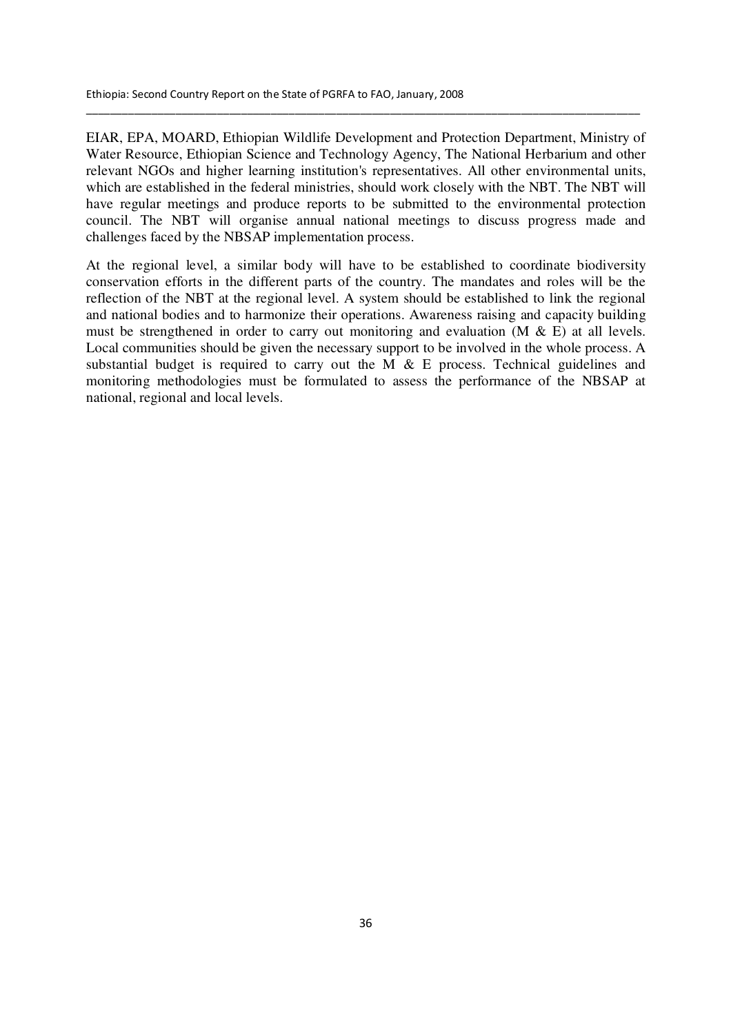EIAR, EPA, MOARD, Ethiopian Wildlife Development and Protection Department, Ministry of Water Resource, Ethiopian Science and Technology Agency, The National Herbarium and other relevant NGOs and higher learning institution's representatives. All other environmental units, which are established in the federal ministries, should work closely with the NBT. The NBT will have regular meetings and produce reports to be submitted to the environmental protection council. The NBT will organise annual national meetings to discuss progress made and challenges faced by the NBSAP implementation process.

At the regional level, a similar body will have to be established to coordinate biodiversity conservation efforts in the different parts of the country. The mandates and roles will be the reflection of the NBT at the regional level. A system should be established to link the regional and national bodies and to harmonize their operations. Awareness raising and capacity building must be strengthened in order to carry out monitoring and evaluation (M & E) at all levels. Local communities should be given the necessary support to be involved in the whole process. A substantial budget is required to carry out the M & E process. Technical guidelines and monitoring methodologies must be formulated to assess the performance of the NBSAP at national, regional and local levels.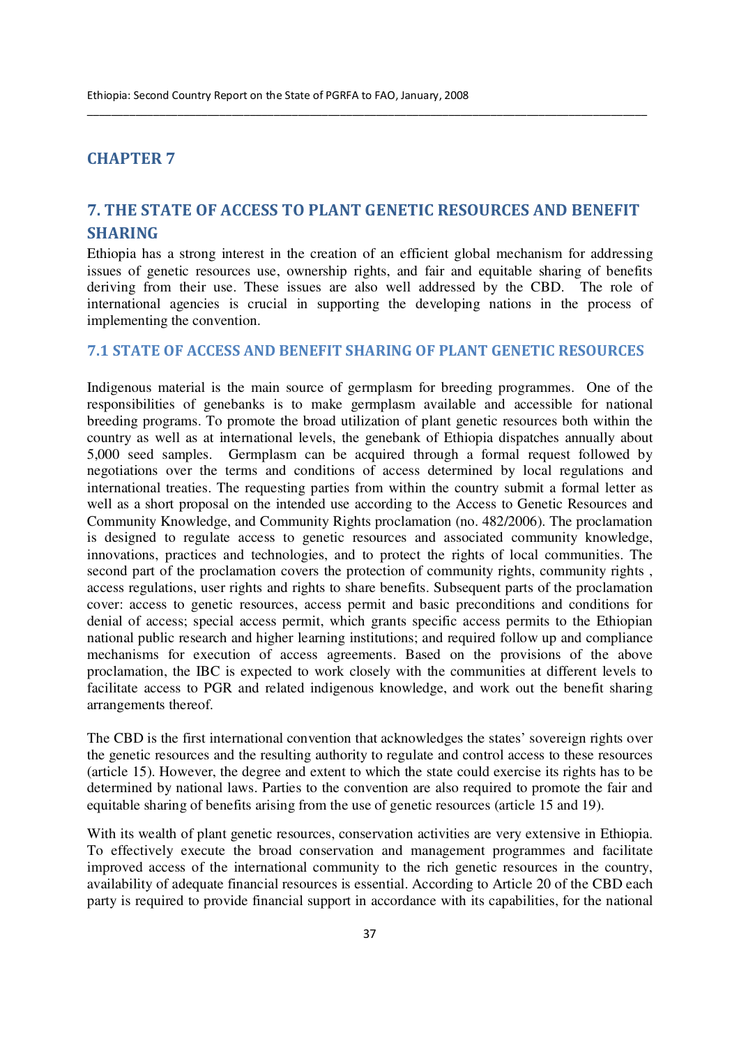# CHAPTER 7

## 7. THE STATE OF ACCESS TO PLANT GENETIC RESOURCES AND BENEFIT SHARING

Ethiopia has a strong interest in the creation of an efficient global mechanism for addressing issues of genetic resources use, ownership rights, and fair and equitable sharing of benefits deriving from their use. These issues are also well addressed by the CBD. The role of international agencies is crucial in supporting the developing nations in the process of implementing the convention.

### 7.1 STATE OF ACCESS AND BENEFIT SHARING OF PLANT GENETIC RESOURCES

Indigenous material is the main source of germplasm for breeding programmes. One of the responsibilities of genebanks is to make germplasm available and accessible for national breeding programs. To promote the broad utilization of plant genetic resources both within the country as well as at international levels, the genebank of Ethiopia dispatches annually about 5,000 seed samples. Germplasm can be acquired through a formal request followed by negotiations over the terms and conditions of access determined by local regulations and international treaties. The requesting parties from within the country submit a formal letter as well as a short proposal on the intended use according to the Access to Genetic Resources and Community Knowledge, and Community Rights proclamation (no. 482/2006). The proclamation is designed to regulate access to genetic resources and associated community knowledge, innovations, practices and technologies, and to protect the rights of local communities. The second part of the proclamation covers the protection of community rights, community rights , access regulations, user rights and rights to share benefits. Subsequent parts of the proclamation cover: access to genetic resources, access permit and basic preconditions and conditions for denial of access; special access permit, which grants specific access permits to the Ethiopian national public research and higher learning institutions; and required follow up and compliance mechanisms for execution of access agreements. Based on the provisions of the above proclamation, the IBC is expected to work closely with the communities at different levels to facilitate access to PGR and related indigenous knowledge, and work out the benefit sharing arrangements thereof.

The CBD is the first international convention that acknowledges the states' sovereign rights over the genetic resources and the resulting authority to regulate and control access to these resources (article 15). However, the degree and extent to which the state could exercise its rights has to be determined by national laws. Parties to the convention are also required to promote the fair and equitable sharing of benefits arising from the use of genetic resources (article 15 and 19).

With its wealth of plant genetic resources, conservation activities are very extensive in Ethiopia. To effectively execute the broad conservation and management programmes and facilitate improved access of the international community to the rich genetic resources in the country, availability of adequate financial resources is essential. According to Article 20 of the CBD each party is required to provide financial support in accordance with its capabilities, for the national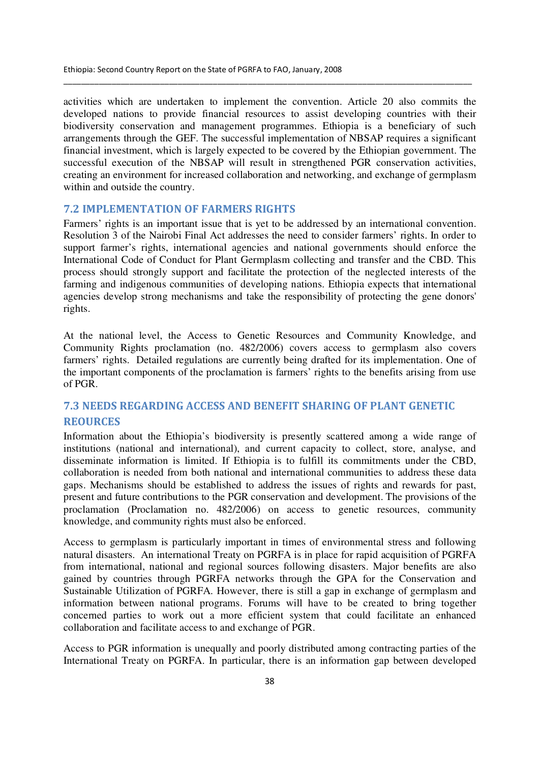activities which are undertaken to implement the convention. Article 20 also commits the developed nations to provide financial resources to assist developing countries with their biodiversity conservation and management programmes. Ethiopia is a beneficiary of such arrangements through the GEF. The successful implementation of NBSAP requires a significant financial investment, which is largely expected to be covered by the Ethiopian government. The successful execution of the NBSAP will result in strengthened PGR conservation activities, creating an environment for increased collaboration and networking, and exchange of germplasm within and outside the country.

## 7.2 IMPLEMENTATION OF FARMERS RIGHTS

Farmers' rights is an important issue that is yet to be addressed by an international convention. Resolution 3 of the Nairobi Final Act addresses the need to consider farmers' rights. In order to support farmer's rights, international agencies and national governments should enforce the International Code of Conduct for Plant Germplasm collecting and transfer and the CBD. This process should strongly support and facilitate the protection of the neglected interests of the farming and indigenous communities of developing nations. Ethiopia expects that international agencies develop strong mechanisms and take the responsibility of protecting the gene donors' rights.

At the national level, the Access to Genetic Resources and Community Knowledge, and Community Rights proclamation (no. 482/2006) covers access to germplasm also covers farmers' rights. Detailed regulations are currently being drafted for its implementation. One of the important components of the proclamation is farmers' rights to the benefits arising from use of PGR.

## 7.3 NEEDS REGARDING ACCESS AND BENEFIT SHARING OF PLANT GENETIC REOURCES

Information about the Ethiopia's biodiversity is presently scattered among a wide range of institutions (national and international), and current capacity to collect, store, analyse, and disseminate information is limited. If Ethiopia is to fulfill its commitments under the CBD, collaboration is needed from both national and international communities to address these data gaps. Mechanisms should be established to address the issues of rights and rewards for past, present and future contributions to the PGR conservation and development. The provisions of the proclamation (Proclamation no. 482/2006) on access to genetic resources, community knowledge, and community rights must also be enforced.

Access to germplasm is particularly important in times of environmental stress and following natural disasters. An international Treaty on PGRFA is in place for rapid acquisition of PGRFA from international, national and regional sources following disasters. Major benefits are also gained by countries through PGRFA networks through the GPA for the Conservation and Sustainable Utilization of PGRFA. However, there is still a gap in exchange of germplasm and information between national programs. Forums will have to be created to bring together concerned parties to work out a more efficient system that could facilitate an enhanced collaboration and facilitate access to and exchange of PGR.

Access to PGR information is unequally and poorly distributed among contracting parties of the International Treaty on PGRFA. In particular, there is an information gap between developed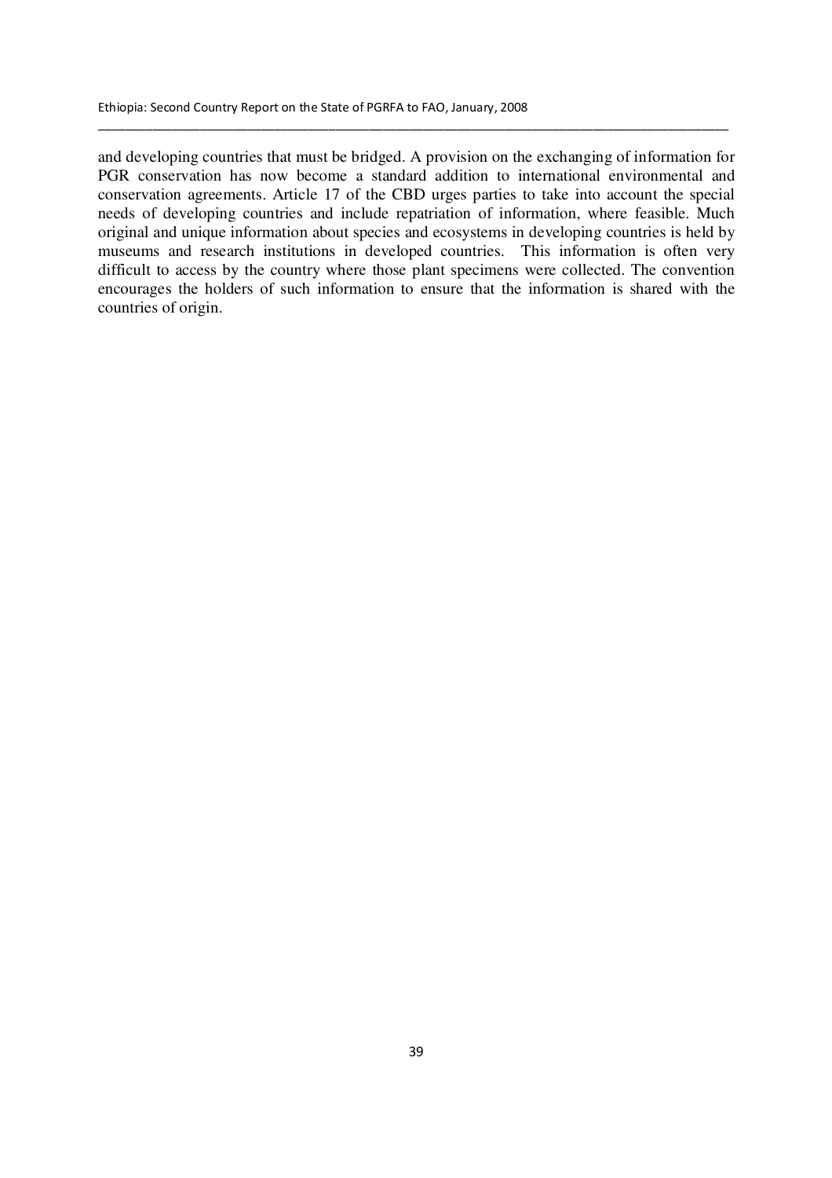and developing countries that must be bridged. A provision on the exchanging of information for PGR conservation has now become a standard addition to international environmental and conservation agreements. Article 17 of the CBD urges parties to take into account the special needs of developing countries and include repatriation of information, where feasible. Much original and unique information about species and ecosystems in developing countries is held by museums and research institutions in developed countries. This information is often very difficult to access by the country where those plant specimens were collected. The convention encourages the holders of such information to ensure that the information is shared with the countries of origin.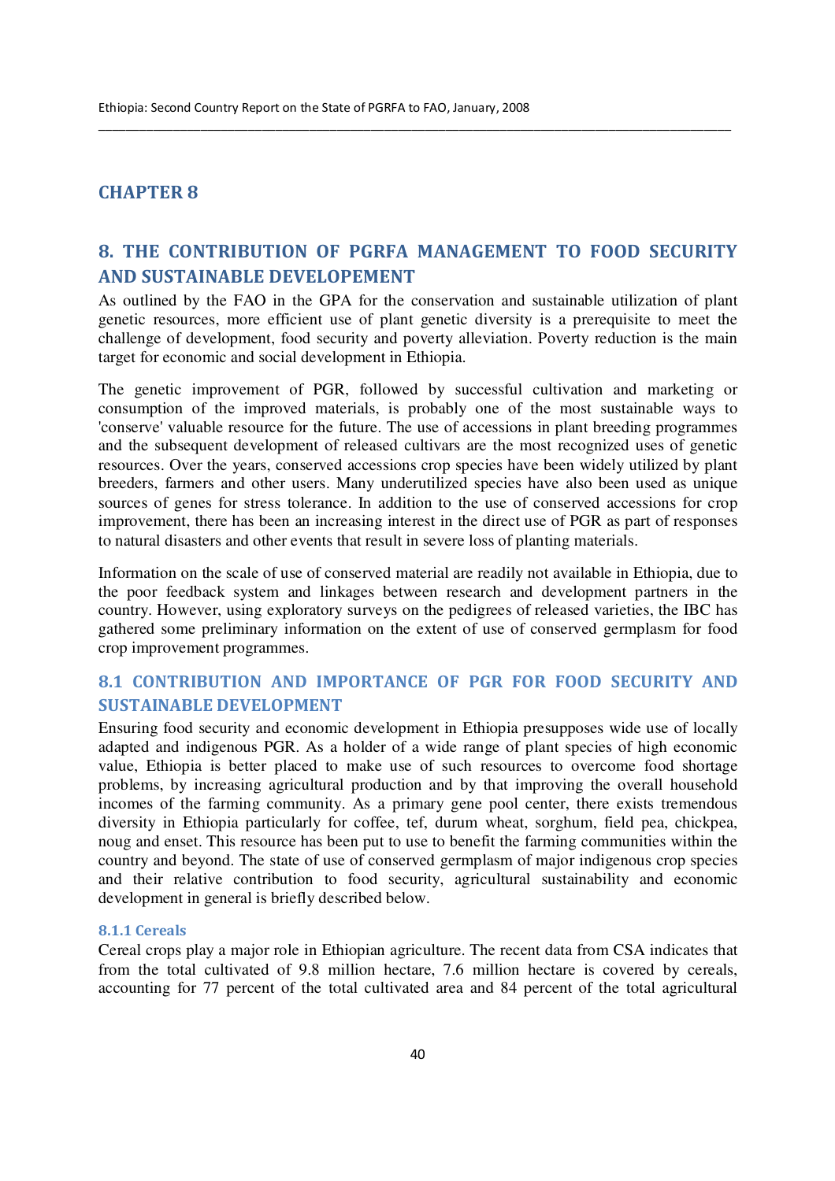# CHAPTER 8

## 8. THE CONTRIBUTION OF PGRFA MANAGEMENT TO FOOD SECURITY AND SUSTAINABLE DEVELOPEMENT

As outlined by the FAO in the GPA for the conservation and sustainable utilization of plant genetic resources, more efficient use of plant genetic diversity is a prerequisite to meet the challenge of development, food security and poverty alleviation. Poverty reduction is the main target for economic and social development in Ethiopia.

The genetic improvement of PGR, followed by successful cultivation and marketing or consumption of the improved materials, is probably one of the most sustainable ways to 'conserve' valuable resource for the future. The use of accessions in plant breeding programmes and the subsequent development of released cultivars are the most recognized uses of genetic resources. Over the years, conserved accessions crop species have been widely utilized by plant breeders, farmers and other users. Many underutilized species have also been used as unique sources of genes for stress tolerance. In addition to the use of conserved accessions for crop improvement, there has been an increasing interest in the direct use of PGR as part of responses to natural disasters and other events that result in severe loss of planting materials.

Information on the scale of use of conserved material are readily not available in Ethiopia, due to the poor feedback system and linkages between research and development partners in the country. However, using exploratory surveys on the pedigrees of released varieties, the IBC has gathered some preliminary information on the extent of use of conserved germplasm for food crop improvement programmes.

### 8.1 CONTRIBUTION AND IMPORTANCE OF PGR FOR FOOD SECURITY AND SUSTAINABLE DEVELOPMENT

Ensuring food security and economic development in Ethiopia presupposes wide use of locally adapted and indigenous PGR. As a holder of a wide range of plant species of high economic value, Ethiopia is better placed to make use of such resources to overcome food shortage problems, by increasing agricultural production and by that improving the overall household incomes of the farming community. As a primary gene pool center, there exists tremendous diversity in Ethiopia particularly for coffee, tef, durum wheat, sorghum, field pea, chickpea, noug and enset. This resource has been put to use to benefit the farming communities within the country and beyond. The state of use of conserved germplasm of major indigenous crop species and their relative contribution to food security, agricultural sustainability and economic development in general is briefly described below.

#### 8.1.1 Cereals

Cereal crops play a major role in Ethiopian agriculture. The recent data from CSA indicates that from the total cultivated of 9.8 million hectare, 7.6 million hectare is covered by cereals, accounting for 77 percent of the total cultivated area and 84 percent of the total agricultural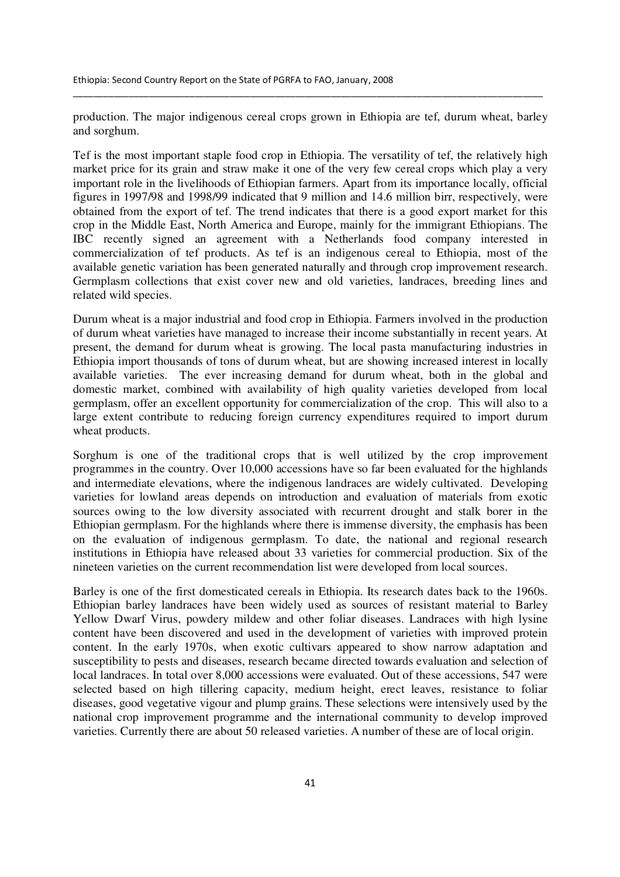production. The major indigenous cereal crops grown in Ethiopia are tef, durum wheat, barley and sorghum.

Tef is the most important staple food crop in Ethiopia. The versatility of tef, the relatively high market price for its grain and straw make it one of the very few cereal crops which play a very important role in the livelihoods of Ethiopian farmers. Apart from its importance locally, official figures in 1997/98 and 1998/99 indicated that 9 million and 14.6 million birr, respectively, were obtained from the export of tef. The trend indicates that there is a good export market for this crop in the Middle East, North America and Europe, mainly for the immigrant Ethiopians. The IBC recently signed an agreement with a Netherlands food company interested in commercialization of tef products. As tef is an indigenous cereal to Ethiopia, most of the available genetic variation has been generated naturally and through crop improvement research. Germplasm collections that exist cover new and old varieties, landraces, breeding lines and related wild species.

Durum wheat is a major industrial and food crop in Ethiopia. Farmers involved in the production of durum wheat varieties have managed to increase their income substantially in recent years. At present, the demand for durum wheat is growing. The local pasta manufacturing industries in Ethiopia import thousands of tons of durum wheat, but are showing increased interest in locally available varieties. The ever increasing demand for durum wheat, both in the global and domestic market, combined with availability of high quality varieties developed from local germplasm, offer an excellent opportunity for commercialization of the crop. This will also to a large extent contribute to reducing foreign currency expenditures required to import durum wheat products.

Sorghum is one of the traditional crops that is well utilized by the crop improvement programmes in the country. Over 10,000 accessions have so far been evaluated for the highlands and intermediate elevations, where the indigenous landraces are widely cultivated. Developing varieties for lowland areas depends on introduction and evaluation of materials from exotic sources owing to the low diversity associated with recurrent drought and stalk borer in the Ethiopian germplasm. For the highlands where there is immense diversity, the emphasis has been on the evaluation of indigenous germplasm. To date, the national and regional research institutions in Ethiopia have released about 33 varieties for commercial production. Six of the nineteen varieties on the current recommendation list were developed from local sources.

Barley is one of the first domesticated cereals in Ethiopia. Its research dates back to the 1960s. Ethiopian barley landraces have been widely used as sources of resistant material to Barley Yellow Dwarf Virus, powdery mildew and other foliar diseases. Landraces with high lysine content have been discovered and used in the development of varieties with improved protein content. In the early 1970s, when exotic cultivars appeared to show narrow adaptation and susceptibility to pests and diseases, research became directed towards evaluation and selection of local landraces. In total over 8,000 accessions were evaluated. Out of these accessions, 547 were selected based on high tillering capacity, medium height, erect leaves, resistance to foliar diseases, good vegetative vigour and plump grains. These selections were intensively used by the national crop improvement programme and the international community to develop improved varieties. Currently there are about 50 released varieties. A number of these are of local origin.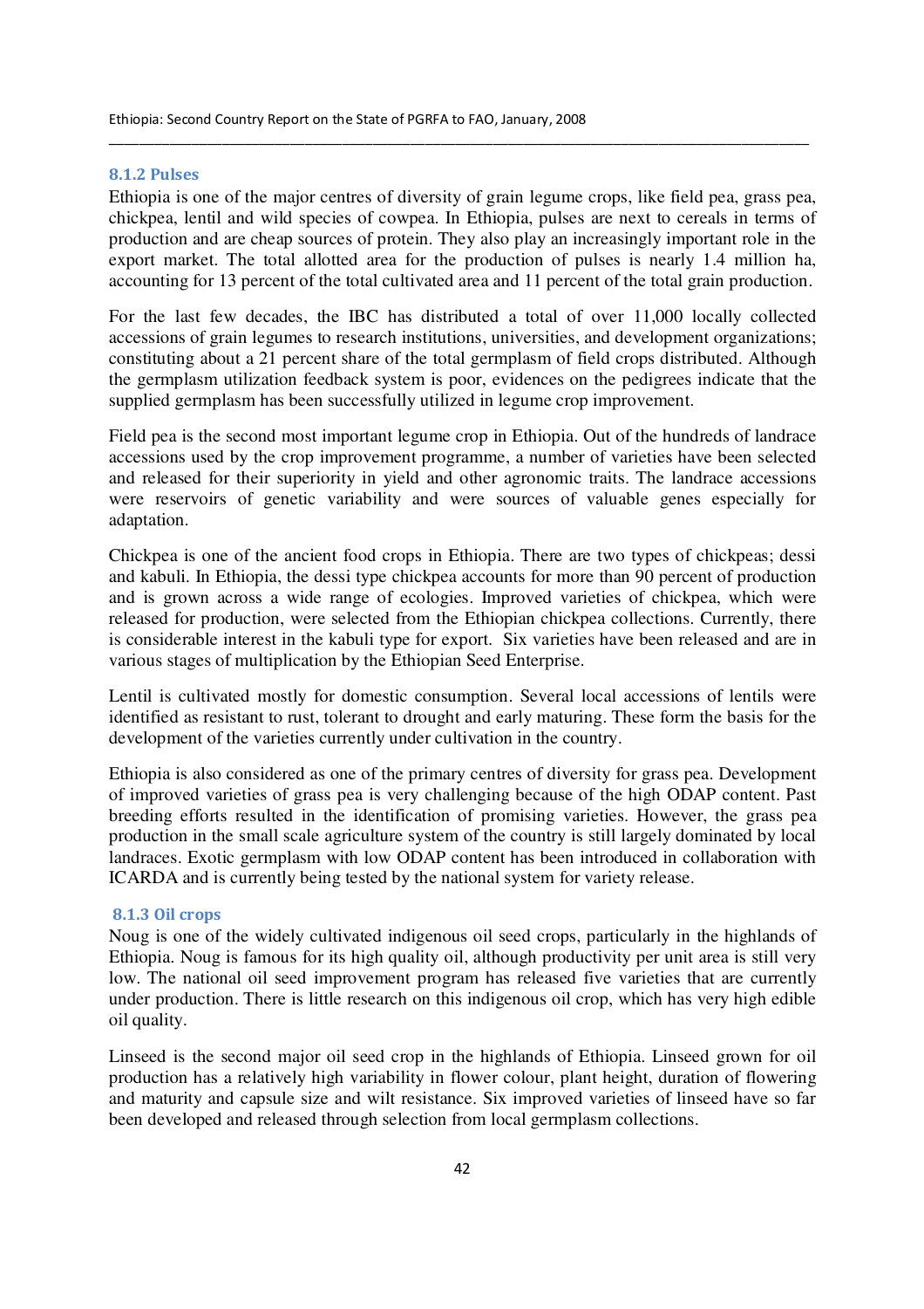### 8.1.2 Pulses

Ethiopia is one of the major centres of diversity of grain legume crops, like field pea, grass pea, chickpea, lentil and wild species of cowpea. In Ethiopia, pulses are next to cereals in terms of production and are cheap sources of protein. They also play an increasingly important role in the export market. The total allotted area for the production of pulses is nearly 1.4 million ha, accounting for 13 percent of the total cultivated area and 11 percent of the total grain production.

For the last few decades, the IBC has distributed a total of over 11,000 locally collected accessions of grain legumes to research institutions, universities, and development organizations; constituting about a 21 percent share of the total germplasm of field crops distributed. Although the germplasm utilization feedback system is poor, evidences on the pedigrees indicate that the supplied germplasm has been successfully utilized in legume crop improvement.

Field pea is the second most important legume crop in Ethiopia. Out of the hundreds of landrace accessions used by the crop improvement programme, a number of varieties have been selected and released for their superiority in yield and other agronomic traits. The landrace accessions were reservoirs of genetic variability and were sources of valuable genes especially for adaptation.

Chickpea is one of the ancient food crops in Ethiopia. There are two types of chickpeas; dessi and kabuli. In Ethiopia, the dessi type chickpea accounts for more than 90 percent of production and is grown across a wide range of ecologies. Improved varieties of chickpea, which were released for production, were selected from the Ethiopian chickpea collections. Currently, there is considerable interest in the kabuli type for export. Six varieties have been released and are in various stages of multiplication by the Ethiopian Seed Enterprise.

Lentil is cultivated mostly for domestic consumption. Several local accessions of lentils were identified as resistant to rust, tolerant to drought and early maturing. These form the basis for the development of the varieties currently under cultivation in the country.

Ethiopia is also considered as one of the primary centres of diversity for grass pea. Development of improved varieties of grass pea is very challenging because of the high ODAP content. Past breeding efforts resulted in the identification of promising varieties. However, the grass pea production in the small scale agriculture system of the country is still largely dominated by local landraces. Exotic germplasm with low ODAP content has been introduced in collaboration with ICARDA and is currently being tested by the national system for variety release.

### 8.1.3 Oil crops

Noug is one of the widely cultivated indigenous oil seed crops, particularly in the highlands of Ethiopia. Noug is famous for its high quality oil, although productivity per unit area is still very low. The national oil seed improvement program has released five varieties that are currently under production. There is little research on this indigenous oil crop, which has very high edible oil quality.

Linseed is the second major oil seed crop in the highlands of Ethiopia. Linseed grown for oil production has a relatively high variability in flower colour, plant height, duration of flowering and maturity and capsule size and wilt resistance. Six improved varieties of linseed have so far been developed and released through selection from local germplasm collections.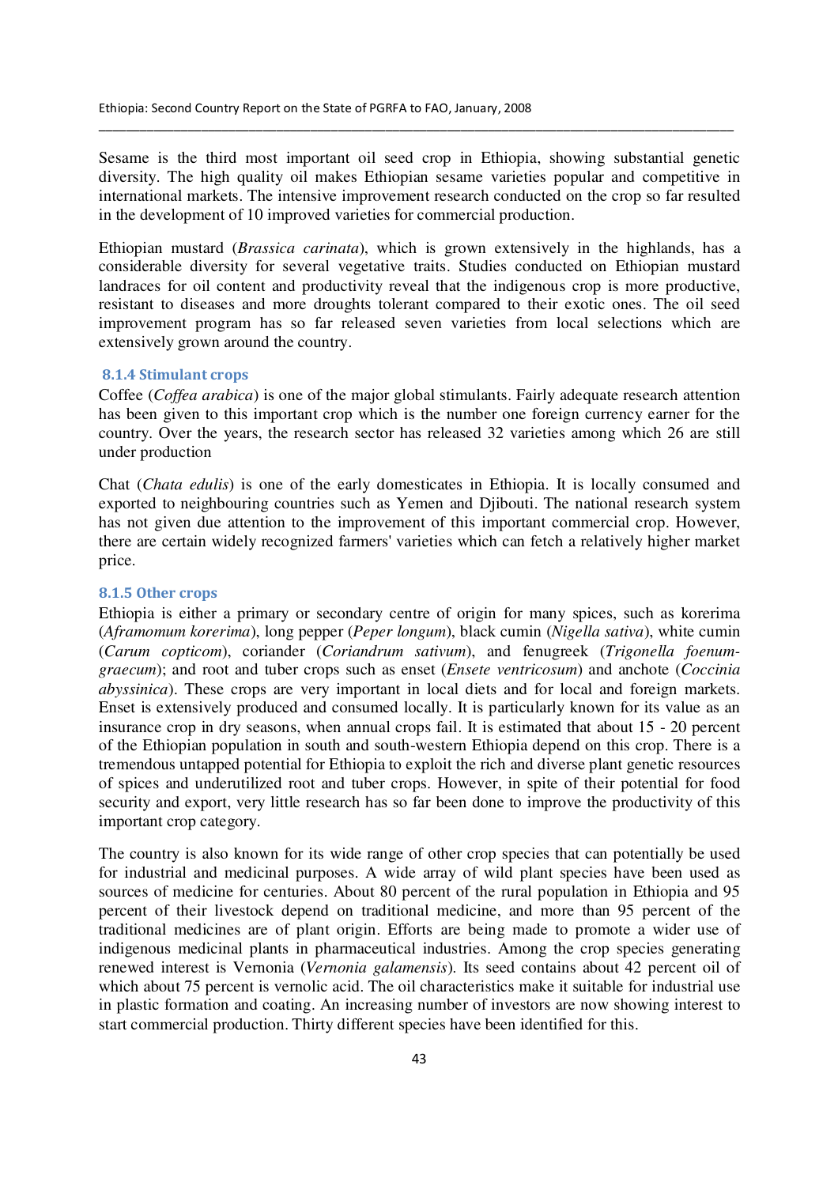Sesame is the third most important oil seed crop in Ethiopia, showing substantial genetic diversity. The high quality oil makes Ethiopian sesame varieties popular and competitive in international markets. The intensive improvement research conducted on the crop so far resulted in the development of 10 improved varieties for commercial production.

Ethiopian mustard (*Brassica carinata*), which is grown extensively in the highlands, has a considerable diversity for several vegetative traits. Studies conducted on Ethiopian mustard landraces for oil content and productivity reveal that the indigenous crop is more productive, resistant to diseases and more droughts tolerant compared to their exotic ones. The oil seed improvement program has so far released seven varieties from local selections which are extensively grown around the country.

### 8.1.4 Stimulant crops

Coffee (*Coffea arabica*) is one of the major global stimulants. Fairly adequate research attention has been given to this important crop which is the number one foreign currency earner for the country. Over the years, the research sector has released 32 varieties among which 26 are still under production

Chat (*Chata edulis*) is one of the early domesticates in Ethiopia. It is locally consumed and exported to neighbouring countries such as Yemen and Djibouti. The national research system has not given due attention to the improvement of this important commercial crop. However, there are certain widely recognized farmers' varieties which can fetch a relatively higher market price.

### 8.1.5 Other crops

Ethiopia is either a primary or secondary centre of origin for many spices, such as korerima (*Aframomum korerima*), long pepper (*Peper longum*), black cumin (*Nigella sativa*), white cumin (*Carum copticom*), coriander (*Coriandrum sativum*), and fenugreek (*Trigonella foenum-graecum*); and root and tuber crops such as enset (*Ensete ventricosum*) and anchote (*Coccinia abyssinica*). These crops are very important in local diets and for local and foreign markets. Enset is extensively produced and consumed locally. It is particularly known for its value as an insurance crop in dry seasons, when annual crops fail. It is estimated that about 15 - 20 percent of the Ethiopian population in south and south-western Ethiopia depend on this crop. There is a tremendous untapped potential for Ethiopia to exploit the rich and diverse plant genetic resources of spices and underutilized root and tuber crops. However, in spite of their potential for food security and export, very little research has so far been done to improve the productivity of this important crop category.

The country is also known for its wide range of other crop species that can potentially be used for industrial and medicinal purposes. A wide array of wild plant species have been used as sources of medicine for centuries. About 80 percent of the rural population in Ethiopia and 95 percent of their livestock depend on traditional medicine, and more than 95 percent of the traditional medicines are of plant origin. Efforts are being made to promote a wider use of indigenous medicinal plants in pharmaceutical industries. Among the crop species generating renewed interest is Vernonia (*Vernonia galamensis*). Its seed contains about 42 percent oil of which about 75 percent is vernolic acid. The oil characteristics make it suitable for industrial use in plastic formation and coating. An increasing number of investors are now showing interest to start commercial production. Thirty different species have been identified for this.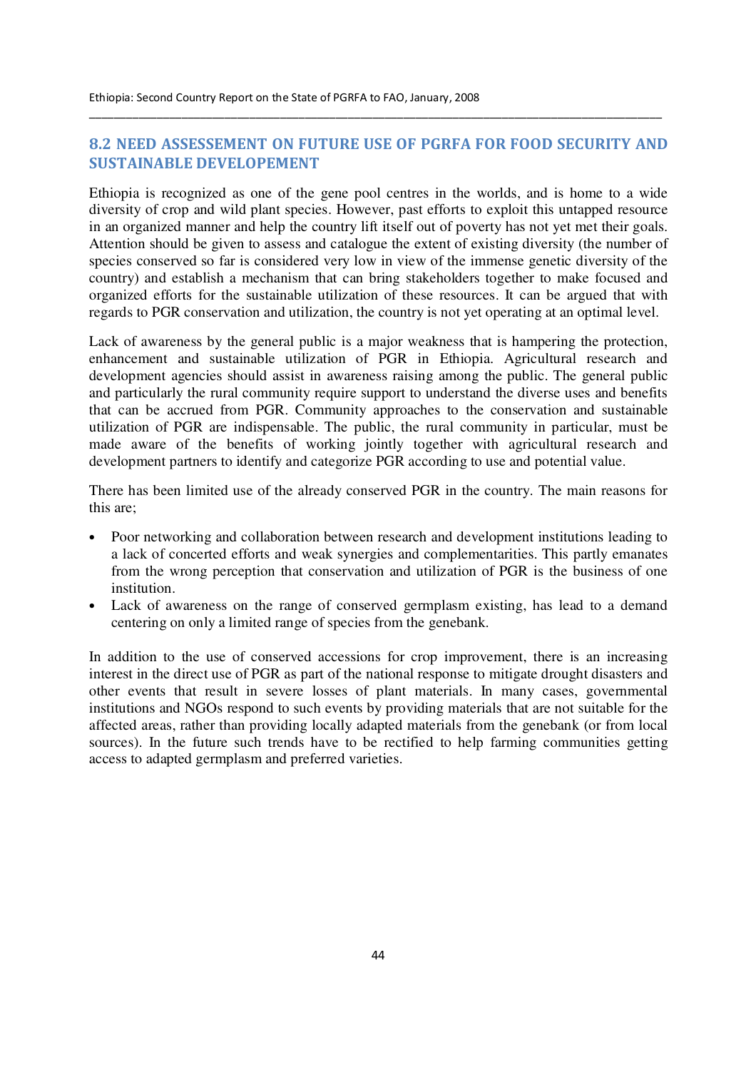## 8.2 NEED ASSEESSEMENT ON FUTURE USE OF PGRFA FOR FOOD SECURITY AND SUSTAINABLE DEVELOPEMENT

Ethiopia is recognized as one of the gene pool centres in the worlds, and is home to a wide diversity of crop and wild plant species. However, past efforts to exploit this untapped resource in an organized manner and help the country lift itself out of poverty has not yet met their goals. Attention should be given to assess and catalogue the extent of existing diversity (the number of species conserved so far is considered very low in view of the immense genetic diversity of the country) and establish a mechanism that can bring stakeholders together to make focused and organized efforts for the sustainable utilization of these resources. It can be argued that with regards to PGR conservation and utilization, the country is not yet operating at an optimal level.

Lack of awareness by the general public is a major weakness that is hampering the protection, enhancement and sustainable utilization of PGR in Ethiopia. Agricultural research and development agencies should assist in awareness raising among the public. The general public and particularly the rural community require support to understand the diverse uses and benefits that can be accrued from PGR. Community approaches to the conservation and sustainable utilization of PGR are indispensable. The public, the rural community in particular, must be made aware of the benefits of working jointly together with agricultural research and development partners to identify and categorize PGR according to use and potential value.

There has been limited use of the already conserved PGR in the country. The main reasons for this are;

- Poor networking and collaboration between research and development institutions leading to a lack of concerted efforts and weak synergies and complementarities. This partly emanates from the wrong perception that conservation and utilization of PGR is the business of one institution.
- Lack of awareness on the range of conserved germplasm existing, has lead to a demand centering on only a limited range of species from the genebank.

In addition to the use of conserved accessions for crop improvement, there is an increasing interest in the direct use of PGR as part of the national response to mitigate drought disasters and other events that result in severe losses of plant materials. In many cases, governmental institutions and NGOs respond to such events by providing materials that are not suitable for the affected areas, rather than providing locally adapted materials from the genebank (or from local sources). In the future such trends have to be rectified to help farming communities getting access to adapted germplasm and preferred varieties.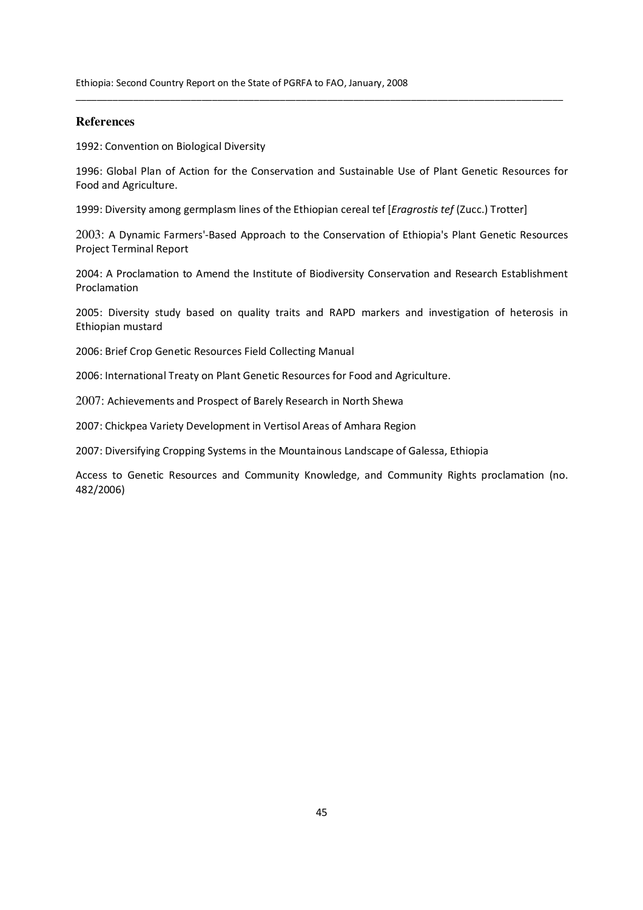## References

1992: Convention on Biological Diversity

1996: Global Plan of Action for the Conservation and Sustainable Use of Plant Genetic Resources for Food and Agriculture.

1999: Diversity among germplasm lines of the Ethiopian cereal tef [*Eragrostis tef* (Zucc.) Trotter]

2003: A Dynamic Farmers'-Based Approach to the Conservation of Ethiopia's Plant Genetic Resources Project Terminal Report

2004: A Proclamation to Amend the Institute of Biodiversity Conservation and Research Establishment Proclamation

2005: Diversity study based on quality traits and RAPD markers and investigation of heterosis in Ethiopian mustard

2006: Brief Crop Genetic Resources Field Collecting Manual

2006: International Treaty on Plant Genetic Resources for Food and Agriculture.

2007: Achievements and Prospect of Barely Research in North Shewa

2007: Chickpea Variety Development in Vertisol Areas of Amhara Region

2007: Diversifying Cropping Systems in the Mountainous Landscape of Galessa, Ethiopia

Access to Genetic Resources and Community Knowledge, and Community Rights proclamation (no. 482/2006)